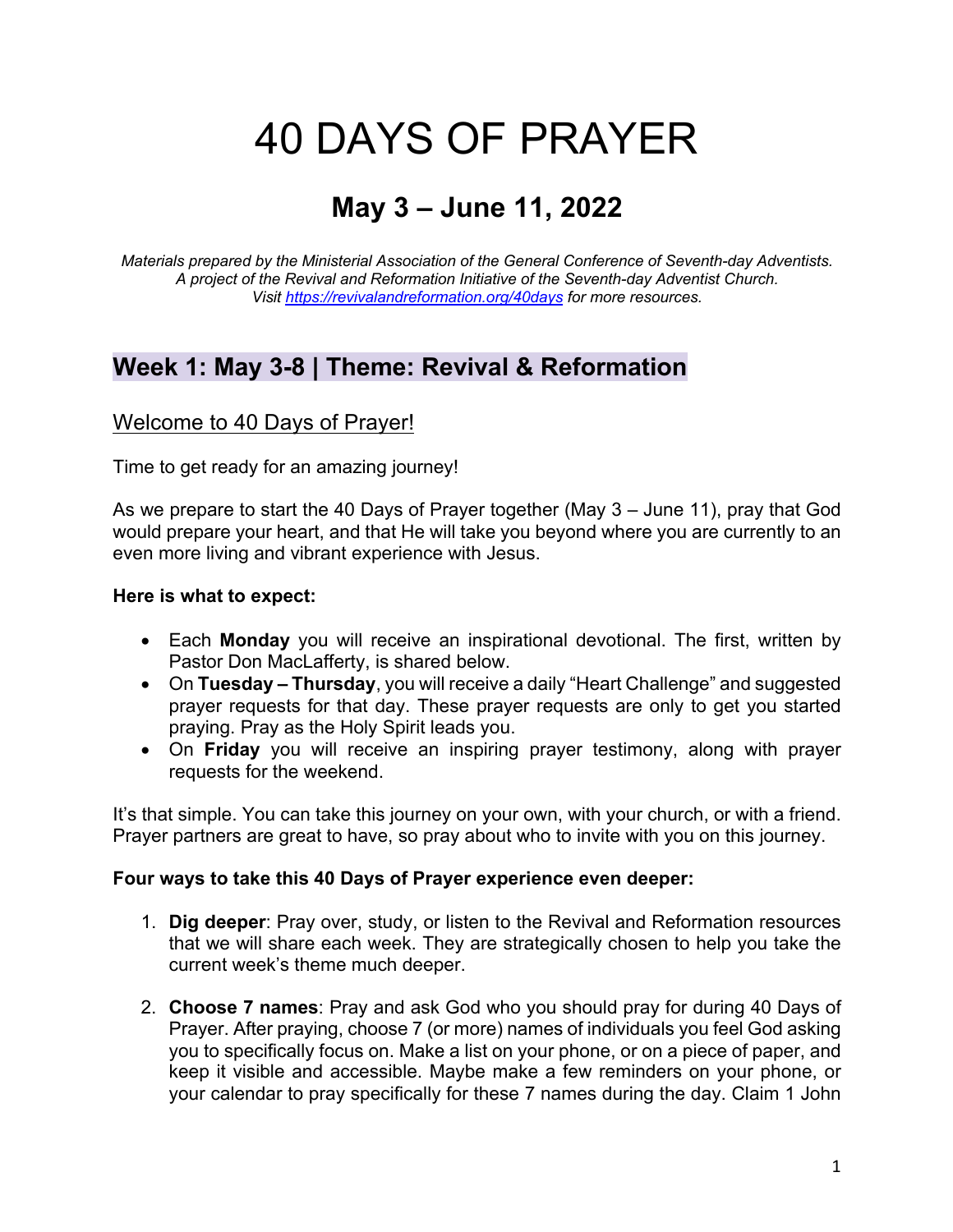# 40 DAYS OF PRAYER

## May 3 – June 11, 2022

*Materials prepared by the Ministerial Association of the General Conference of Seventh-day Adventists.*
*A project of the Revival and Reformation Initiative of the Seventh-day Adventist Church.*
*Visit [https://revivalandreformation.org/40days](https://revivalandreformation.org/40days) for more resources.*

## Week 1: May 3-8 | Theme: Revival & Reformation

### Welcome to 40 Days of Prayer!

Time to get ready for an amazing journey!

As we prepare to start the 40 Days of Prayer together (May 3 – June 11), pray that God would prepare your heart, and that He will take you beyond where you are currently to an even more living and vibrant experience with Jesus.

**Here is what to expect:**

- Each **Monday** you will receive an inspirational devotional. The first, written by Pastor Don MacLafferty, is shared below.
- On **Tuesday – Thursday**, you will receive a daily "Heart Challenge" and suggested prayer requests for that day. These prayer requests are only to get you started praying. Pray as the Holy Spirit leads you.
- On **Friday** you will receive an inspiring prayer testimony, along with prayer requests for the weekend.

It's that simple. You can take this journey on your own, with your church, or with a friend. Prayer partners are great to have, so pray about who to invite with you on this journey.

**Four ways to take this 40 Days of Prayer experience even deeper:**

1. **Dig deeper**: Pray over, study, or listen to the Revival and Reformation resources that we will share each week. They are strategically chosen to help you take the current week's theme much deeper.

2. **Choose 7 names**: Pray and ask God who you should pray for during 40 Days of Prayer. After praying, choose 7 (or more) names of individuals you feel God asking you to specifically focus on. Make a list on your phone, or on a piece of paper, and keep it visible and accessible. Maybe make a few reminders on your phone, or your calendar to pray specifically for these 7 names during the day. Claim 1 John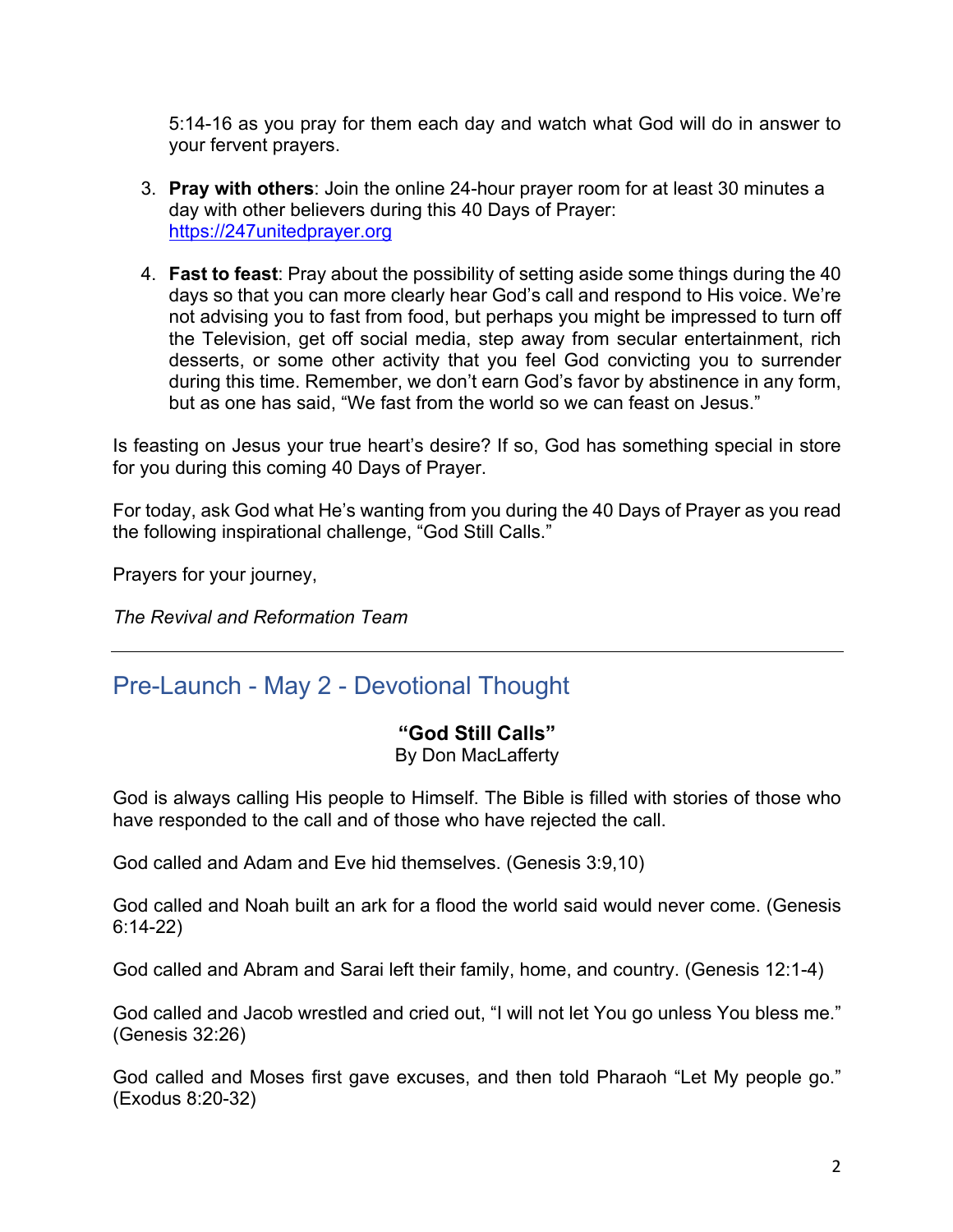5:14-16 as you pray for them each day and watch what God will do in answer to your fervent prayers.

3. **Pray with others**: Join the online 24-hour prayer room for at least 30 minutes a day with other believers during this 40 Days of Prayer: https://247unitedprayer.org

4. **Fast to feast**: Pray about the possibility of setting aside some things during the 40 days so that you can more clearly hear God's call and respond to His voice. We're not advising you to fast from food, but perhaps you might be impressed to turn off the Television, get off social media, step away from secular entertainment, rich desserts, or some other activity that you feel God convicting you to surrender during this time. Remember, we don't earn God's favor by abstinence in any form, but as one has said, "We fast from the world so we can feast on Jesus."

Is feasting on Jesus your true heart's desire? If so, God has something special in store for you during this coming 40 Days of Prayer.

For today, ask God what He's wanting from you during the 40 Days of Prayer as you read the following inspirational challenge, "God Still Calls."

Prayers for your journey,

*The Revival and Reformation Team*

---

## Pre-Launch - May 2 - Devotional Thought

**"God Still Calls"**
By Don MacLafferty

God is always calling His people to Himself. The Bible is filled with stories of those who have responded to the call and of those who have rejected the call.

God called and Adam and Eve hid themselves. (Genesis 3:9,10)

God called and Noah built an ark for a flood the world said would never come. (Genesis 6:14-22)

God called and Abram and Sarai left their family, home, and country. (Genesis 12:1-4)

God called and Jacob wrestled and cried out, "I will not let You go unless You bless me." (Genesis 32:26)

God called and Moses first gave excuses, and then told Pharaoh "Let My people go." (Exodus 8:20-32)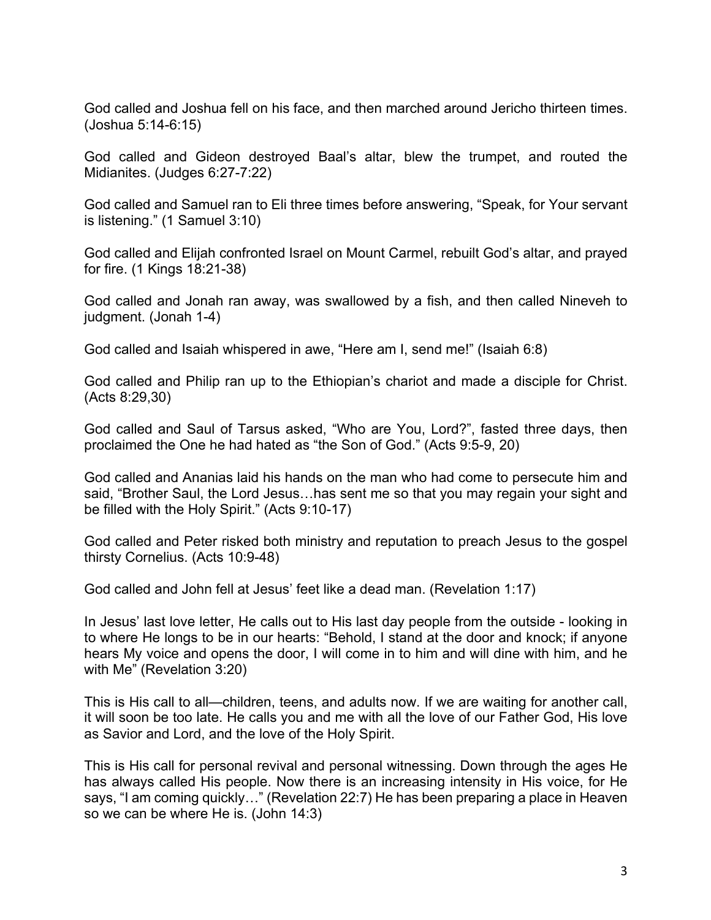God called and Joshua fell on his face, and then marched around Jericho thirteen times. (Joshua 5:14-6:15)

God called and Gideon destroyed Baal's altar, blew the trumpet, and routed the Midianites. (Judges 6:27-7:22)

God called and Samuel ran to Eli three times before answering, "Speak, for Your servant is listening." (1 Samuel 3:10)

God called and Elijah confronted Israel on Mount Carmel, rebuilt God's altar, and prayed for fire. (1 Kings 18:21-38)

God called and Jonah ran away, was swallowed by a fish, and then called Nineveh to judgment. (Jonah 1-4)

God called and Isaiah whispered in awe, "Here am I, send me!" (Isaiah 6:8)

God called and Philip ran up to the Ethiopian's chariot and made a disciple for Christ. (Acts 8:29,30)

God called and Saul of Tarsus asked, "Who are You, Lord?", fasted three days, then proclaimed the One he had hated as "the Son of God." (Acts 9:5-9, 20)

God called and Ananias laid his hands on the man who had come to persecute him and said, "Brother Saul, the Lord Jesus…has sent me so that you may regain your sight and be filled with the Holy Spirit." (Acts 9:10-17)

God called and Peter risked both ministry and reputation to preach Jesus to the gospel thirsty Cornelius. (Acts 10:9-48)

God called and John fell at Jesus' feet like a dead man. (Revelation 1:17)

In Jesus' last love letter, He calls out to His last day people from the outside - looking in to where He longs to be in our hearts: "Behold, I stand at the door and knock; if anyone hears My voice and opens the door, I will come in to him and will dine with him, and he with Me" (Revelation 3:20)

This is His call to all—children, teens, and adults now. If we are waiting for another call, it will soon be too late. He calls you and me with all the love of our Father God, His love as Savior and Lord, and the love of the Holy Spirit.

This is His call for personal revival and personal witnessing. Down through the ages He has always called His people. Now there is an increasing intensity in His voice, for He says, "I am coming quickly…" (Revelation 22:7) He has been preparing a place in Heaven so we can be where He is. (John 14:3)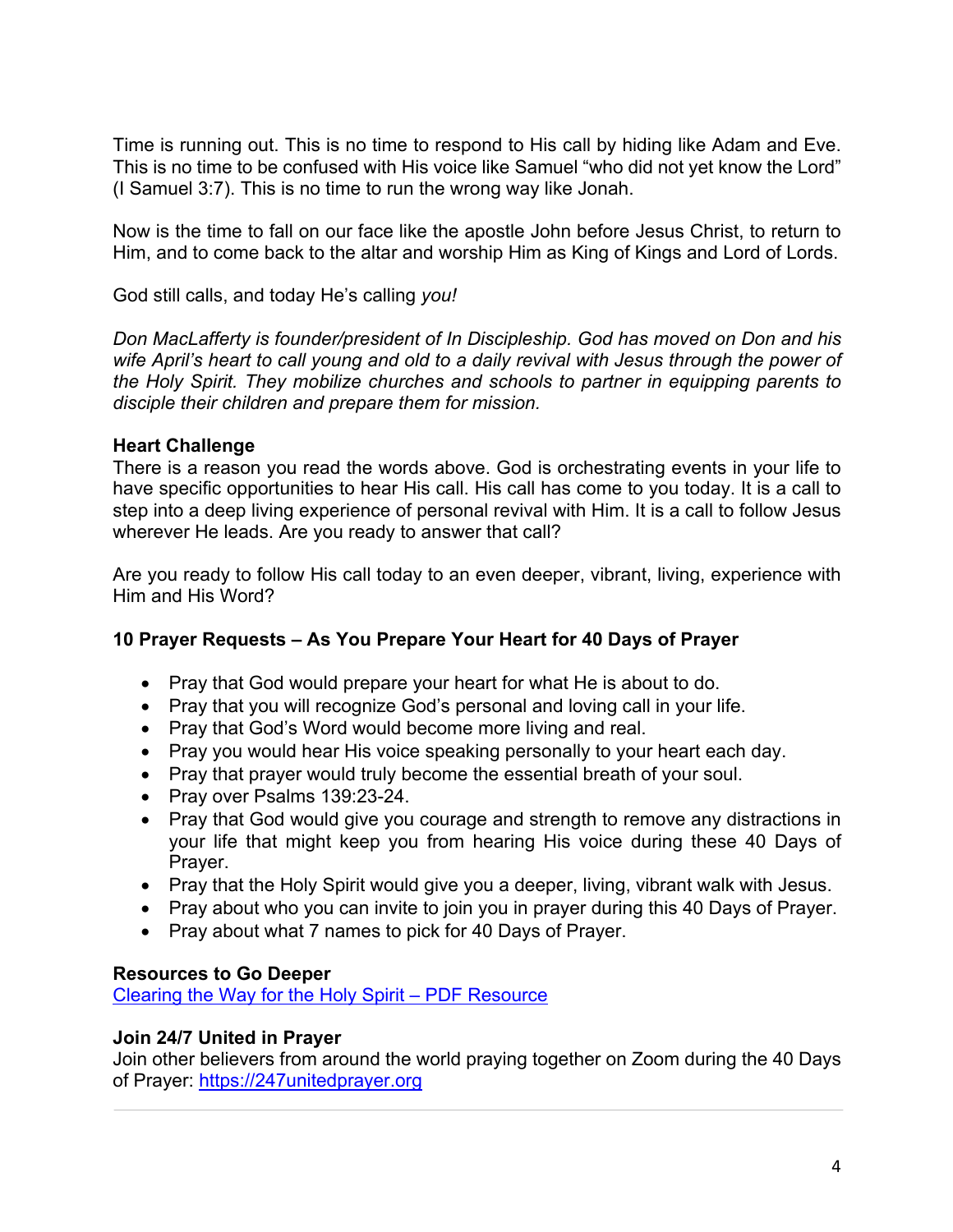Time is running out. This is no time to respond to His call by hiding like Adam and Eve. This is no time to be confused with His voice like Samuel "who did not yet know the Lord" (I Samuel 3:7). This is no time to run the wrong way like Jonah.

Now is the time to fall on our face like the apostle John before Jesus Christ, to return to Him, and to come back to the altar and worship Him as King of Kings and Lord of Lords.

God still calls, and today He's calling *you!*

*Don MacLafferty is founder/president of In Discipleship. God has moved on Don and his wife April's heart to call young and old to a daily revival with Jesus through the power of the Holy Spirit. They mobilize churches and schools to partner in equipping parents to disciple their children and prepare them for mission.*

**Heart Challenge**
There is a reason you read the words above. God is orchestrating events in your life to have specific opportunities to hear His call. His call has come to you today. It is a call to step into a deep living experience of personal revival with Him. It is a call to follow Jesus wherever He leads. Are you ready to answer that call?

Are you ready to follow His call today to an even deeper, vibrant, living, experience with Him and His Word?

**10 Prayer Requests – As You Prepare Your Heart for 40 Days of Prayer**

- Pray that God would prepare your heart for what He is about to do.
- Pray that you will recognize God's personal and loving call in your life.
- Pray that God's Word would become more living and real.
- Pray you would hear His voice speaking personally to your heart each day.
- Pray that prayer would truly become the essential breath of your soul.
- Pray over Psalms 139:23-24.
- Pray that God would give you courage and strength to remove any distractions in your life that might keep you from hearing His voice during these 40 Days of Prayer.
- Pray that the Holy Spirit would give you a deeper, living, vibrant walk with Jesus.
- Pray about who you can invite to join you in prayer during this 40 Days of Prayer.
- Pray about what 7 names to pick for 40 Days of Prayer.

**Resources to Go Deeper**
[Clearing the Way for the Holy Spirit – PDF Resource]

**Join 24/7 United in Prayer**
Join other believers from around the world praying together on Zoom during the 40 Days of Prayer: https://247unitedprayer.org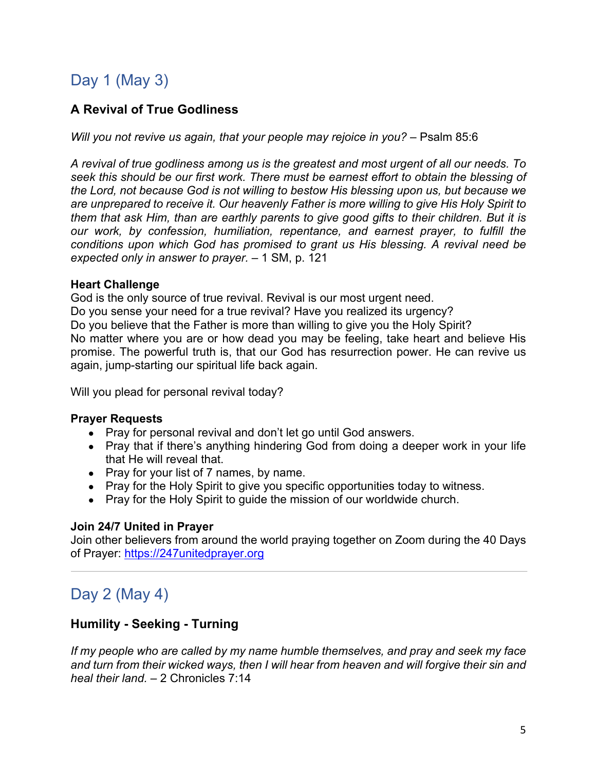## Day 1 (May 3)

### A Revival of True Godliness

*Will you not revive us again, that your people may rejoice in you?* – Psalm 85:6

*A revival of true godliness among us is the greatest and most urgent of all our needs. To seek this should be our first work. There must be earnest effort to obtain the blessing of the Lord, not because God is not willing to bestow His blessing upon us, but because we are unprepared to receive it. Our heavenly Father is more willing to give His Holy Spirit to them that ask Him, than are earthly parents to give good gifts to their children. But it is our work, by confession, humiliation, repentance, and earnest prayer, to fulfill the conditions upon which God has promised to grant us His blessing. A revival need be expected only in answer to prayer.* – 1 SM, p. 121

**Heart Challenge**

God is the only source of true revival. Revival is our most urgent need.
Do you sense your need for a true revival? Have you realized its urgency?
Do you believe that the Father is more than willing to give you the Holy Spirit?
No matter where you are or how dead you may be feeling, take heart and believe His promise. The powerful truth is, that our God has resurrection power. He can revive us again, jump-starting our spiritual life back again.

Will you plead for personal revival today?

**Prayer Requests**

- Pray for personal revival and don't let go until God answers.
- Pray that if there's anything hindering God from doing a deeper work in your life that He will reveal that.
- Pray for your list of 7 names, by name.
- Pray for the Holy Spirit to give you specific opportunities today to witness.
- Pray for the Holy Spirit to guide the mission of our worldwide church.

**Join 24/7 United in Prayer**

Join other believers from around the world praying together on Zoom during the 40 Days of Prayer: [https://247unitedprayer.org](https://247unitedprayer.org)

---

## Day 2 (May 4)

### Humility - Seeking - Turning

*If my people who are called by my name humble themselves, and pray and seek my face and turn from their wicked ways, then I will hear from heaven and will forgive their sin and heal their land.* – 2 Chronicles 7:14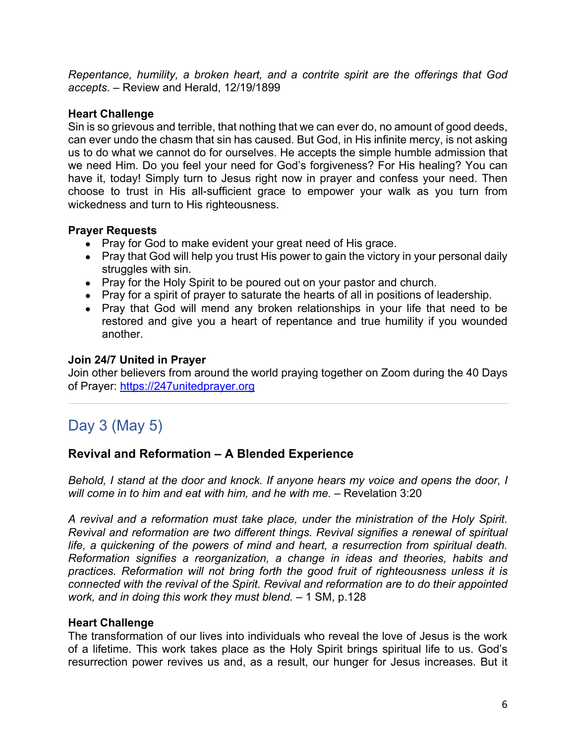*Repentance, humility, a broken heart, and a contrite spirit are the offerings that God accepts.* – Review and Herald, 12/19/1899

**Heart Challenge**

Sin is so grievous and terrible, that nothing that we can ever do, no amount of good deeds, can ever undo the chasm that sin has caused. But God, in His infinite mercy, is not asking us to do what we cannot do for ourselves. He accepts the simple humble admission that we need Him. Do you feel your need for God's forgiveness? For His healing? You can have it, today! Simply turn to Jesus right now in prayer and confess your need. Then choose to trust in His all-sufficient grace to empower your walk as you turn from wickedness and turn to His righteousness.

**Prayer Requests**

- Pray for God to make evident your great need of His grace.
- Pray that God will help you trust His power to gain the victory in your personal daily struggles with sin.
- Pray for the Holy Spirit to be poured out on your pastor and church.
- Pray for a spirit of prayer to saturate the hearts of all in positions of leadership.
- Pray that God will mend any broken relationships in your life that need to be restored and give you a heart of repentance and true humility if you wounded another.

**Join 24/7 United in Prayer**

Join other believers from around the world praying together on Zoom during the 40 Days of Prayer: https://247unitedprayer.org

---

## Day 3 (May 5)

### Revival and Reformation – A Blended Experience

*Behold, I stand at the door and knock. If anyone hears my voice and opens the door, I will come in to him and eat with him, and he with me.* – Revelation 3:20

*A revival and a reformation must take place, under the ministration of the Holy Spirit. Revival and reformation are two different things. Revival signifies a renewal of spiritual life, a quickening of the powers of mind and heart, a resurrection from spiritual death. Reformation signifies a reorganization, a change in ideas and theories, habits and practices. Reformation will not bring forth the good fruit of righteousness unless it is connected with the revival of the Spirit. Revival and reformation are to do their appointed work, and in doing this work they must blend.* – 1 SM, p.128

**Heart Challenge**

The transformation of our lives into individuals who reveal the love of Jesus is the work of a lifetime. This work takes place as the Holy Spirit brings spiritual life to us. God's resurrection power revives us and, as a result, our hunger for Jesus increases. But it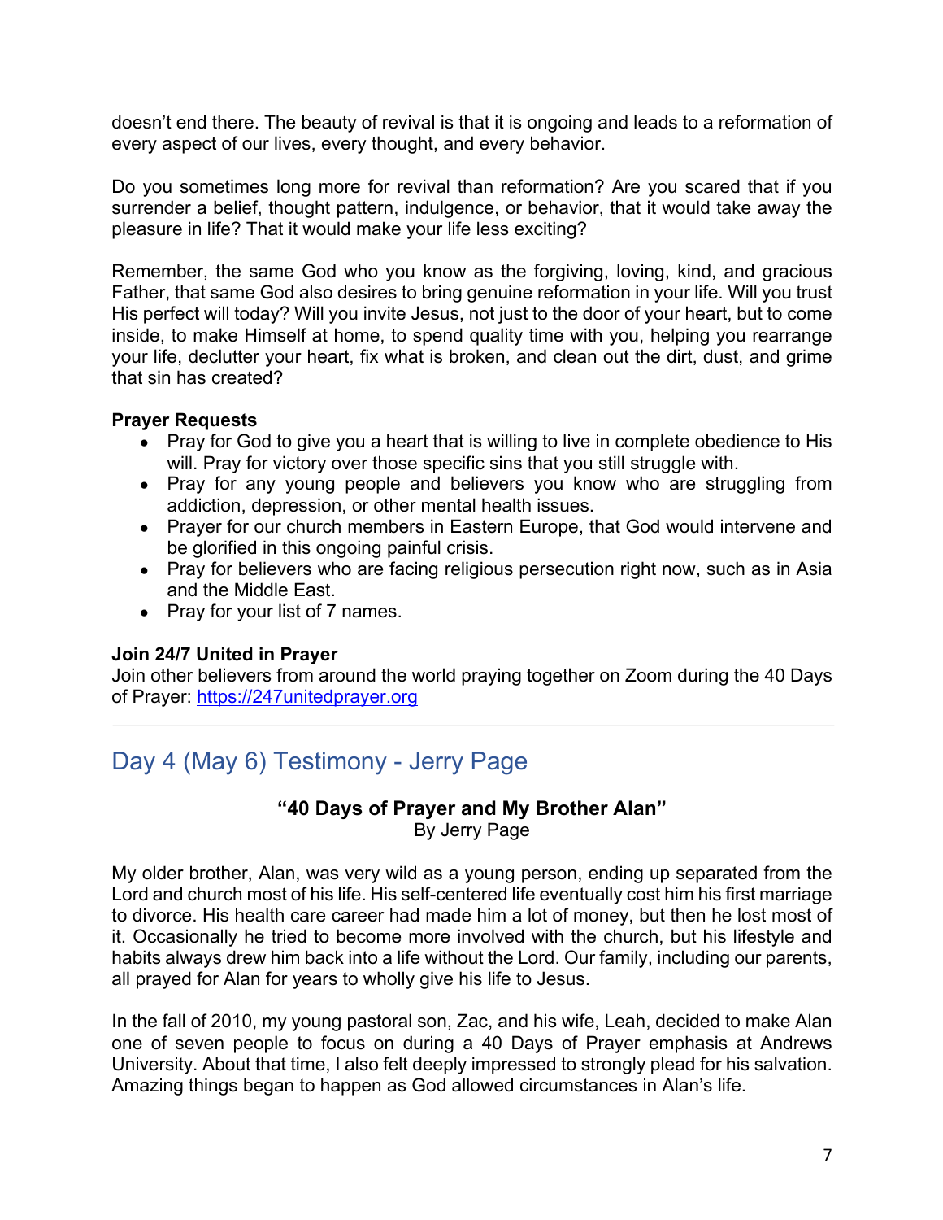doesn't end there. The beauty of revival is that it is ongoing and leads to a reformation of every aspect of our lives, every thought, and every behavior.

Do you sometimes long more for revival than reformation? Are you scared that if you surrender a belief, thought pattern, indulgence, or behavior, that it would take away the pleasure in life? That it would make your life less exciting?

Remember, the same God who you know as the forgiving, loving, kind, and gracious Father, that same God also desires to bring genuine reformation in your life. Will you trust His perfect will today? Will you invite Jesus, not just to the door of your heart, but to come inside, to make Himself at home, to spend quality time with you, helping you rearrange your life, declutter your heart, fix what is broken, and clean out the dirt, dust, and grime that sin has created?

**Prayer Requests**

- Pray for God to give you a heart that is willing to live in complete obedience to His will. Pray for victory over those specific sins that you still struggle with.
- Pray for any young people and believers you know who are struggling from addiction, depression, or other mental health issues.
- Prayer for our church members in Eastern Europe, that God would intervene and be glorified in this ongoing painful crisis.
- Pray for believers who are facing religious persecution right now, such as in Asia and the Middle East.
- Pray for your list of 7 names.

**Join 24/7 United in Prayer**
Join other believers from around the world praying together on Zoom during the 40 Days of Prayer: https://247unitedprayer.org

---

## Day 4 (May 6) Testimony - Jerry Page

**"40 Days of Prayer and My Brother Alan"**
By Jerry Page

My older brother, Alan, was very wild as a young person, ending up separated from the Lord and church most of his life. His self-centered life eventually cost him his first marriage to divorce. His health care career had made him a lot of money, but then he lost most of it. Occasionally he tried to become more involved with the church, but his lifestyle and habits always drew him back into a life without the Lord. Our family, including our parents, all prayed for Alan for years to wholly give his life to Jesus.

In the fall of 2010, my young pastoral son, Zac, and his wife, Leah, decided to make Alan one of seven people to focus on during a 40 Days of Prayer emphasis at Andrews University. About that time, I also felt deeply impressed to strongly plead for his salvation. Amazing things began to happen as God allowed circumstances in Alan's life.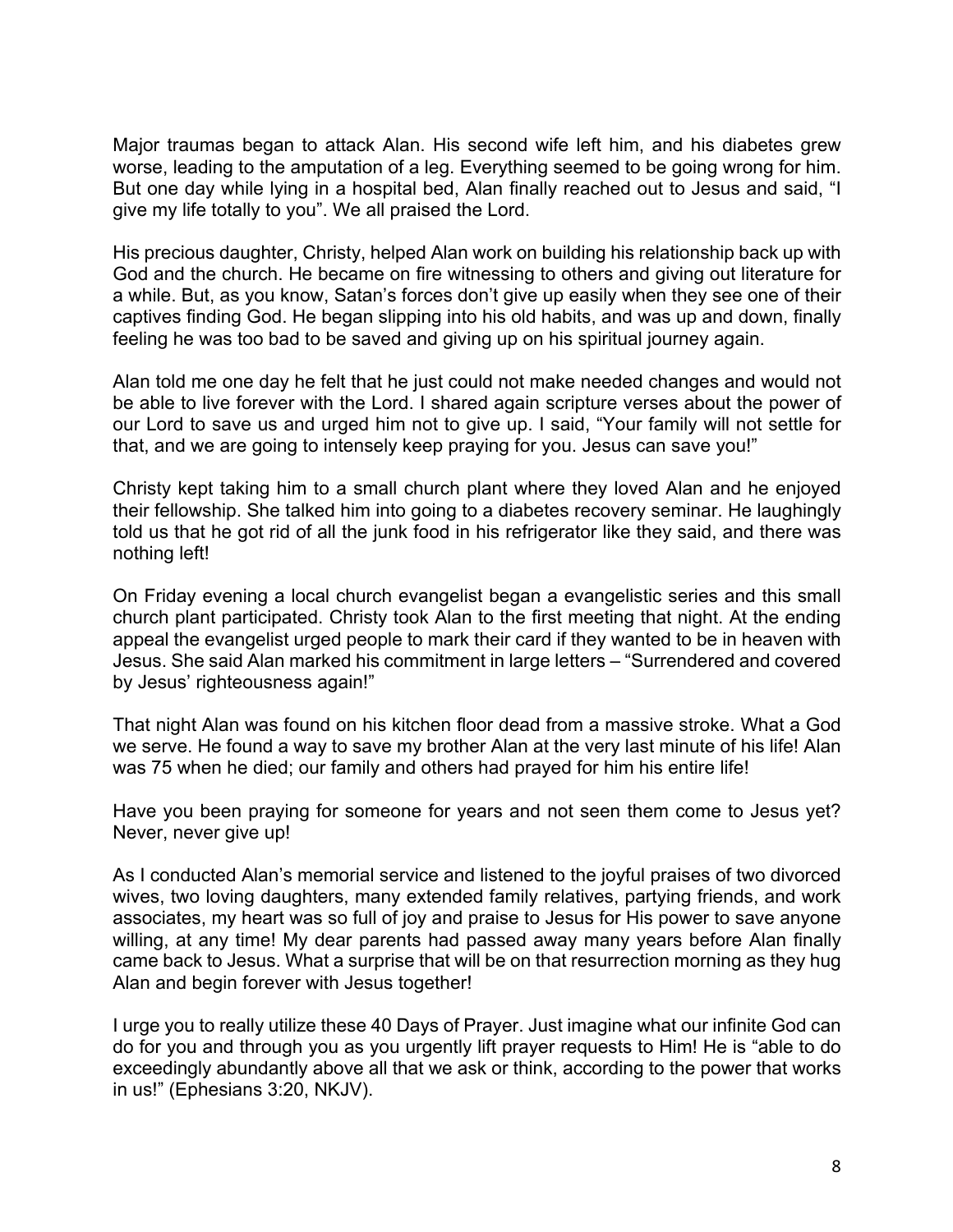Major traumas began to attack Alan. His second wife left him, and his diabetes grew worse, leading to the amputation of a leg. Everything seemed to be going wrong for him. But one day while lying in a hospital bed, Alan finally reached out to Jesus and said, "I give my life totally to you". We all praised the Lord.

His precious daughter, Christy, helped Alan work on building his relationship back up with God and the church. He became on fire witnessing to others and giving out literature for a while. But, as you know, Satan's forces don't give up easily when they see one of their captives finding God. He began slipping into his old habits, and was up and down, finally feeling he was too bad to be saved and giving up on his spiritual journey again.

Alan told me one day he felt that he just could not make needed changes and would not be able to live forever with the Lord. I shared again scripture verses about the power of our Lord to save us and urged him not to give up. I said, "Your family will not settle for that, and we are going to intensely keep praying for you. Jesus can save you!"

Christy kept taking him to a small church plant where they loved Alan and he enjoyed their fellowship. She talked him into going to a diabetes recovery seminar. He laughingly told us that he got rid of all the junk food in his refrigerator like they said, and there was nothing left!

On Friday evening a local church evangelist began a evangelistic series and this small church plant participated. Christy took Alan to the first meeting that night. At the ending appeal the evangelist urged people to mark their card if they wanted to be in heaven with Jesus. She said Alan marked his commitment in large letters – "Surrendered and covered by Jesus' righteousness again!"

That night Alan was found on his kitchen floor dead from a massive stroke. What a God we serve. He found a way to save my brother Alan at the very last minute of his life! Alan was 75 when he died; our family and others had prayed for him his entire life!

Have you been praying for someone for years and not seen them come to Jesus yet? Never, never give up!

As I conducted Alan's memorial service and listened to the joyful praises of two divorced wives, two loving daughters, many extended family relatives, partying friends, and work associates, my heart was so full of joy and praise to Jesus for His power to save anyone willing, at any time! My dear parents had passed away many years before Alan finally came back to Jesus. What a surprise that will be on that resurrection morning as they hug Alan and begin forever with Jesus together!

I urge you to really utilize these 40 Days of Prayer. Just imagine what our infinite God can do for you and through you as you urgently lift prayer requests to Him! He is "able to do exceedingly abundantly above all that we ask or think, according to the power that works in us!" (Ephesians 3:20, NKJV).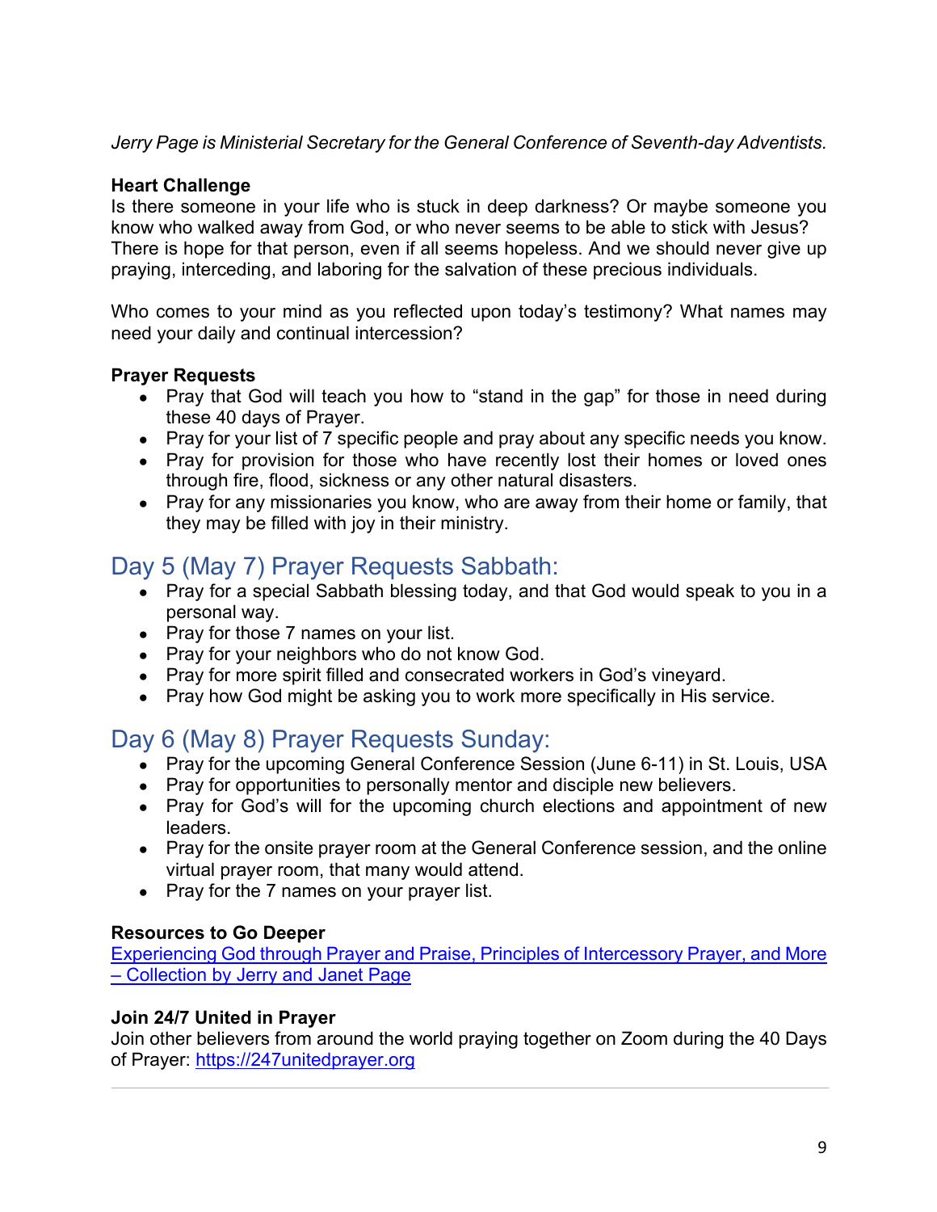*Jerry Page is Ministerial Secretary for the General Conference of Seventh-day Adventists.*

**Heart Challenge**
Is there someone in your life who is stuck in deep darkness? Or maybe someone you know who walked away from God, or who never seems to be able to stick with Jesus? There is hope for that person, even if all seems hopeless. And we should never give up praying, interceding, and laboring for the salvation of these precious individuals.

Who comes to your mind as you reflected upon today's testimony? What names may need your daily and continual intercession?

**Prayer Requests**

- Pray that God will teach you how to "stand in the gap" for those in need during these 40 days of Prayer.
- Pray for your list of 7 specific people and pray about any specific needs you know.
- Pray for provision for those who have recently lost their homes or loved ones through fire, flood, sickness or any other natural disasters.
- Pray for any missionaries you know, who are away from their home or family, that they may be filled with joy in their ministry.

## Day 5 (May 7) Prayer Requests Sabbath:

- Pray for a special Sabbath blessing today, and that God would speak to you in a personal way.
- Pray for those 7 names on your list.
- Pray for your neighbors who do not know God.
- Pray for more spirit filled and consecrated workers in God's vineyard.
- Pray how God might be asking you to work more specifically in His service.

## Day 6 (May 8) Prayer Requests Sunday:

- Pray for the upcoming General Conference Session (June 6-11) in St. Louis, USA
- Pray for opportunities to personally mentor and disciple new believers.
- Pray for God's will for the upcoming church elections and appointment of new leaders.
- Pray for the onsite prayer room at the General Conference session, and the online virtual prayer room, that many would attend.
- Pray for the 7 names on your prayer list.

**Resources to Go Deeper**
Experiencing God through Prayer and Praise, Principles of Intercessory Prayer, and More – Collection by Jerry and Janet Page

**Join 24/7 United in Prayer**
Join other believers from around the world praying together on Zoom during the 40 Days of Prayer: https://247unitedprayer.org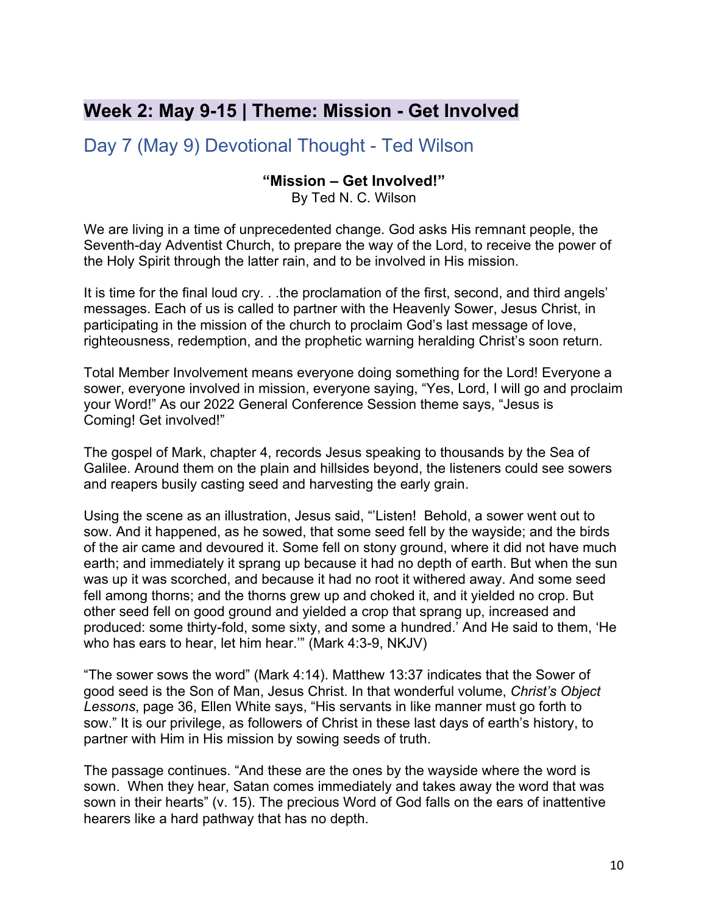## Week 2: May 9-15 | Theme: Mission - Get Involved

### Day 7 (May 9) Devotional Thought - Ted Wilson

**"Mission – Get Involved!"**
By Ted N. C. Wilson

We are living in a time of unprecedented change. God asks His remnant people, the Seventh-day Adventist Church, to prepare the way of the Lord, to receive the power of the Holy Spirit through the latter rain, and to be involved in His mission.

It is time for the final loud cry. . .the proclamation of the first, second, and third angels' messages. Each of us is called to partner with the Heavenly Sower, Jesus Christ, in participating in the mission of the church to proclaim God's last message of love, righteousness, redemption, and the prophetic warning heralding Christ's soon return.

Total Member Involvement means everyone doing something for the Lord! Everyone a sower, everyone involved in mission, everyone saying, "Yes, Lord, I will go and proclaim your Word!" As our 2022 General Conference Session theme says, "Jesus is Coming! Get involved!"

The gospel of Mark, chapter 4, records Jesus speaking to thousands by the Sea of Galilee. Around them on the plain and hillsides beyond, the listeners could see sowers and reapers busily casting seed and harvesting the early grain.

Using the scene as an illustration, Jesus said, "'Listen! Behold, a sower went out to sow. And it happened, as he sowed, that some seed fell by the wayside; and the birds of the air came and devoured it. Some fell on stony ground, where it did not have much earth; and immediately it sprang up because it had no depth of earth. But when the sun was up it was scorched, and because it had no root it withered away. And some seed fell among thorns; and the thorns grew up and choked it, and it yielded no crop. But other seed fell on good ground and yielded a crop that sprang up, increased and produced: some thirty-fold, some sixty, and some a hundred.' And He said to them, 'He who has ears to hear, let him hear.'" (Mark 4:3-9, NKJV)

"The sower sows the word" (Mark 4:14). Matthew 13:37 indicates that the Sower of good seed is the Son of Man, Jesus Christ. In that wonderful volume, *Christ's Object Lessons*, page 36, Ellen White says, "His servants in like manner must go forth to sow." It is our privilege, as followers of Christ in these last days of earth's history, to partner with Him in His mission by sowing seeds of truth.

The passage continues. "And these are the ones by the wayside where the word is sown. When they hear, Satan comes immediately and takes away the word that was sown in their hearts" (v. 15). The precious Word of God falls on the ears of inattentive hearers like a hard pathway that has no depth.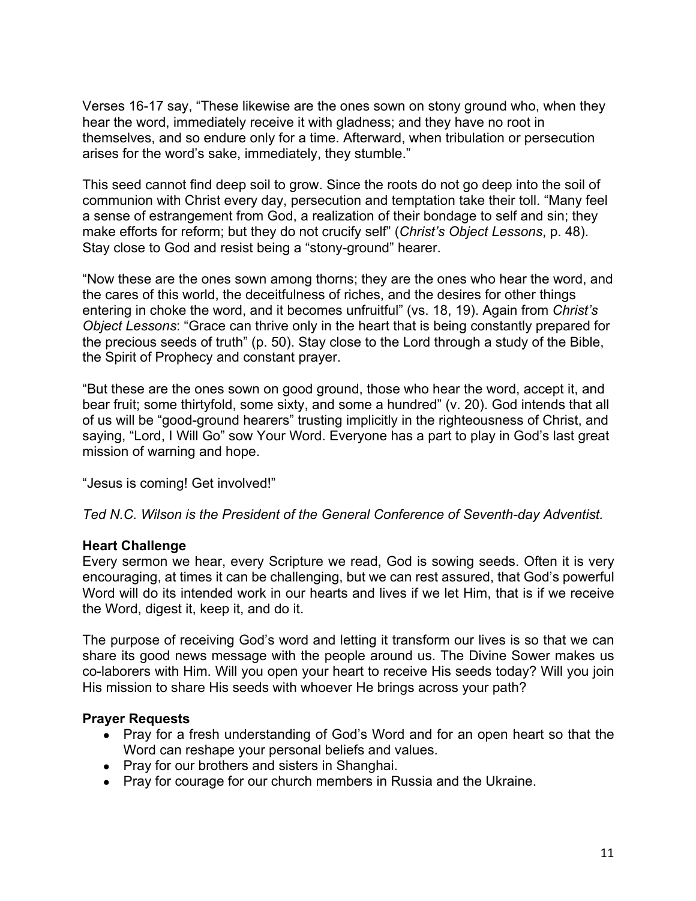Verses 16-17 say, “These likewise are the ones sown on stony ground who, when they hear the word, immediately receive it with gladness; and they have no root in themselves, and so endure only for a time. Afterward, when tribulation or persecution arises for the word’s sake, immediately, they stumble.”

This seed cannot find deep soil to grow. Since the roots do not go deep into the soil of communion with Christ every day, persecution and temptation take their toll. “Many feel a sense of estrangement from God, a realization of their bondage to self and sin; they make efforts for reform; but they do not crucify self” (*Christ’s Object Lessons*, p. 48). Stay close to God and resist being a “stony-ground” hearer.

“Now these are the ones sown among thorns; they are the ones who hear the word, and the cares of this world, the deceitfulness of riches, and the desires for other things entering in choke the word, and it becomes unfruitful” (vs. 18, 19). Again from *Christ’s Object Lessons*: “Grace can thrive only in the heart that is being constantly prepared for the precious seeds of truth” (p. 50). Stay close to the Lord through a study of the Bible, the Spirit of Prophecy and constant prayer.

“But these are the ones sown on good ground, those who hear the word, accept it, and bear fruit; some thirtyfold, some sixty, and some a hundred” (v. 20). God intends that all of us will be “good-ground hearers” trusting implicitly in the righteousness of Christ, and saying, “Lord, I Will Go” sow Your Word. Everyone has a part to play in God’s last great mission of warning and hope.

“Jesus is coming! Get involved!”

*Ted N.C. Wilson is the President of the General Conference of Seventh-day Adventist.*

**Heart Challenge**

Every sermon we hear, every Scripture we read, God is sowing seeds. Often it is very encouraging, at times it can be challenging, but we can rest assured, that God’s powerful Word will do its intended work in our hearts and lives if we let Him, that is if we receive the Word, digest it, keep it, and do it.

The purpose of receiving God’s word and letting it transform our lives is so that we can share its good news message with the people around us. The Divine Sower makes us co-laborers with Him. Will you open your heart to receive His seeds today? Will you join His mission to share His seeds with whoever He brings across your path?

**Prayer Requests**

- Pray for a fresh understanding of God’s Word and for an open heart so that the Word can reshape your personal beliefs and values.
- Pray for our brothers and sisters in Shanghai.
- Pray for courage for our church members in Russia and the Ukraine.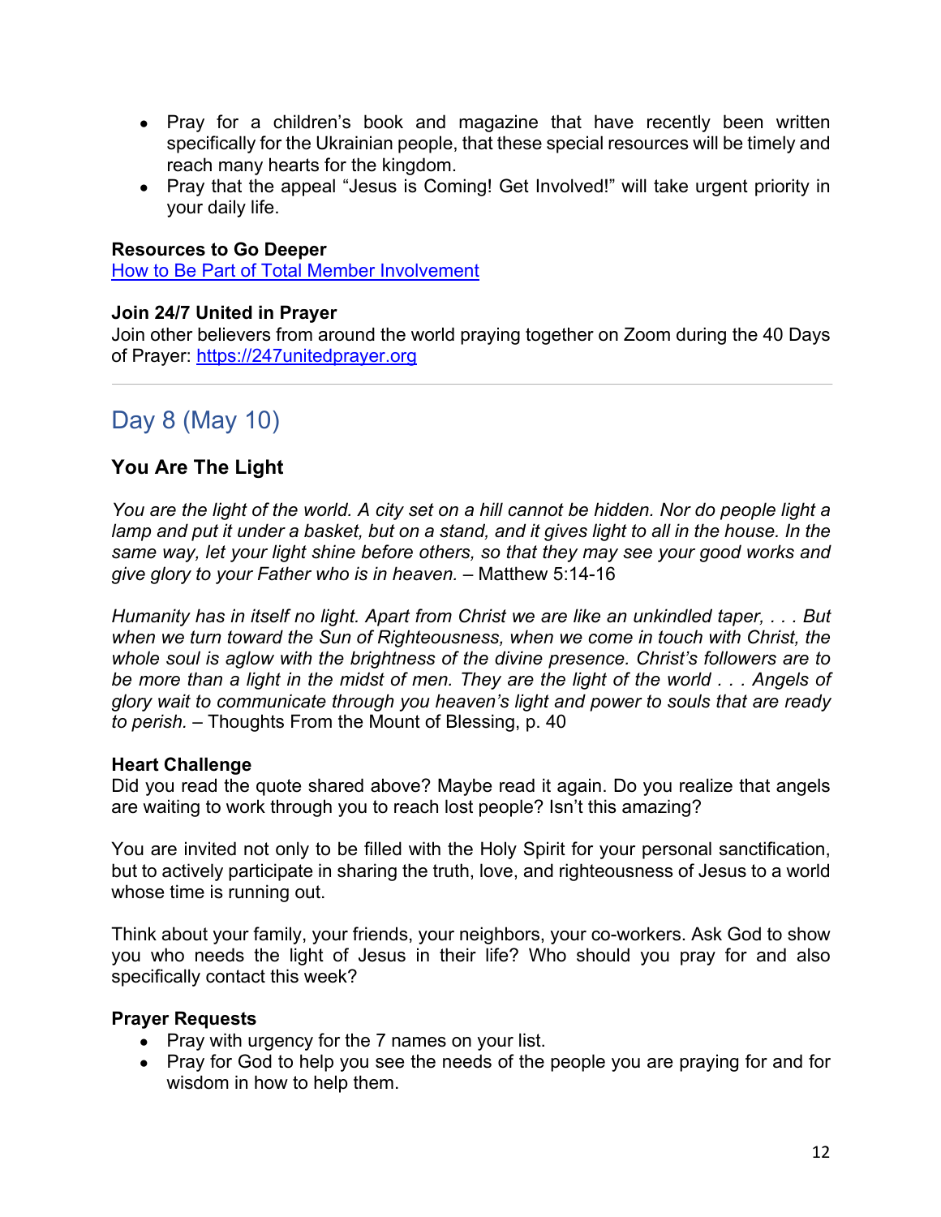- Pray for a children's book and magazine that have recently been written specifically for the Ukrainian people, that these special resources will be timely and reach many hearts for the kingdom.
- Pray that the appeal "Jesus is Coming! Get Involved!" will take urgent priority in your daily life.

**Resources to Go Deeper**
[How to Be Part of Total Member Involvement]()

**Join 24/7 United in Prayer**
Join other believers from around the world praying together on Zoom during the 40 Days of Prayer: https://247unitedprayer.org

---

## Day 8 (May 10)

### You Are The Light

*You are the light of the world. A city set on a hill cannot be hidden. Nor do people light a lamp and put it under a basket, but on a stand, and it gives light to all in the house. In the same way, let your light shine before others, so that they may see your good works and give glory to your Father who is in heaven.* – Matthew 5:14-16

*Humanity has in itself no light. Apart from Christ we are like an unkindled taper, . . . But when we turn toward the Sun of Righteousness, when we come in touch with Christ, the whole soul is aglow with the brightness of the divine presence. Christ's followers are to be more than a light in the midst of men. They are the light of the world . . . Angels of glory wait to communicate through you heaven's light and power to souls that are ready to perish.* – Thoughts From the Mount of Blessing, p. 40

**Heart Challenge**
Did you read the quote shared above? Maybe read it again. Do you realize that angels are waiting to work through you to reach lost people? Isn't this amazing?

You are invited not only to be filled with the Holy Spirit for your personal sanctification, but to actively participate in sharing the truth, love, and righteousness of Jesus to a world whose time is running out.

Think about your family, your friends, your neighbors, your co-workers. Ask God to show you who needs the light of Jesus in their life? Who should you pray for and also specifically contact this week?

**Prayer Requests**
- Pray with urgency for the 7 names on your list.
- Pray for God to help you see the needs of the people you are praying for and for wisdom in how to help them.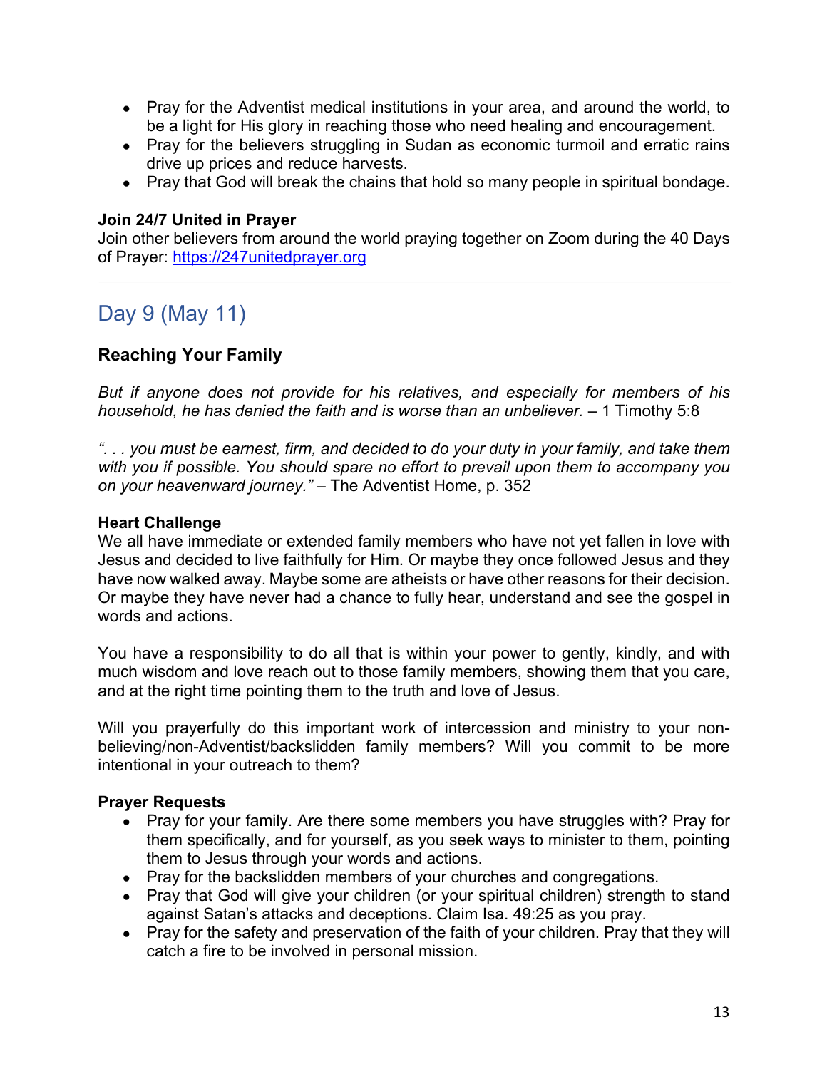- Pray for the Adventist medical institutions in your area, and around the world, to be a light for His glory in reaching those who need healing and encouragement.
- Pray for the believers struggling in Sudan as economic turmoil and erratic rains drive up prices and reduce harvests.
- Pray that God will break the chains that hold so many people in spiritual bondage.

**Join 24/7 United in Prayer**
Join other believers from around the world praying together on Zoom during the 40 Days of Prayer: [https://247unitedprayer.org](https://247unitedprayer.org)

---

## Day 9 (May 11)

### Reaching Your Family

*But if anyone does not provide for his relatives, and especially for members of his household, he has denied the faith and is worse than an unbeliever.* – 1 Timothy 5:8

*". . . you must be earnest, firm, and decided to do your duty in your family, and take them with you if possible. You should spare no effort to prevail upon them to accompany you on your heavenward journey."* – The Adventist Home, p. 352

**Heart Challenge**
We all have immediate or extended family members who have not yet fallen in love with Jesus and decided to live faithfully for Him. Or maybe they once followed Jesus and they have now walked away. Maybe some are atheists or have other reasons for their decision. Or maybe they have never had a chance to fully hear, understand and see the gospel in words and actions.

You have a responsibility to do all that is within your power to gently, kindly, and with much wisdom and love reach out to those family members, showing them that you care, and at the right time pointing them to the truth and love of Jesus.

Will you prayerfully do this important work of intercession and ministry to your non-believing/non-Adventist/backslidden family members? Will you commit to be more intentional in your outreach to them?

**Prayer Requests**
- Pray for your family. Are there some members you have struggles with? Pray for them specifically, and for yourself, as you seek ways to minister to them, pointing them to Jesus through your words and actions.
- Pray for the backslidden members of your churches and congregations.
- Pray that God will give your children (or your spiritual children) strength to stand against Satan's attacks and deceptions. Claim Isa. 49:25 as you pray.
- Pray for the safety and preservation of the faith of your children. Pray that they will catch a fire to be involved in personal mission.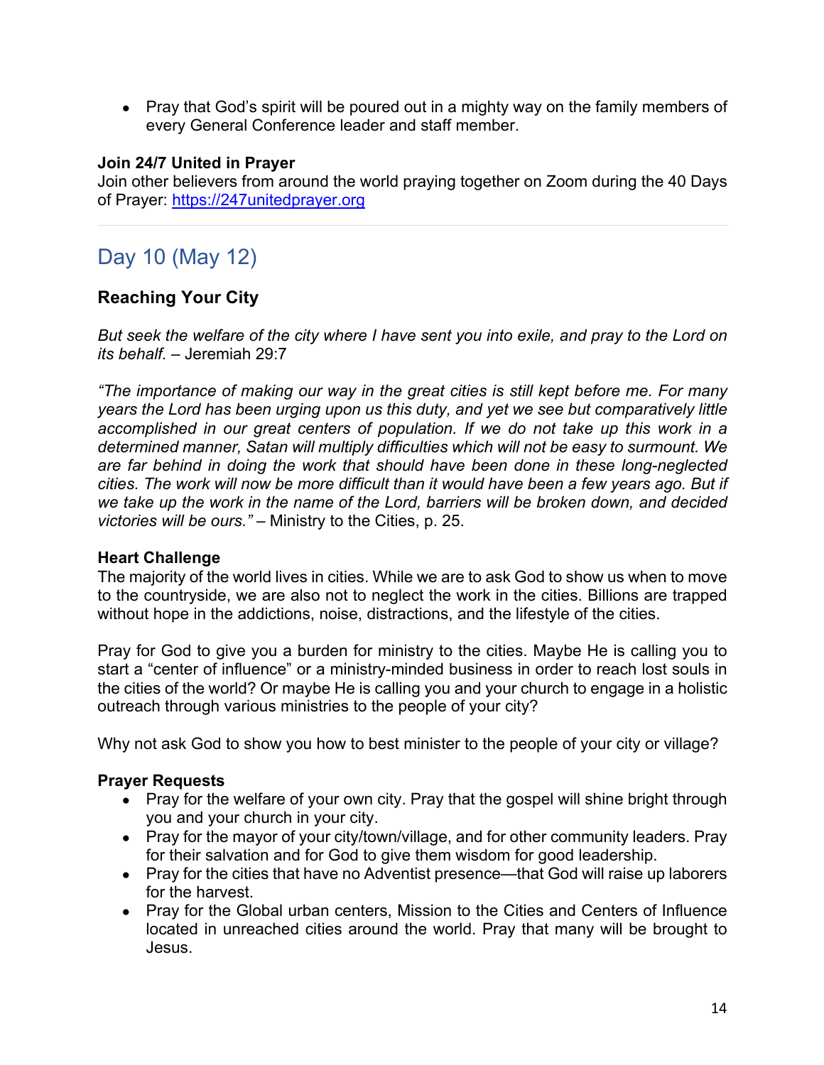- Pray that God's spirit will be poured out in a mighty way on the family members of every General Conference leader and staff member.

**Join 24/7 United in Prayer**
Join other believers from around the world praying together on Zoom during the 40 Days of Prayer: https://247unitedprayer.org

---

## Day 10 (May 12)

### Reaching Your City

*But seek the welfare of the city where I have sent you into exile, and pray to the Lord on its behalf.* – Jeremiah 29:7

*"The importance of making our way in the great cities is still kept before me. For many years the Lord has been urging upon us this duty, and yet we see but comparatively little accomplished in our great centers of population. If we do not take up this work in a determined manner, Satan will multiply difficulties which will not be easy to surmount. We are far behind in doing the work that should have been done in these long-neglected cities. The work will now be more difficult than it would have been a few years ago. But if we take up the work in the name of the Lord, barriers will be broken down, and decided victories will be ours."* – Ministry to the Cities, p. 25.

**Heart Challenge**
The majority of the world lives in cities. While we are to ask God to show us when to move to the countryside, we are also not to neglect the work in the cities. Billions are trapped without hope in the addictions, noise, distractions, and the lifestyle of the cities.

Pray for God to give you a burden for ministry to the cities. Maybe He is calling you to start a "center of influence" or a ministry-minded business in order to reach lost souls in the cities of the world? Or maybe He is calling you and your church to engage in a holistic outreach through various ministries to the people of your city?

Why not ask God to show you how to best minister to the people of your city or village?

**Prayer Requests**
- Pray for the welfare of your own city. Pray that the gospel will shine bright through you and your church in your city.
- Pray for the mayor of your city/town/village, and for other community leaders. Pray for their salvation and for God to give them wisdom for good leadership.
- Pray for the cities that have no Adventist presence—that God will raise up laborers for the harvest.
- Pray for the Global urban centers, Mission to the Cities and Centers of Influence located in unreached cities around the world. Pray that many will be brought to Jesus.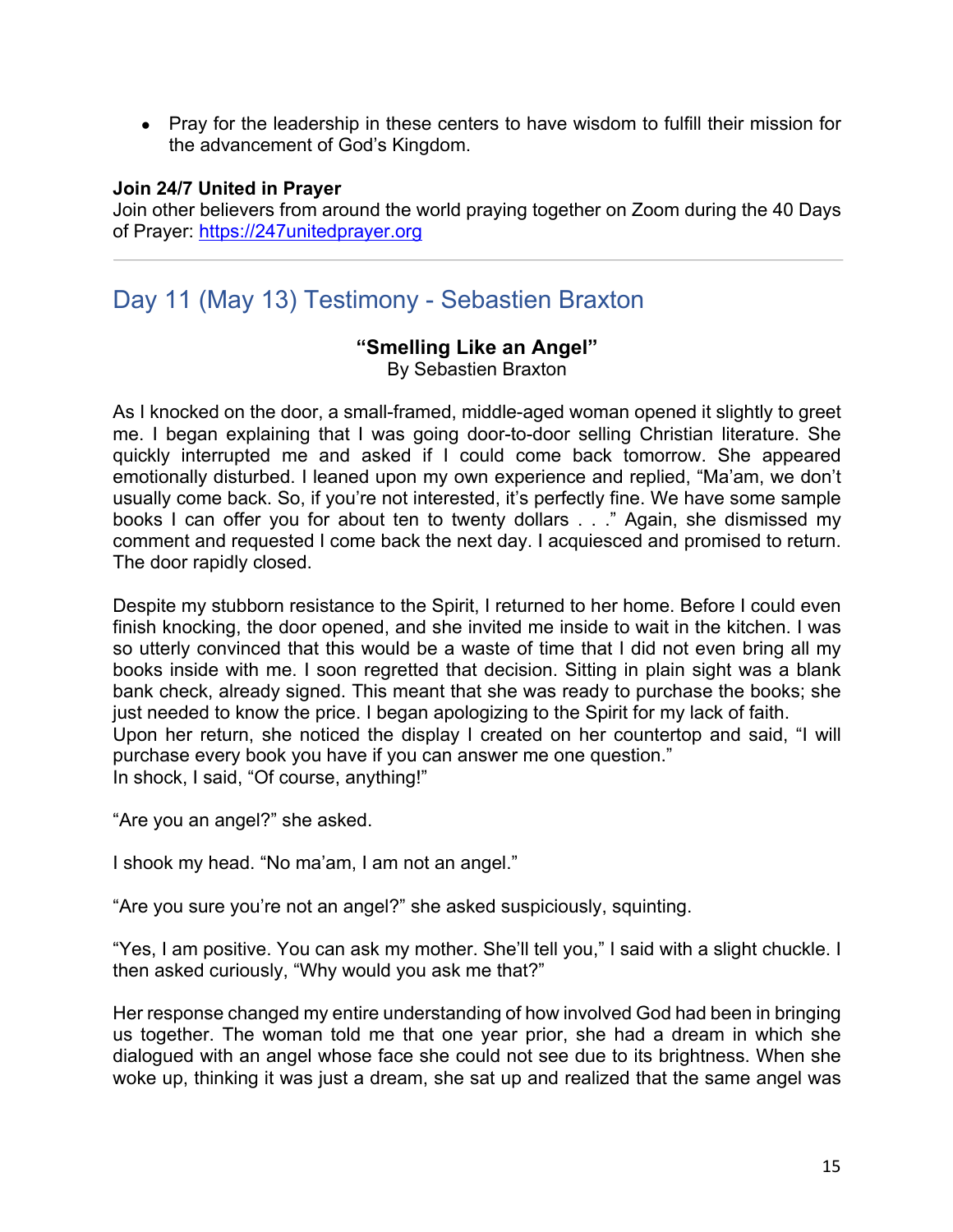- Pray for the leadership in these centers to have wisdom to fulfill their mission for the advancement of God's Kingdom.

**Join 24/7 United in Prayer**
Join other believers from around the world praying together on Zoom during the 40 Days of Prayer: https://247unitedprayer.org

---

## Day 11 (May 13) Testimony - Sebastien Braxton

**"Smelling Like an Angel"**
By Sebastien Braxton

As I knocked on the door, a small-framed, middle-aged woman opened it slightly to greet me. I began explaining that I was going door-to-door selling Christian literature. She quickly interrupted me and asked if I could come back tomorrow. She appeared emotionally disturbed. I leaned upon my own experience and replied, "Ma'am, we don't usually come back. So, if you're not interested, it's perfectly fine. We have some sample books I can offer you for about ten to twenty dollars . . ." Again, she dismissed my comment and requested I come back the next day. I acquiesced and promised to return. The door rapidly closed.

Despite my stubborn resistance to the Spirit, I returned to her home. Before I could even finish knocking, the door opened, and she invited me inside to wait in the kitchen. I was so utterly convinced that this would be a waste of time that I did not even bring all my books inside with me. I soon regretted that decision. Sitting in plain sight was a blank bank check, already signed. This meant that she was ready to purchase the books; she just needed to know the price. I began apologizing to the Spirit for my lack of faith.
Upon her return, she noticed the display I created on her countertop and said, "I will purchase every book you have if you can answer me one question."
In shock, I said, "Of course, anything!"

"Are you an angel?" she asked.

I shook my head. "No ma'am, I am not an angel."

"Are you sure you're not an angel?" she asked suspiciously, squinting.

"Yes, I am positive. You can ask my mother. She'll tell you," I said with a slight chuckle. I then asked curiously, "Why would you ask me that?"

Her response changed my entire understanding of how involved God had been in bringing us together. The woman told me that one year prior, she had a dream in which she dialogued with an angel whose face she could not see due to its brightness. When she woke up, thinking it was just a dream, she sat up and realized that the same angel was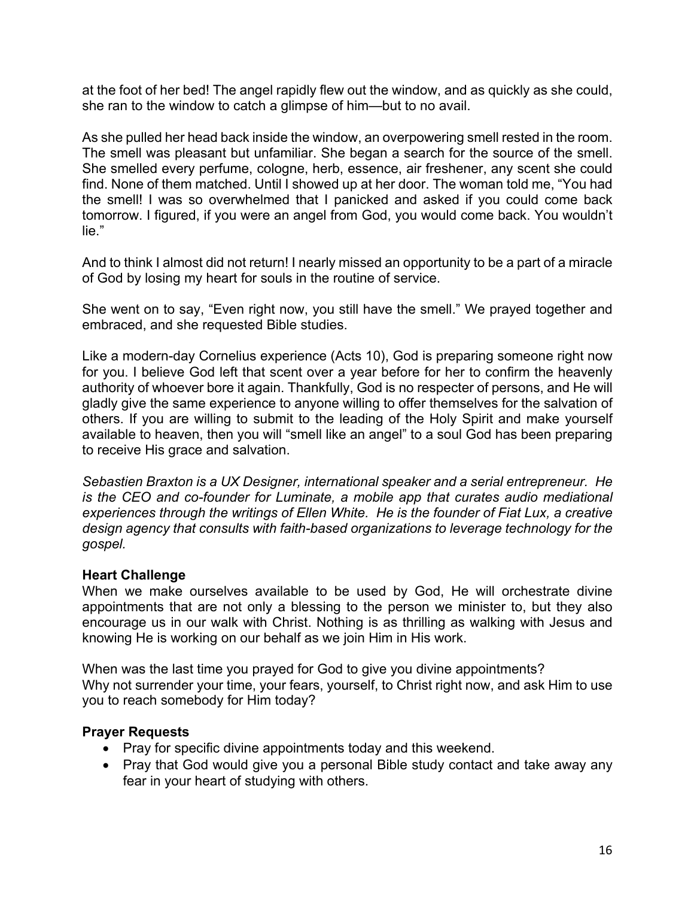at the foot of her bed! The angel rapidly flew out the window, and as quickly as she could, she ran to the window to catch a glimpse of him—but to no avail.

As she pulled her head back inside the window, an overpowering smell rested in the room. The smell was pleasant but unfamiliar. She began a search for the source of the smell. She smelled every perfume, cologne, herb, essence, air freshener, any scent she could find. None of them matched. Until I showed up at her door. The woman told me, "You had the smell! I was so overwhelmed that I panicked and asked if you could come back tomorrow. I figured, if you were an angel from God, you would come back. You wouldn't lie."

And to think I almost did not return! I nearly missed an opportunity to be a part of a miracle of God by losing my heart for souls in the routine of service.

She went on to say, "Even right now, you still have the smell." We prayed together and embraced, and she requested Bible studies.

Like a modern-day Cornelius experience (Acts 10), God is preparing someone right now for you. I believe God left that scent over a year before for her to confirm the heavenly authority of whoever bore it again. Thankfully, God is no respecter of persons, and He will gladly give the same experience to anyone willing to offer themselves for the salvation of others. If you are willing to submit to the leading of the Holy Spirit and make yourself available to heaven, then you will "smell like an angel" to a soul God has been preparing to receive His grace and salvation.

*Sebastien Braxton is a UX Designer, international speaker and a serial entrepreneur. He is the CEO and co-founder for Luminate, a mobile app that curates audio mediational experiences through the writings of Ellen White. He is the founder of Fiat Lux, a creative design agency that consults with faith-based organizations to leverage technology for the gospel.*

**Heart Challenge**

When we make ourselves available to be used by God, He will orchestrate divine appointments that are not only a blessing to the person we minister to, but they also encourage us in our walk with Christ. Nothing is as thrilling as walking with Jesus and knowing He is working on our behalf as we join Him in His work.

When was the last time you prayed for God to give you divine appointments?
Why not surrender your time, your fears, yourself, to Christ right now, and ask Him to use you to reach somebody for Him today?

**Prayer Requests**

- Pray for specific divine appointments today and this weekend.
- Pray that God would give you a personal Bible study contact and take away any fear in your heart of studying with others.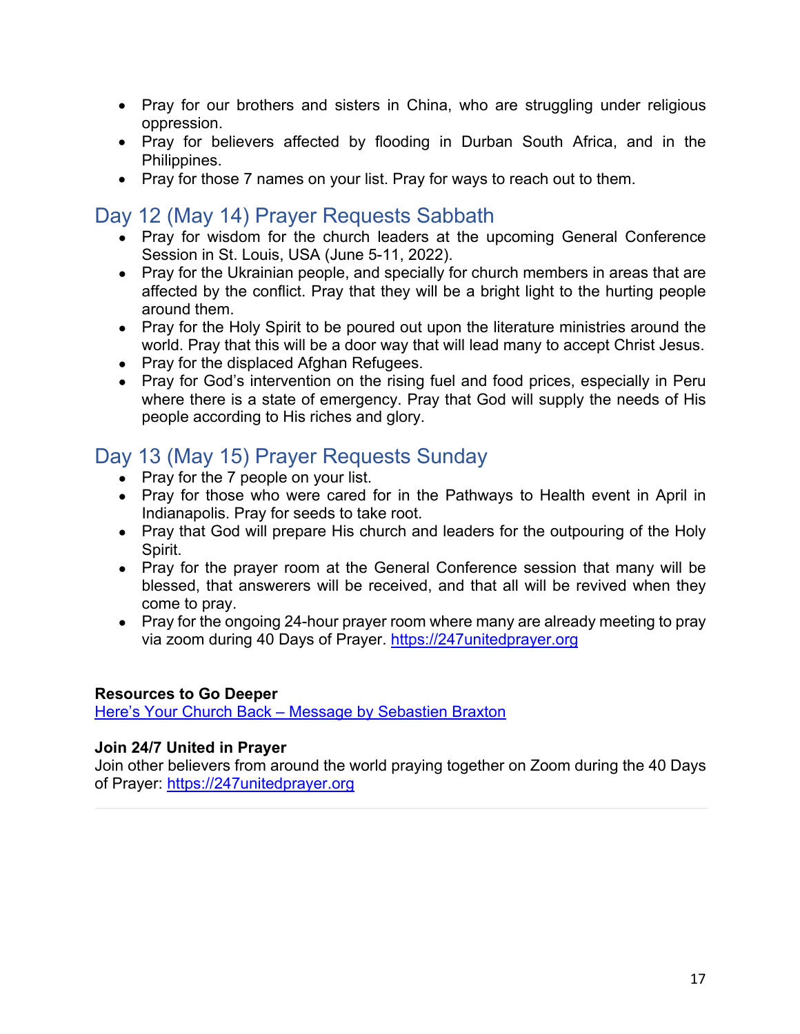- Pray for our brothers and sisters in China, who are struggling under religious oppression.
- Pray for believers affected by flooding in Durban South Africa, and in the Philippines.
- Pray for those 7 names on your list. Pray for ways to reach out to them.

## Day 12 (May 14) Prayer Requests Sabbath

- Pray for wisdom for the church leaders at the upcoming General Conference Session in St. Louis, USA (June 5-11, 2022).
- Pray for the Ukrainian people, and specially for church members in areas that are affected by the conflict. Pray that they will be a bright light to the hurting people around them.
- Pray for the Holy Spirit to be poured out upon the literature ministries around the world. Pray that this will be a door way that will lead many to accept Christ Jesus.
- Pray for the displaced Afghan Refugees.
- Pray for God's intervention on the rising fuel and food prices, especially in Peru where there is a state of emergency. Pray that God will supply the needs of His people according to His riches and glory.

## Day 13 (May 15) Prayer Requests Sunday

- Pray for the 7 people on your list.
- Pray for those who were cared for in the Pathways to Health event in April in Indianapolis. Pray for seeds to take root.
- Pray that God will prepare His church and leaders for the outpouring of the Holy Spirit.
- Pray for the prayer room at the General Conference session that many will be blessed, that answerers will be received, and that all will be revived when they come to pray.
- Pray for the ongoing 24-hour prayer room where many are already meeting to pray via zoom during 40 Days of Prayer. https://247unitedprayer.org

**Resources to Go Deeper**
Here's Your Church Back – Message by Sebastien Braxton

**Join 24/7 United in Prayer**
Join other believers from around the world praying together on Zoom during the 40 Days of Prayer: https://247unitedprayer.org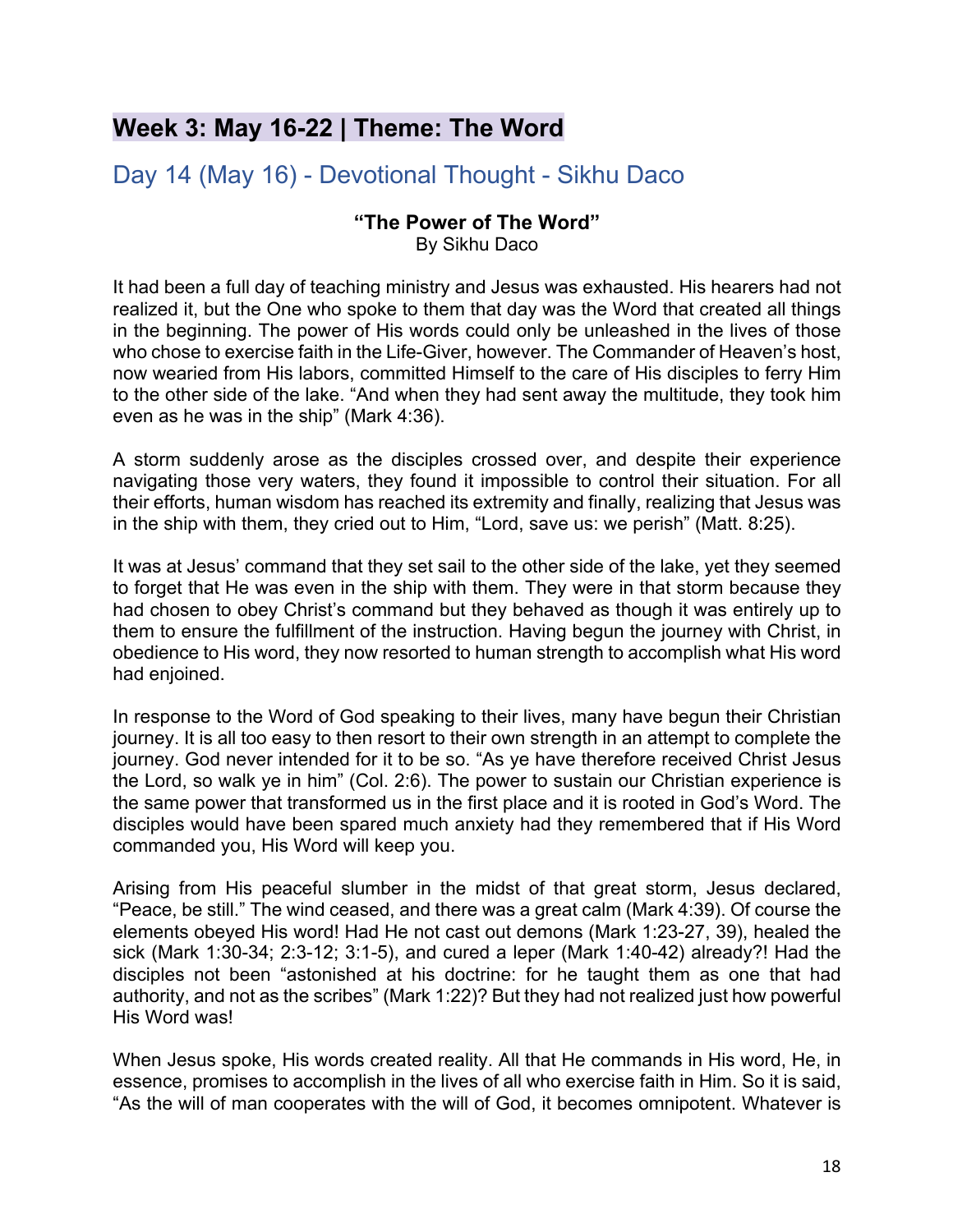## Week 3: May 16-22 | Theme: The Word

### Day 14 (May 16) - Devotional Thought - Sikhu Daco

**"The Power of The Word"**
By Sikhu Daco

It had been a full day of teaching ministry and Jesus was exhausted. His hearers had not realized it, but the One who spoke to them that day was the Word that created all things in the beginning. The power of His words could only be unleashed in the lives of those who chose to exercise faith in the Life-Giver, however. The Commander of Heaven's host, now wearied from His labors, committed Himself to the care of His disciples to ferry Him to the other side of the lake. "And when they had sent away the multitude, they took him even as he was in the ship" (Mark 4:36).

A storm suddenly arose as the disciples crossed over, and despite their experience navigating those very waters, they found it impossible to control their situation. For all their efforts, human wisdom has reached its extremity and finally, realizing that Jesus was in the ship with them, they cried out to Him, "Lord, save us: we perish" (Matt. 8:25).

It was at Jesus' command that they set sail to the other side of the lake, yet they seemed to forget that He was even in the ship with them. They were in that storm because they had chosen to obey Christ's command but they behaved as though it was entirely up to them to ensure the fulfillment of the instruction. Having begun the journey with Christ, in obedience to His word, they now resorted to human strength to accomplish what His word had enjoined.

In response to the Word of God speaking to their lives, many have begun their Christian journey. It is all too easy to then resort to their own strength in an attempt to complete the journey. God never intended for it to be so. "As ye have therefore received Christ Jesus the Lord, so walk ye in him" (Col. 2:6). The power to sustain our Christian experience is the same power that transformed us in the first place and it is rooted in God's Word. The disciples would have been spared much anxiety had they remembered that if His Word commanded you, His Word will keep you.

Arising from His peaceful slumber in the midst of that great storm, Jesus declared, "Peace, be still." The wind ceased, and there was a great calm (Mark 4:39). Of course the elements obeyed His word! Had He not cast out demons (Mark 1:23-27, 39), healed the sick (Mark 1:30-34; 2:3-12; 3:1-5), and cured a leper (Mark 1:40-42) already?! Had the disciples not been "astonished at his doctrine: for he taught them as one that had authority, and not as the scribes" (Mark 1:22)? But they had not realized just how powerful His Word was!

When Jesus spoke, His words created reality. All that He commands in His word, He, in essence, promises to accomplish in the lives of all who exercise faith in Him. So it is said, "As the will of man cooperates with the will of God, it becomes omnipotent. Whatever is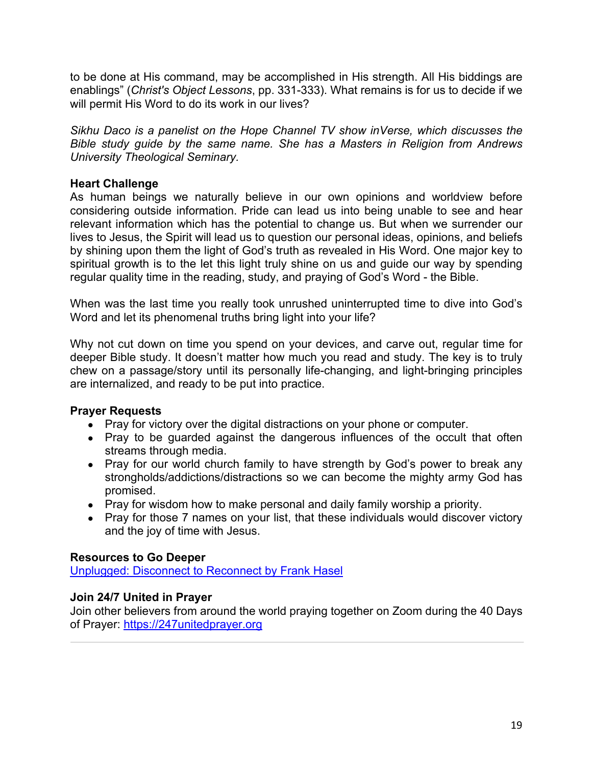to be done at His command, may be accomplished in His strength. All His biddings are enablings" (*Christ's Object Lessons*, pp. 331-333). What remains is for us to decide if we will permit His Word to do its work in our lives?

*Sikhu Daco is a panelist on the Hope Channel TV show inVerse, which discusses the Bible study guide by the same name. She has a Masters in Religion from Andrews University Theological Seminary.*

**Heart Challenge**

As human beings we naturally believe in our own opinions and worldview before considering outside information. Pride can lead us into being unable to see and hear relevant information which has the potential to change us. But when we surrender our lives to Jesus, the Spirit will lead us to question our personal ideas, opinions, and beliefs by shining upon them the light of God's truth as revealed in His Word. One major key to spiritual growth is to the let this light truly shine on us and guide our way by spending regular quality time in the reading, study, and praying of God's Word - the Bible.

When was the last time you really took unrushed uninterrupted time to dive into God's Word and let its phenomenal truths bring light into your life?

Why not cut down on time you spend on your devices, and carve out, regular time for deeper Bible study. It doesn't matter how much you read and study. The key is to truly chew on a passage/story until its personally life-changing, and light-bringing principles are internalized, and ready to be put into practice.

**Prayer Requests**

- Pray for victory over the digital distractions on your phone or computer.
- Pray to be guarded against the dangerous influences of the occult that often streams through media.
- Pray for our world church family to have strength by God's power to break any strongholds/addictions/distractions so we can become the mighty army God has promised.
- Pray for wisdom how to make personal and daily family worship a priority.
- Pray for those 7 names on your list, that these individuals would discover victory and the joy of time with Jesus.

**Resources to Go Deeper**

[Unplugged: Disconnect to Reconnect by Frank Hasel]()

**Join 24/7 United in Prayer**

Join other believers from around the world praying together on Zoom during the 40 Days of Prayer: [https://247unitedprayer.org](https://247unitedprayer.org)

---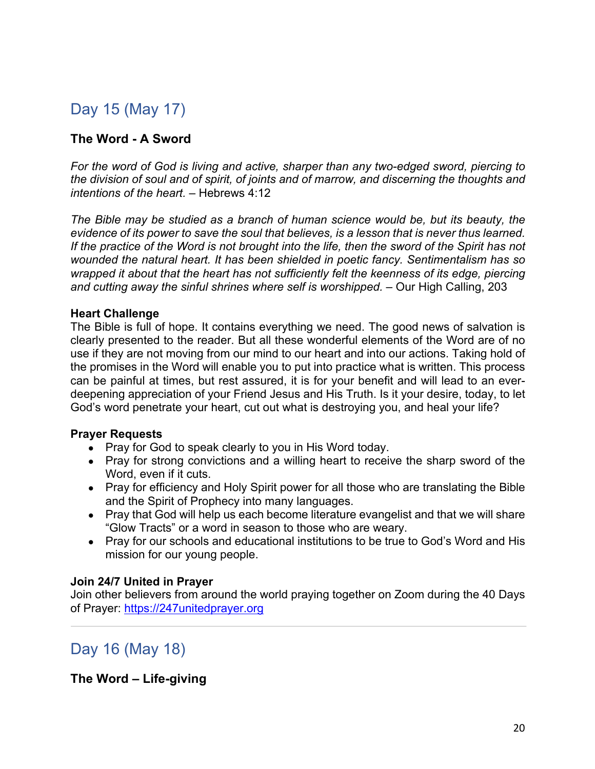## Day 15 (May 17)

**The Word - A Sword**

*For the word of God is living and active, sharper than any two-edged sword, piercing to the division of soul and of spirit, of joints and of marrow, and discerning the thoughts and intentions of the heart.* – Hebrews 4:12

*The Bible may be studied as a branch of human science would be, but its beauty, the evidence of its power to save the soul that believes, is a lesson that is never thus learned. If the practice of the Word is not brought into the life, then the sword of the Spirit has not wounded the natural heart. It has been shielded in poetic fancy. Sentimentalism has so wrapped it about that the heart has not sufficiently felt the keenness of its edge, piercing and cutting away the sinful shrines where self is worshipped.* – Our High Calling, 203

**Heart Challenge**

The Bible is full of hope. It contains everything we need. The good news of salvation is clearly presented to the reader. But all these wonderful elements of the Word are of no use if they are not moving from our mind to our heart and into our actions. Taking hold of the promises in the Word will enable you to put into practice what is written. This process can be painful at times, but rest assured, it is for your benefit and will lead to an ever-deepening appreciation of your Friend Jesus and His Truth. Is it your desire, today, to let God's word penetrate your heart, cut out what is destroying you, and heal your life?

**Prayer Requests**

- Pray for God to speak clearly to you in His Word today.
- Pray for strong convictions and a willing heart to receive the sharp sword of the Word, even if it cuts.
- Pray for efficiency and Holy Spirit power for all those who are translating the Bible and the Spirit of Prophecy into many languages.
- Pray that God will help us each become literature evangelist and that we will share "Glow Tracts" or a word in season to those who are weary.
- Pray for our schools and educational institutions to be true to God's Word and His mission for our young people.

**Join 24/7 United in Prayer**

Join other believers from around the world praying together on Zoom during the 40 Days of Prayer: https://247unitedprayer.org

---

## Day 16 (May 18)

**The Word – Life-giving**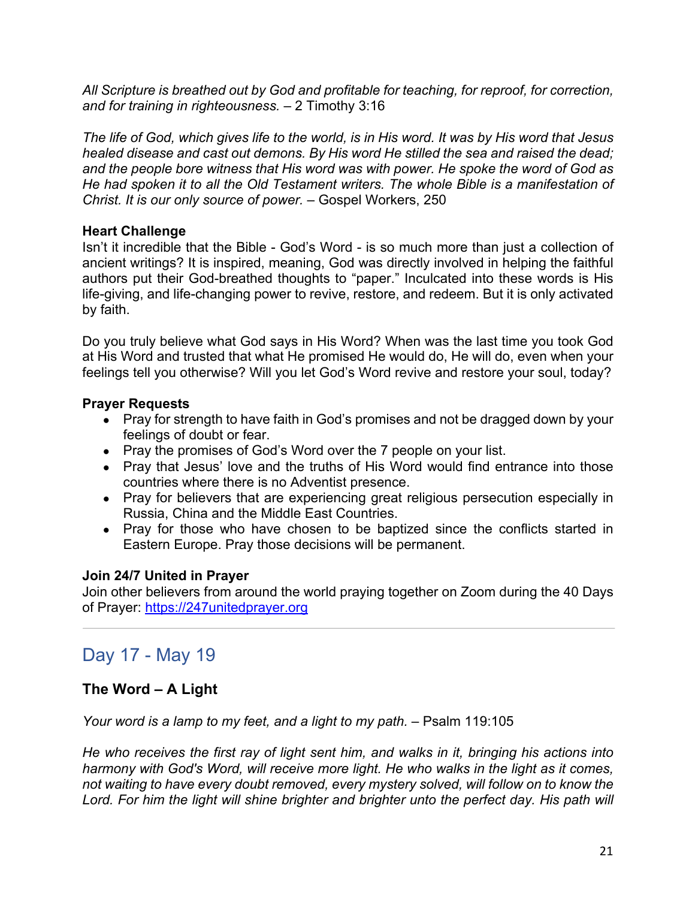*All Scripture is breathed out by God and profitable for teaching, for reproof, for correction, and for training in righteousness.* – 2 Timothy 3:16

*The life of God, which gives life to the world, is in His word. It was by His word that Jesus healed disease and cast out demons. By His word He stilled the sea and raised the dead; and the people bore witness that His word was with power. He spoke the word of God as He had spoken it to all the Old Testament writers. The whole Bible is a manifestation of Christ. It is our only source of power.* – Gospel Workers, 250

**Heart Challenge**

Isn't it incredible that the Bible - God's Word - is so much more than just a collection of ancient writings? It is inspired, meaning, God was directly involved in helping the faithful authors put their God-breathed thoughts to "paper." Inculcated into these words is His life-giving, and life-changing power to revive, restore, and redeem. But it is only activated by faith.

Do you truly believe what God says in His Word? When was the last time you took God at His Word and trusted that what He promised He would do, He will do, even when your feelings tell you otherwise? Will you let God's Word revive and restore your soul, today?

**Prayer Requests**

- Pray for strength to have faith in God's promises and not be dragged down by your feelings of doubt or fear.
- Pray the promises of God's Word over the 7 people on your list.
- Pray that Jesus' love and the truths of His Word would find entrance into those countries where there is no Adventist presence.
- Pray for believers that are experiencing great religious persecution especially in Russia, China and the Middle East Countries.
- Pray for those who have chosen to be baptized since the conflicts started in Eastern Europe. Pray those decisions will be permanent.

**Join 24/7 United in Prayer**

Join other believers from around the world praying together on Zoom during the 40 Days of Prayer: [https://247unitedprayer.org](https://247unitedprayer.org)

---

## Day 17 - May 19

### The Word – A Light

*Your word is a lamp to my feet, and a light to my path.* – Psalm 119:105

*He who receives the first ray of light sent him, and walks in it, bringing his actions into harmony with God's Word, will receive more light. He who walks in the light as it comes, not waiting to have every doubt removed, every mystery solved, will follow on to know the Lord. For him the light will shine brighter and brighter unto the perfect day. His path will*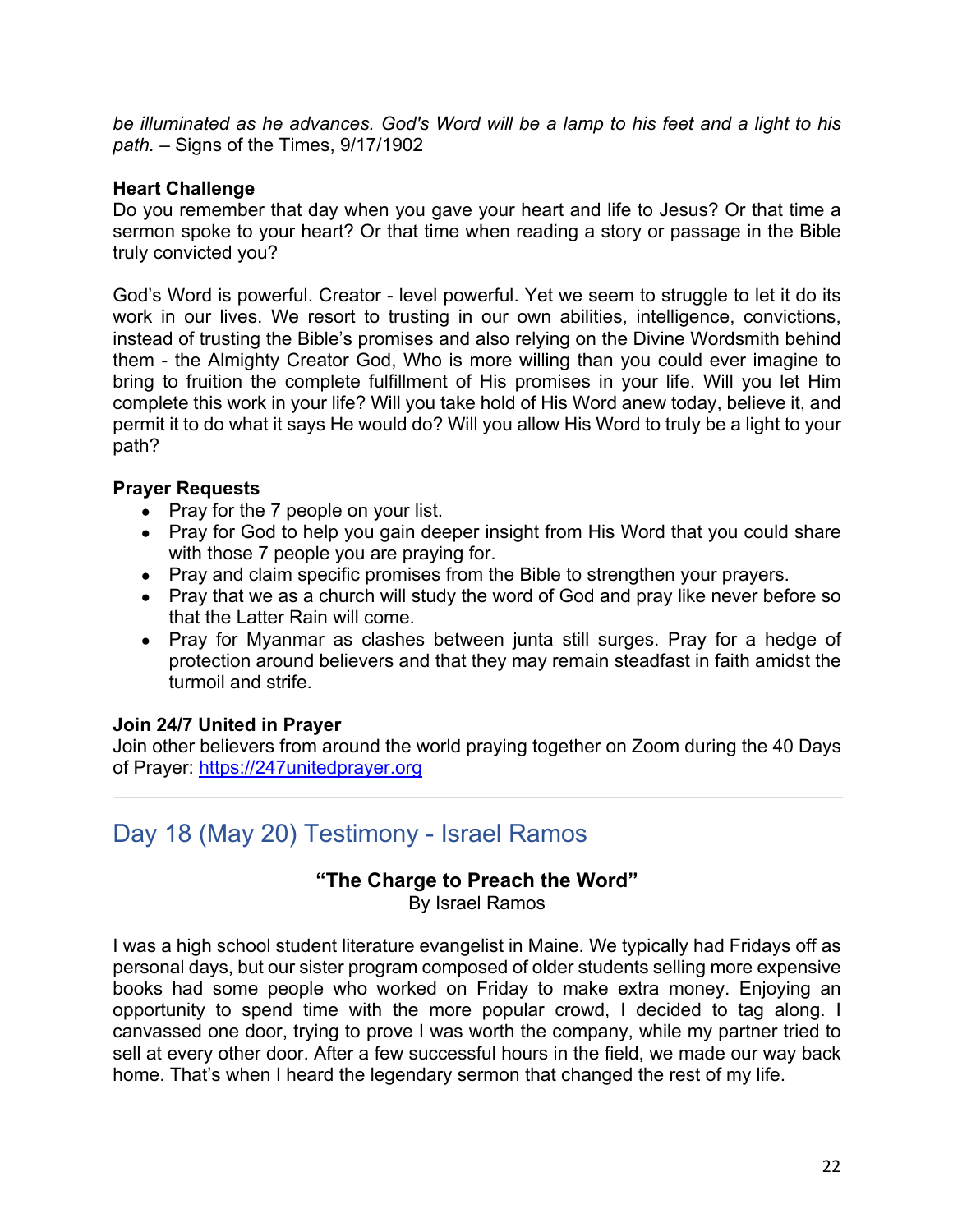*be illuminated as he advances. God's Word will be a lamp to his feet and a light to his path.* – Signs of the Times, 9/17/1902

**Heart Challenge**
Do you remember that day when you gave your heart and life to Jesus? Or that time a sermon spoke to your heart? Or that time when reading a story or passage in the Bible truly convicted you?

God's Word is powerful. Creator - level powerful. Yet we seem to struggle to let it do its work in our lives. We resort to trusting in our own abilities, intelligence, convictions, instead of trusting the Bible's promises and also relying on the Divine Wordsmith behind them - the Almighty Creator God, Who is more willing than you could ever imagine to bring to fruition the complete fulfillment of His promises in your life. Will you let Him complete this work in your life? Will you take hold of His Word anew today, believe it, and permit it to do what it says He would do? Will you allow His Word to truly be a light to your path?

**Prayer Requests**
- Pray for the 7 people on your list.
- Pray for God to help you gain deeper insight from His Word that you could share with those 7 people you are praying for.
- Pray and claim specific promises from the Bible to strengthen your prayers.
- Pray that we as a church will study the word of God and pray like never before so that the Latter Rain will come.
- Pray for Myanmar as clashes between junta still surges. Pray for a hedge of protection around believers and that they may remain steadfast in faith amidst the turmoil and strife.

**Join 24/7 United in Prayer**
Join other believers from around the world praying together on Zoom during the 40 Days of Prayer: https://247unitedprayer.org

---

## Day 18 (May 20) Testimony - Israel Ramos

**"The Charge to Preach the Word"**
By Israel Ramos

I was a high school student literature evangelist in Maine. We typically had Fridays off as personal days, but our sister program composed of older students selling more expensive books had some people who worked on Friday to make extra money. Enjoying an opportunity to spend time with the more popular crowd, I decided to tag along. I canvassed one door, trying to prove I was worth the company, while my partner tried to sell at every other door. After a few successful hours in the field, we made our way back home. That's when I heard the legendary sermon that changed the rest of my life.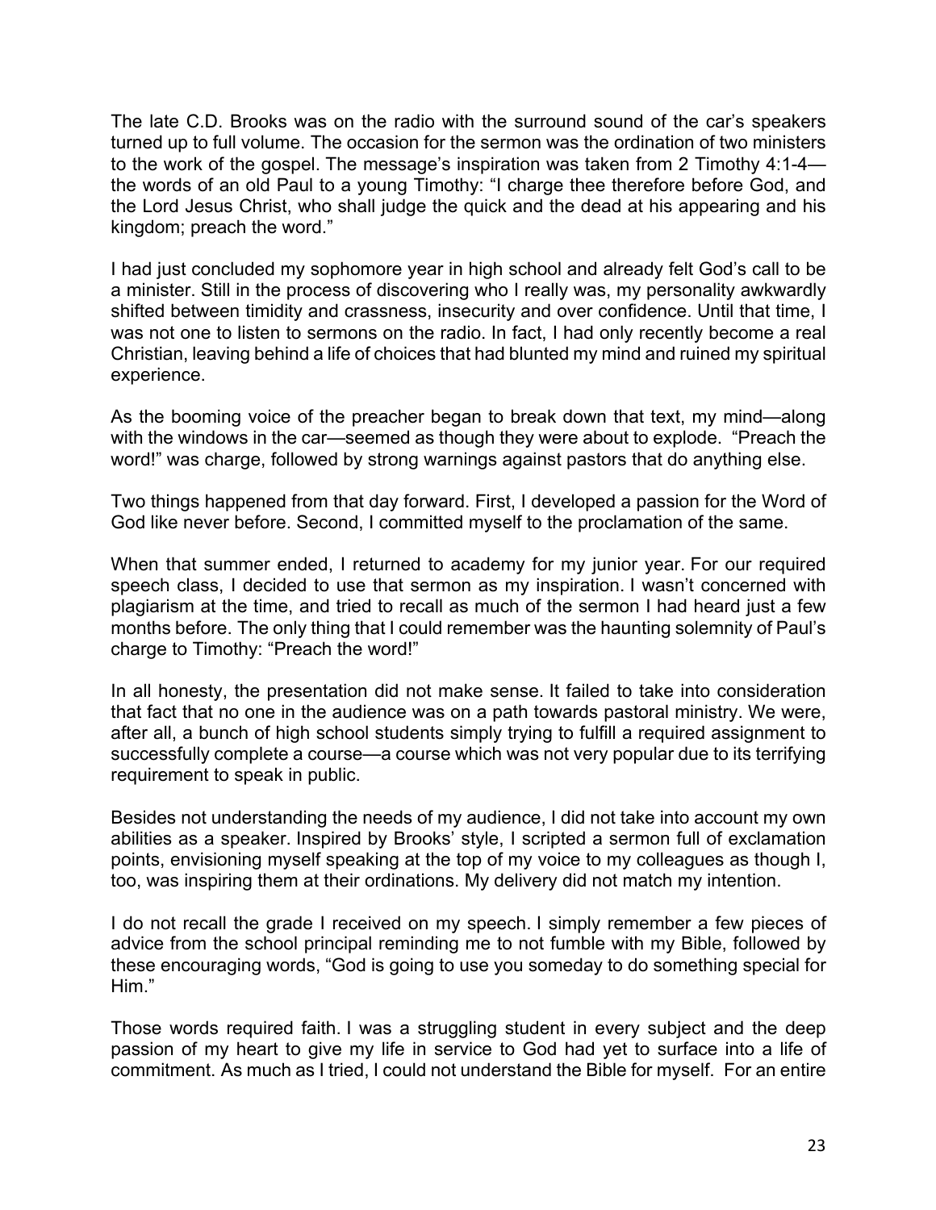The late C.D. Brooks was on the radio with the surround sound of the car's speakers turned up to full volume. The occasion for the sermon was the ordination of two ministers to the work of the gospel. The message's inspiration was taken from 2 Timothy 4:1-4—the words of an old Paul to a young Timothy: "I charge thee therefore before God, and the Lord Jesus Christ, who shall judge the quick and the dead at his appearing and his kingdom; preach the word."

I had just concluded my sophomore year in high school and already felt God's call to be a minister. Still in the process of discovering who I really was, my personality awkwardly shifted between timidity and crassness, insecurity and over confidence. Until that time, I was not one to listen to sermons on the radio. In fact, I had only recently become a real Christian, leaving behind a life of choices that had blunted my mind and ruined my spiritual experience.

As the booming voice of the preacher began to break down that text, my mind—along with the windows in the car—seemed as though they were about to explode. "Preach the word!" was charge, followed by strong warnings against pastors that do anything else.

Two things happened from that day forward. First, I developed a passion for the Word of God like never before. Second, I committed myself to the proclamation of the same.

When that summer ended, I returned to academy for my junior year. For our required speech class, I decided to use that sermon as my inspiration. I wasn't concerned with plagiarism at the time, and tried to recall as much of the sermon I had heard just a few months before. The only thing that I could remember was the haunting solemnity of Paul's charge to Timothy: "Preach the word!"

In all honesty, the presentation did not make sense. It failed to take into consideration that fact that no one in the audience was on a path towards pastoral ministry. We were, after all, a bunch of high school students simply trying to fulfill a required assignment to successfully complete a course—a course which was not very popular due to its terrifying requirement to speak in public.

Besides not understanding the needs of my audience, I did not take into account my own abilities as a speaker. Inspired by Brooks' style, I scripted a sermon full of exclamation points, envisioning myself speaking at the top of my voice to my colleagues as though I, too, was inspiring them at their ordinations. My delivery did not match my intention.

I do not recall the grade I received on my speech. I simply remember a few pieces of advice from the school principal reminding me to not fumble with my Bible, followed by these encouraging words, "God is going to use you someday to do something special for Him."

Those words required faith. I was a struggling student in every subject and the deep passion of my heart to give my life in service to God had yet to surface into a life of commitment. As much as I tried, I could not understand the Bible for myself. For an entire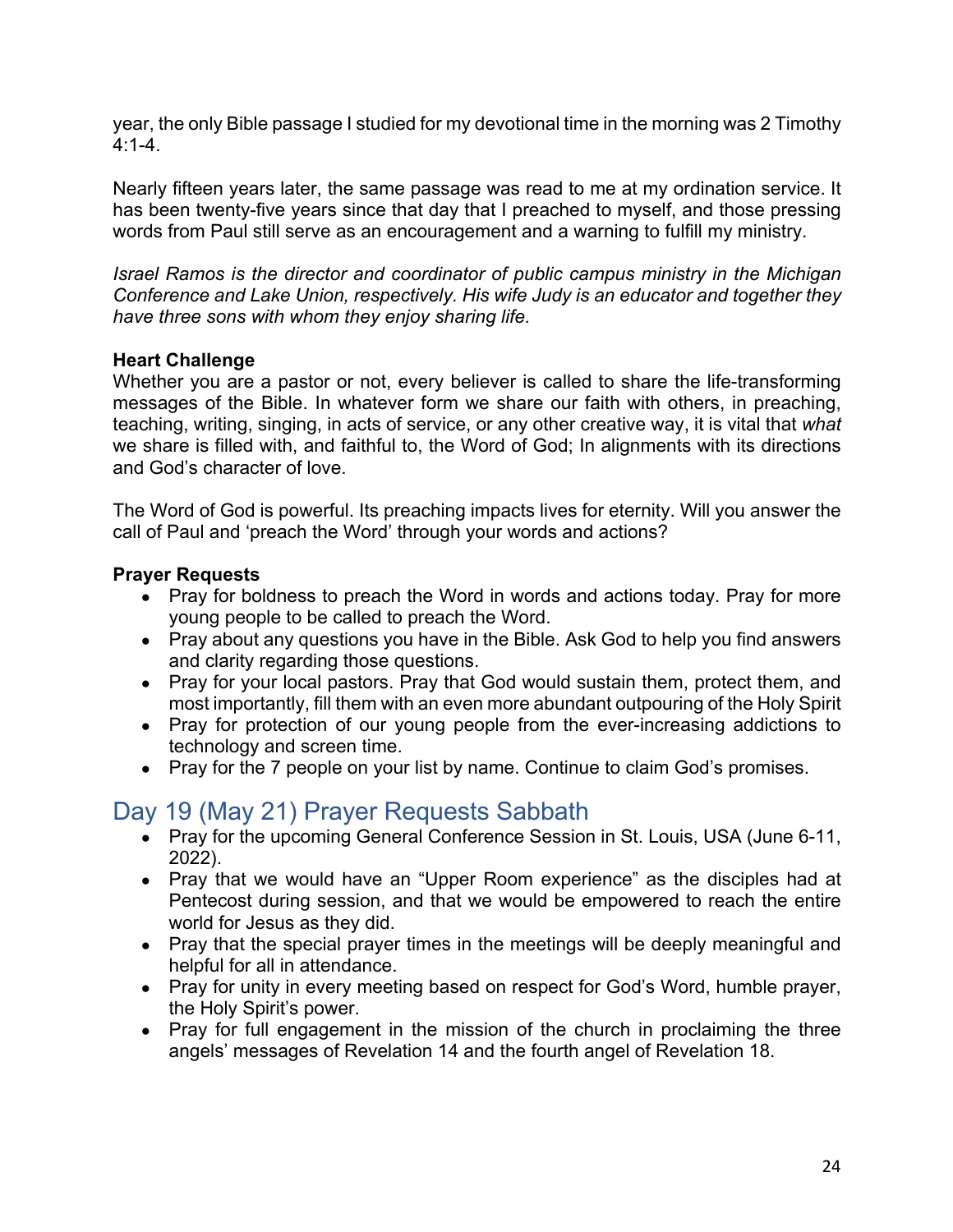year, the only Bible passage I studied for my devotional time in the morning was 2 Timothy 4:1-4.

Nearly fifteen years later, the same passage was read to me at my ordination service. It has been twenty-five years since that day that I preached to myself, and those pressing words from Paul still serve as an encouragement and a warning to fulfill my ministry.

*Israel Ramos is the director and coordinator of public campus ministry in the Michigan Conference and Lake Union, respectively. His wife Judy is an educator and together they have three sons with whom they enjoy sharing life.*

**Heart Challenge**

Whether you are a pastor or not, every believer is called to share the life-transforming messages of the Bible. In whatever form we share our faith with others, in preaching, teaching, writing, singing, in acts of service, or any other creative way, it is vital that *what* we share is filled with, and faithful to, the Word of God; In alignments with its directions and God's character of love.

The Word of God is powerful. Its preaching impacts lives for eternity. Will you answer the call of Paul and 'preach the Word' through your words and actions?

**Prayer Requests**

- Pray for boldness to preach the Word in words and actions today. Pray for more young people to be called to preach the Word.
- Pray about any questions you have in the Bible. Ask God to help you find answers and clarity regarding those questions.
- Pray for your local pastors. Pray that God would sustain them, protect them, and most importantly, fill them with an even more abundant outpouring of the Holy Spirit
- Pray for protection of our young people from the ever-increasing addictions to technology and screen time.
- Pray for the 7 people on your list by name. Continue to claim God's promises.

## Day 19 (May 21) Prayer Requests Sabbath

- Pray for the upcoming General Conference Session in St. Louis, USA (June 6-11, 2022).
- Pray that we would have an "Upper Room experience" as the disciples had at Pentecost during session, and that we would be empowered to reach the entire world for Jesus as they did.
- Pray that the special prayer times in the meetings will be deeply meaningful and helpful for all in attendance.
- Pray for unity in every meeting based on respect for God's Word, humble prayer, the Holy Spirit's power.
- Pray for full engagement in the mission of the church in proclaiming the three angels' messages of Revelation 14 and the fourth angel of Revelation 18.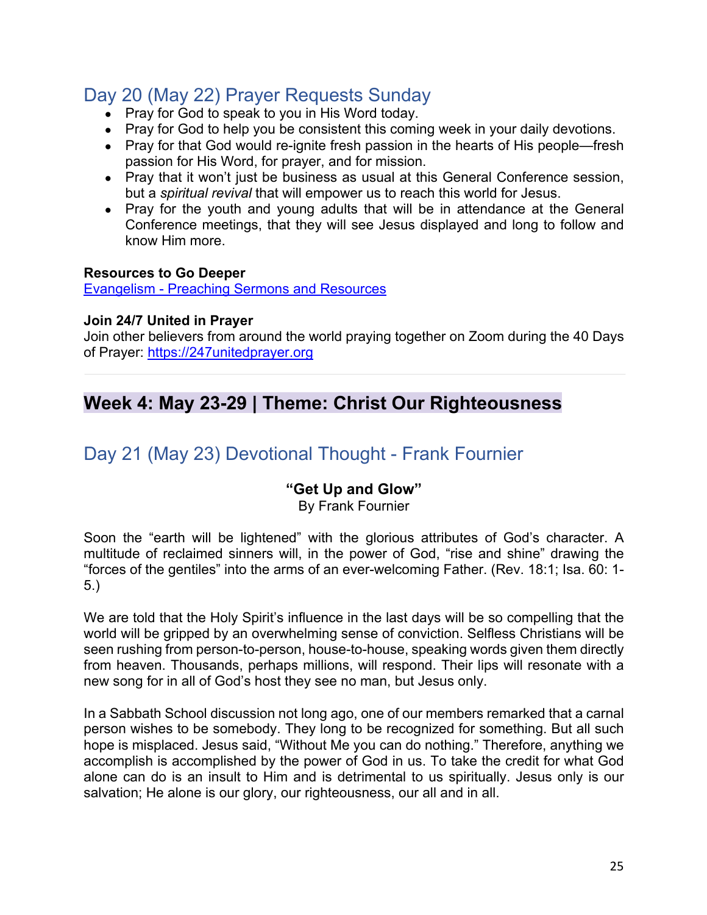## Day 20 (May 22) Prayer Requests Sunday

- Pray for God to speak to you in His Word today.
- Pray for God to help you be consistent this coming week in your daily devotions.
- Pray for that God would re-ignite fresh passion in the hearts of His people—fresh passion for His Word, for prayer, and for mission.
- Pray that it won't just be business as usual at this General Conference session, but a *spiritual revival* that will empower us to reach this world for Jesus.
- Pray for the youth and young adults that will be in attendance at the General Conference meetings, that they will see Jesus displayed and long to follow and know Him more.

**Resources to Go Deeper**
Evangelism - Preaching Sermons and Resources

**Join 24/7 United in Prayer**
Join other believers from around the world praying together on Zoom during the 40 Days of Prayer: https://247unitedprayer.org

---

# Week 4: May 23-29 | Theme: Christ Our Righteousness

## Day 21 (May 23) Devotional Thought - Frank Fournier

**"Get Up and Glow"**
By Frank Fournier

Soon the "earth will be lightened" with the glorious attributes of God's character. A multitude of reclaimed sinners will, in the power of God, "rise and shine" drawing the "forces of the gentiles" into the arms of an ever-welcoming Father. (Rev. 18:1; Isa. 60: 1-5.)

We are told that the Holy Spirit's influence in the last days will be so compelling that the world will be gripped by an overwhelming sense of conviction. Selfless Christians will be seen rushing from person-to-person, house-to-house, speaking words given them directly from heaven. Thousands, perhaps millions, will respond. Their lips will resonate with a new song for in all of God's host they see no man, but Jesus only.

In a Sabbath School discussion not long ago, one of our members remarked that a carnal person wishes to be somebody. They long to be recognized for something. But all such hope is misplaced. Jesus said, "Without Me you can do nothing." Therefore, anything we accomplish is accomplished by the power of God in us. To take the credit for what God alone can do is an insult to Him and is detrimental to us spiritually. Jesus only is our salvation; He alone is our glory, our righteousness, our all and in all.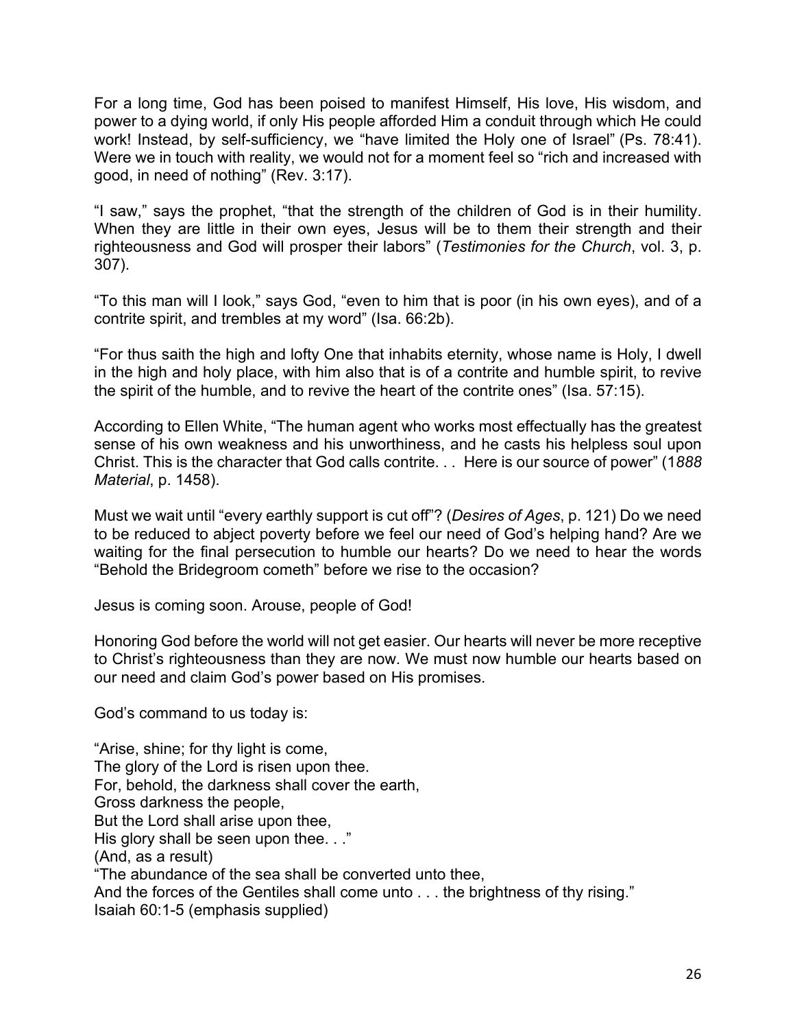For a long time, God has been poised to manifest Himself, His love, His wisdom, and power to a dying world, if only His people afforded Him a conduit through which He could work! Instead, by self-sufficiency, we "have limited the Holy one of Israel" (Ps. 78:41). Were we in touch with reality, we would not for a moment feel so "rich and increased with good, in need of nothing" (Rev. 3:17).

"I saw," says the prophet, "that the strength of the children of God is in their humility. When they are little in their own eyes, Jesus will be to them their strength and their righteousness and God will prosper their labors" (*Testimonies for the Church*, vol. 3, p. 307).

"To this man will I look," says God, "even to him that is poor (in his own eyes), and of a contrite spirit, and trembles at my word" (Isa. 66:2b).

"For thus saith the high and lofty One that inhabits eternity, whose name is Holy, I dwell in the high and holy place, with him also that is of a contrite and humble spirit, to revive the spirit of the humble, and to revive the heart of the contrite ones" (Isa. 57:15).

According to Ellen White, "The human agent who works most effectually has the greatest sense of his own weakness and his unworthiness, and he casts his helpless soul upon Christ. This is the character that God calls contrite. . . Here is our source of power" (1*888 Material*, p. 1458).

Must we wait until "every earthly support is cut off"? (*Desires of Ages*, p. 121) Do we need to be reduced to abject poverty before we feel our need of God's helping hand? Are we waiting for the final persecution to humble our hearts? Do we need to hear the words "Behold the Bridegroom cometh" before we rise to the occasion?

Jesus is coming soon. Arouse, people of God!

Honoring God before the world will not get easier. Our hearts will never be more receptive to Christ's righteousness than they are now. We must now humble our hearts based on our need and claim God's power based on His promises.

God's command to us today is:

"Arise, shine; for thy light is come,  
The glory of the Lord is risen upon thee.  
For, behold, the darkness shall cover the earth,  
Gross darkness the people,  
But the Lord shall arise upon thee,  
His glory shall be seen upon thee. . ."  
(And, as a result)  
"The abundance of the sea shall be converted unto thee,  
And the forces of the Gentiles shall come unto . . . the brightness of thy rising."  
Isaiah 60:1-5 (emphasis supplied)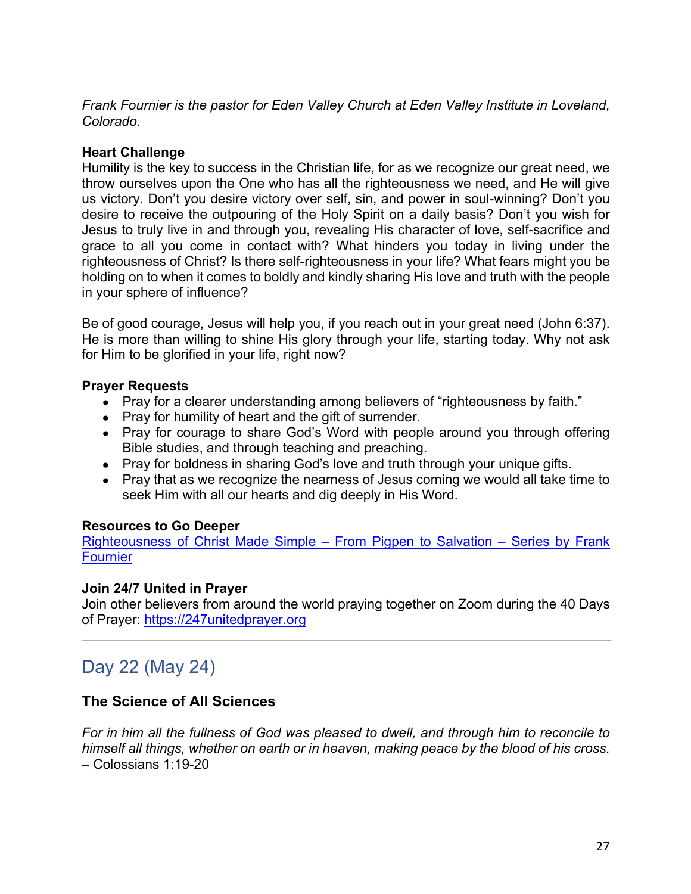*Frank Fournier is the pastor for Eden Valley Church at Eden Valley Institute in Loveland, Colorado.*

**Heart Challenge**
Humility is the key to success in the Christian life, for as we recognize our great need, we throw ourselves upon the One who has all the righteousness we need, and He will give us victory. Don't you desire victory over self, sin, and power in soul-winning? Don't you desire to receive the outpouring of the Holy Spirit on a daily basis? Don't you wish for Jesus to truly live in and through you, revealing His character of love, self-sacrifice and grace to all you come in contact with? What hinders you today in living under the righteousness of Christ? Is there self-righteousness in your life? What fears might you be holding on to when it comes to boldly and kindly sharing His love and truth with the people in your sphere of influence?

Be of good courage, Jesus will help you, if you reach out in your great need (John 6:37). He is more than willing to shine His glory through your life, starting today. Why not ask for Him to be glorified in your life, right now?

**Prayer Requests**
- Pray for a clearer understanding among believers of "righteousness by faith."
- Pray for humility of heart and the gift of surrender.
- Pray for courage to share God's Word with people around you through offering Bible studies, and through teaching and preaching.
- Pray for boldness in sharing God's love and truth through your unique gifts.
- Pray that as we recognize the nearness of Jesus coming we would all take time to seek Him with all our hearts and dig deeply in His Word.

**Resources to Go Deeper**
Righteousness of Christ Made Simple – From Pigpen to Salvation – Series by Frank Fournier

**Join 24/7 United in Prayer**
Join other believers from around the world praying together on Zoom during the 40 Days of Prayer: https://247unitedprayer.org

---

## Day 22 (May 24)

### The Science of All Sciences

*For in him all the fullness of God was pleased to dwell, and through him to reconcile to himself all things, whether on earth or in heaven, making peace by the blood of his cross.* – Colossians 1:19-20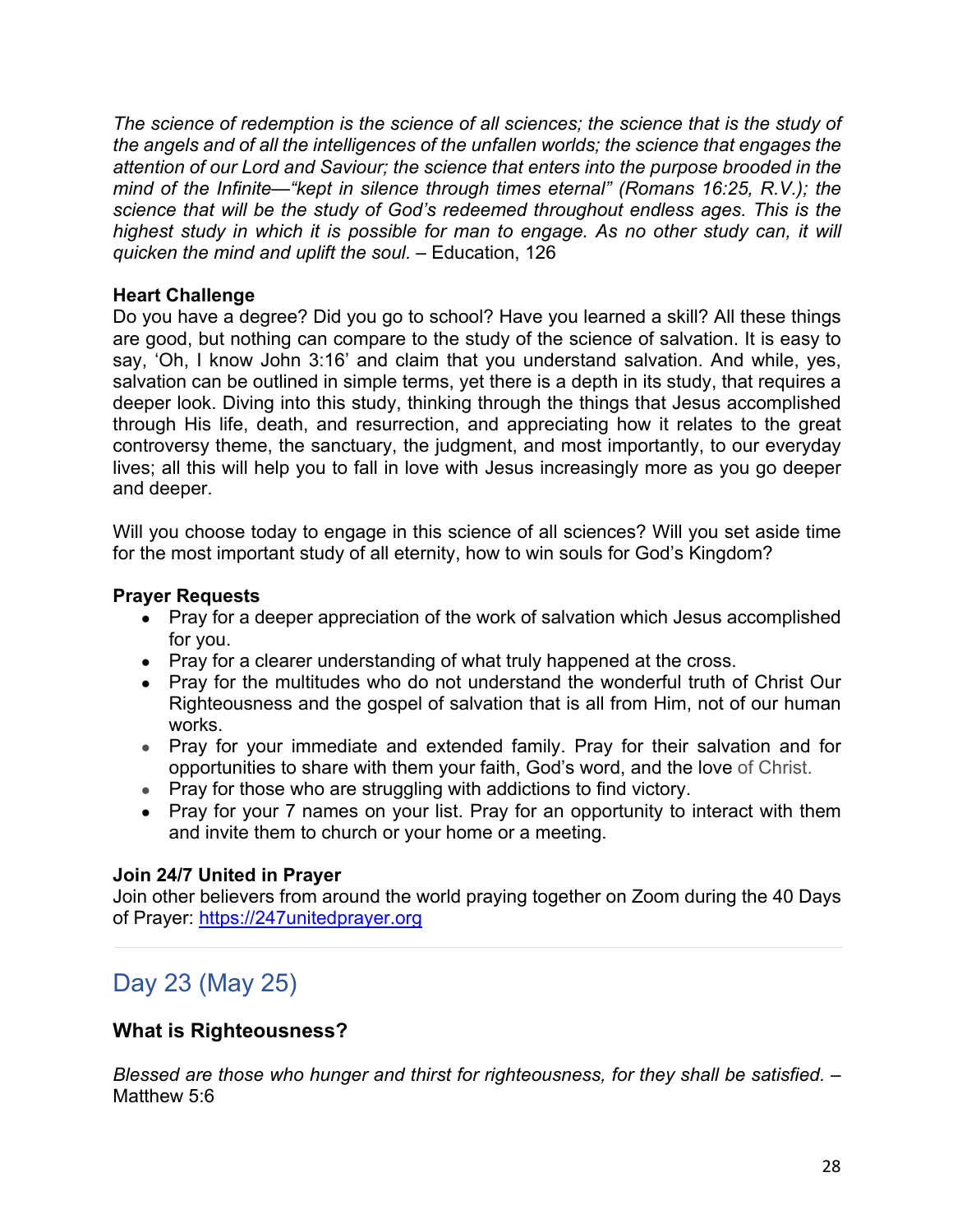*The science of redemption is the science of all sciences; the science that is the study of the angels and of all the intelligences of the unfallen worlds; the science that engages the attention of our Lord and Saviour; the science that enters into the purpose brooded in the mind of the Infinite—"kept in silence through times eternal" (Romans 16:25, R.V.); the science that will be the study of God's redeemed throughout endless ages. This is the highest study in which it is possible for man to engage. As no other study can, it will quicken the mind and uplift the soul.* – Education, 126

**Heart Challenge**

Do you have a degree? Did you go to school? Have you learned a skill? All these things are good, but nothing can compare to the study of the science of salvation. It is easy to say, 'Oh, I know John 3:16' and claim that you understand salvation. And while, yes, salvation can be outlined in simple terms, yet there is a depth in its study, that requires a deeper look. Diving into this study, thinking through the things that Jesus accomplished through His life, death, and resurrection, and appreciating how it relates to the great controversy theme, the sanctuary, the judgment, and most importantly, to our everyday lives; all this will help you to fall in love with Jesus increasingly more as you go deeper and deeper.

Will you choose today to engage in this science of all sciences? Will you set aside time for the most important study of all eternity, how to win souls for God's Kingdom?

**Prayer Requests**

- Pray for a deeper appreciation of the work of salvation which Jesus accomplished for you.
- Pray for a clearer understanding of what truly happened at the cross.
- Pray for the multitudes who do not understand the wonderful truth of Christ Our Righteousness and the gospel of salvation that is all from Him, not of our human works.
- Pray for your immediate and extended family. Pray for their salvation and for opportunities to share with them your faith, God's word, and the love of Christ.
- Pray for those who are struggling with addictions to find victory.
- Pray for your 7 names on your list. Pray for an opportunity to interact with them and invite them to church or your home or a meeting.

**Join 24/7 United in Prayer**

Join other believers from around the world praying together on Zoom during the 40 Days of Prayer: https://247unitedprayer.org

---

## Day 23 (May 25)

### What is Righteousness?

*Blessed are those who hunger and thirst for righteousness, for they shall be satisfied.* – Matthew 5:6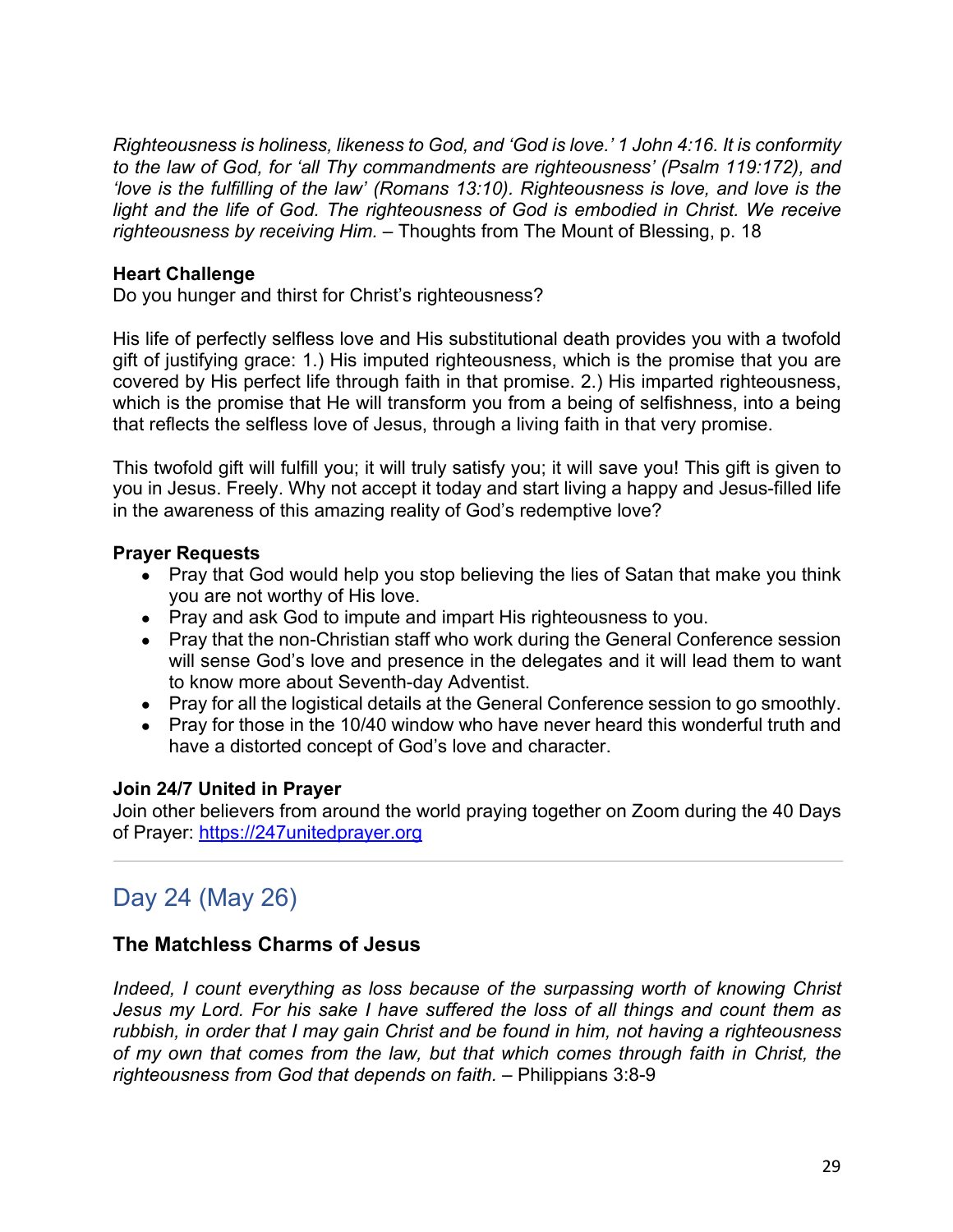*Righteousness is holiness, likeness to God, and 'God is love.' 1 John 4:16. It is conformity to the law of God, for 'all Thy commandments are righteousness' (Psalm 119:172), and 'love is the fulfilling of the law' (Romans 13:10). Righteousness is love, and love is the light and the life of God. The righteousness of God is embodied in Christ. We receive righteousness by receiving Him.* – Thoughts from The Mount of Blessing, p. 18

**Heart Challenge**

Do you hunger and thirst for Christ's righteousness?

His life of perfectly selfless love and His substitutional death provides you with a twofold gift of justifying grace: 1.) His imputed righteousness, which is the promise that you are covered by His perfect life through faith in that promise. 2.) His imparted righteousness, which is the promise that He will transform you from a being of selfishness, into a being that reflects the selfless love of Jesus, through a living faith in that very promise.

This twofold gift will fulfill you; it will truly satisfy you; it will save you! This gift is given to you in Jesus. Freely. Why not accept it today and start living a happy and Jesus-filled life in the awareness of this amazing reality of God's redemptive love?

**Prayer Requests**

- Pray that God would help you stop believing the lies of Satan that make you think you are not worthy of His love.
- Pray and ask God to impute and impart His righteousness to you.
- Pray that the non-Christian staff who work during the General Conference session will sense God's love and presence in the delegates and it will lead them to want to know more about Seventh-day Adventist.
- Pray for all the logistical details at the General Conference session to go smoothly.
- Pray for those in the 10/40 window who have never heard this wonderful truth and have a distorted concept of God's love and character.

**Join 24/7 United in Prayer**

Join other believers from around the world praying together on Zoom during the 40 Days of Prayer: https://247unitedprayer.org

---

## Day 24 (May 26)

### The Matchless Charms of Jesus

*Indeed, I count everything as loss because of the surpassing worth of knowing Christ Jesus my Lord. For his sake I have suffered the loss of all things and count them as rubbish, in order that I may gain Christ and be found in him, not having a righteousness of my own that comes from the law, but that which comes through faith in Christ, the righteousness from God that depends on faith.* – Philippians 3:8-9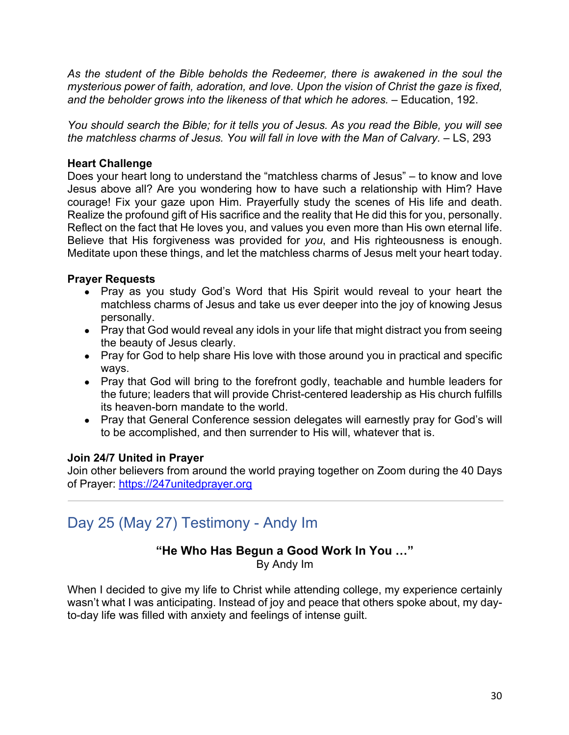*As the student of the Bible beholds the Redeemer, there is awakened in the soul the mysterious power of faith, adoration, and love. Upon the vision of Christ the gaze is fixed, and the beholder grows into the likeness of that which he adores.* – Education, 192.

*You should search the Bible; for it tells you of Jesus. As you read the Bible, you will see the matchless charms of Jesus. You will fall in love with the Man of Calvary.* – LS, 293

**Heart Challenge**

Does your heart long to understand the "matchless charms of Jesus" – to know and love Jesus above all? Are you wondering how to have such a relationship with Him? Have courage! Fix your gaze upon Him. Prayerfully study the scenes of His life and death. Realize the profound gift of His sacrifice and the reality that He did this for you, personally. Reflect on the fact that He loves you, and values you even more than His own eternal life. Believe that His forgiveness was provided for *you*, and His righteousness is enough. Meditate upon these things, and let the matchless charms of Jesus melt your heart today.

**Prayer Requests**

- Pray as you study God's Word that His Spirit would reveal to your heart the matchless charms of Jesus and take us ever deeper into the joy of knowing Jesus personally.
- Pray that God would reveal any idols in your life that might distract you from seeing the beauty of Jesus clearly.
- Pray for God to help share His love with those around you in practical and specific ways.
- Pray that God will bring to the forefront godly, teachable and humble leaders for the future; leaders that will provide Christ-centered leadership as His church fulfills its heaven-born mandate to the world.
- Pray that General Conference session delegates will earnestly pray for God's will to be accomplished, and then surrender to His will, whatever that is.

**Join 24/7 United in Prayer**

Join other believers from around the world praying together on Zoom during the 40 Days of Prayer: https://247unitedprayer.org

---

## Day 25 (May 27) Testimony - Andy Im

**"He Who Has Begun a Good Work In You …"**

By Andy Im

When I decided to give my life to Christ while attending college, my experience certainly wasn't what I was anticipating. Instead of joy and peace that others spoke about, my day-to-day life was filled with anxiety and feelings of intense guilt.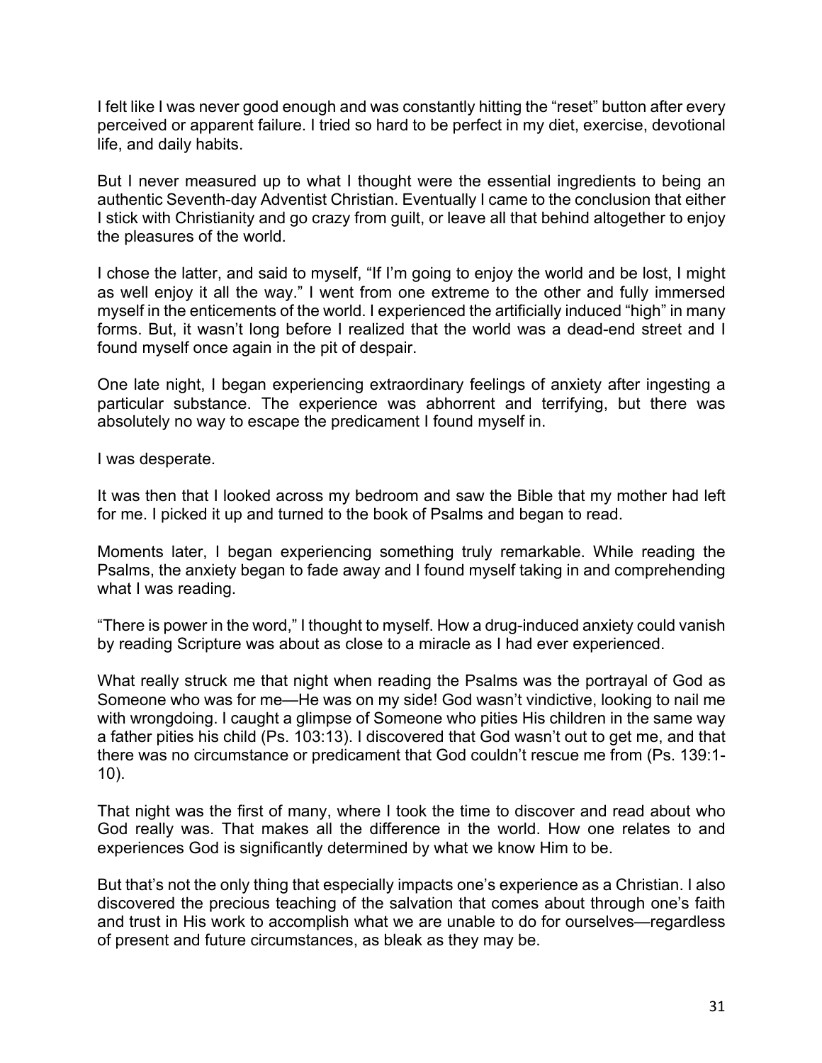I felt like I was never good enough and was constantly hitting the "reset" button after every perceived or apparent failure. I tried so hard to be perfect in my diet, exercise, devotional life, and daily habits.

But I never measured up to what I thought were the essential ingredients to being an authentic Seventh-day Adventist Christian. Eventually I came to the conclusion that either I stick with Christianity and go crazy from guilt, or leave all that behind altogether to enjoy the pleasures of the world.

I chose the latter, and said to myself, "If I'm going to enjoy the world and be lost, I might as well enjoy it all the way." I went from one extreme to the other and fully immersed myself in the enticements of the world. I experienced the artificially induced "high" in many forms. But, it wasn't long before I realized that the world was a dead-end street and I found myself once again in the pit of despair.

One late night, I began experiencing extraordinary feelings of anxiety after ingesting a particular substance. The experience was abhorrent and terrifying, but there was absolutely no way to escape the predicament I found myself in.

I was desperate.

It was then that I looked across my bedroom and saw the Bible that my mother had left for me. I picked it up and turned to the book of Psalms and began to read.

Moments later, I began experiencing something truly remarkable. While reading the Psalms, the anxiety began to fade away and I found myself taking in and comprehending what I was reading.

"There is power in the word," I thought to myself. How a drug-induced anxiety could vanish by reading Scripture was about as close to a miracle as I had ever experienced.

What really struck me that night when reading the Psalms was the portrayal of God as Someone who was for me—He was on my side! God wasn't vindictive, looking to nail me with wrongdoing. I caught a glimpse of Someone who pities His children in the same way a father pities his child (Ps. 103:13). I discovered that God wasn't out to get me, and that there was no circumstance or predicament that God couldn't rescue me from (Ps. 139:1-10).

That night was the first of many, where I took the time to discover and read about who God really was. That makes all the difference in the world. How one relates to and experiences God is significantly determined by what we know Him to be.

But that's not the only thing that especially impacts one's experience as a Christian. I also discovered the precious teaching of the salvation that comes about through one's faith and trust in His work to accomplish what we are unable to do for ourselves—regardless of present and future circumstances, as bleak as they may be.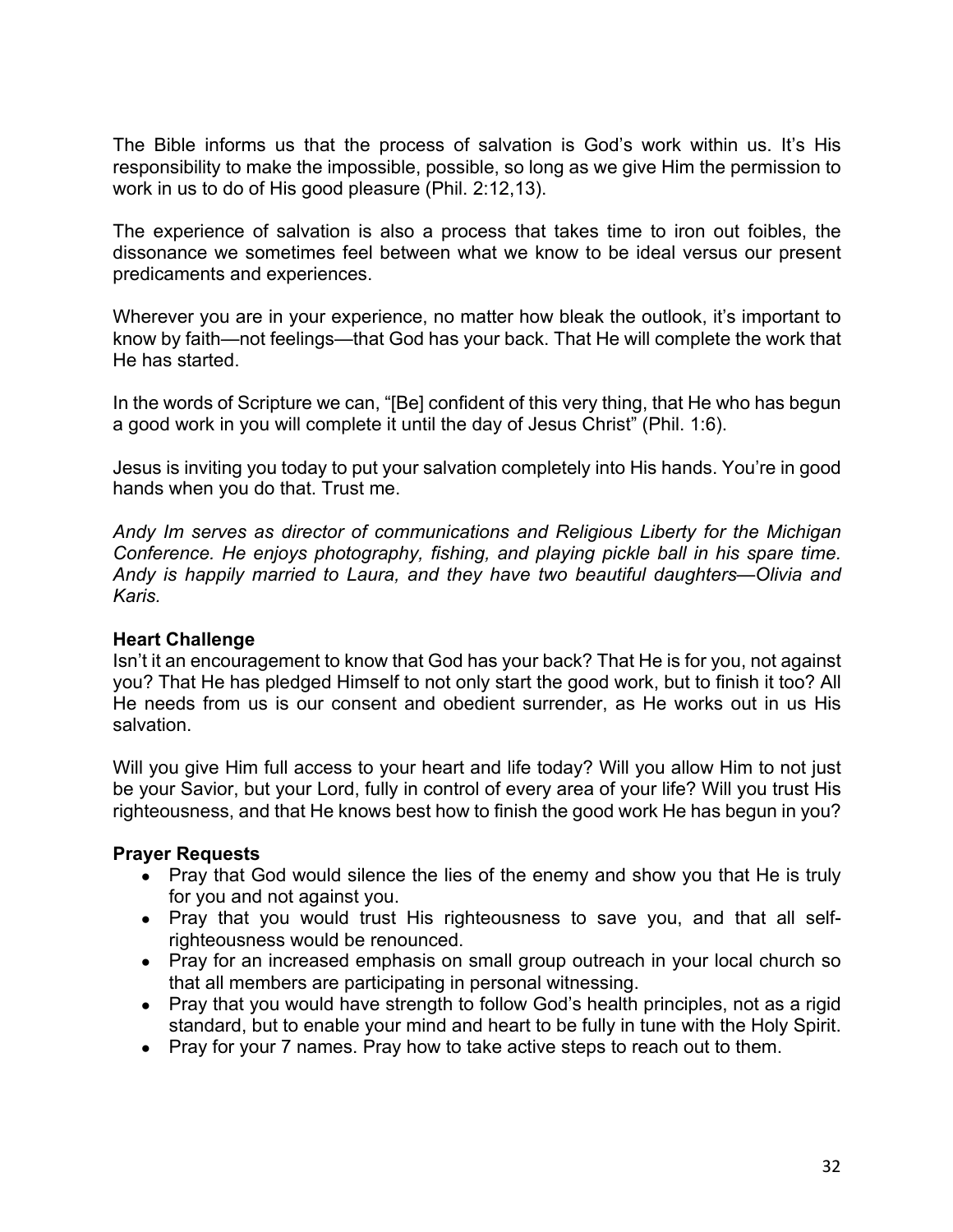The Bible informs us that the process of salvation is God's work within us. It's His responsibility to make the impossible, possible, so long as we give Him the permission to work in us to do of His good pleasure (Phil. 2:12,13).

The experience of salvation is also a process that takes time to iron out foibles, the dissonance we sometimes feel between what we know to be ideal versus our present predicaments and experiences.

Wherever you are in your experience, no matter how bleak the outlook, it's important to know by faith—not feelings—that God has your back. That He will complete the work that He has started.

In the words of Scripture we can, "[Be] confident of this very thing, that He who has begun a good work in you will complete it until the day of Jesus Christ" (Phil. 1:6).

Jesus is inviting you today to put your salvation completely into His hands. You're in good hands when you do that. Trust me.

*Andy Im serves as director of communications and Religious Liberty for the Michigan Conference. He enjoys photography, fishing, and playing pickle ball in his spare time. Andy is happily married to Laura, and they have two beautiful daughters—Olivia and Karis.*

**Heart Challenge**

Isn't it an encouragement to know that God has your back? That He is for you, not against you? That He has pledged Himself to not only start the good work, but to finish it too? All He needs from us is our consent and obedient surrender, as He works out in us His salvation.

Will you give Him full access to your heart and life today? Will you allow Him to not just be your Savior, but your Lord, fully in control of every area of your life? Will you trust His righteousness, and that He knows best how to finish the good work He has begun in you?

**Prayer Requests**

- Pray that God would silence the lies of the enemy and show you that He is truly for you and not against you.
- Pray that you would trust His righteousness to save you, and that all self-righteousness would be renounced.
- Pray for an increased emphasis on small group outreach in your local church so that all members are participating in personal witnessing.
- Pray that you would have strength to follow God's health principles, not as a rigid standard, but to enable your mind and heart to be fully in tune with the Holy Spirit.
- Pray for your 7 names. Pray how to take active steps to reach out to them.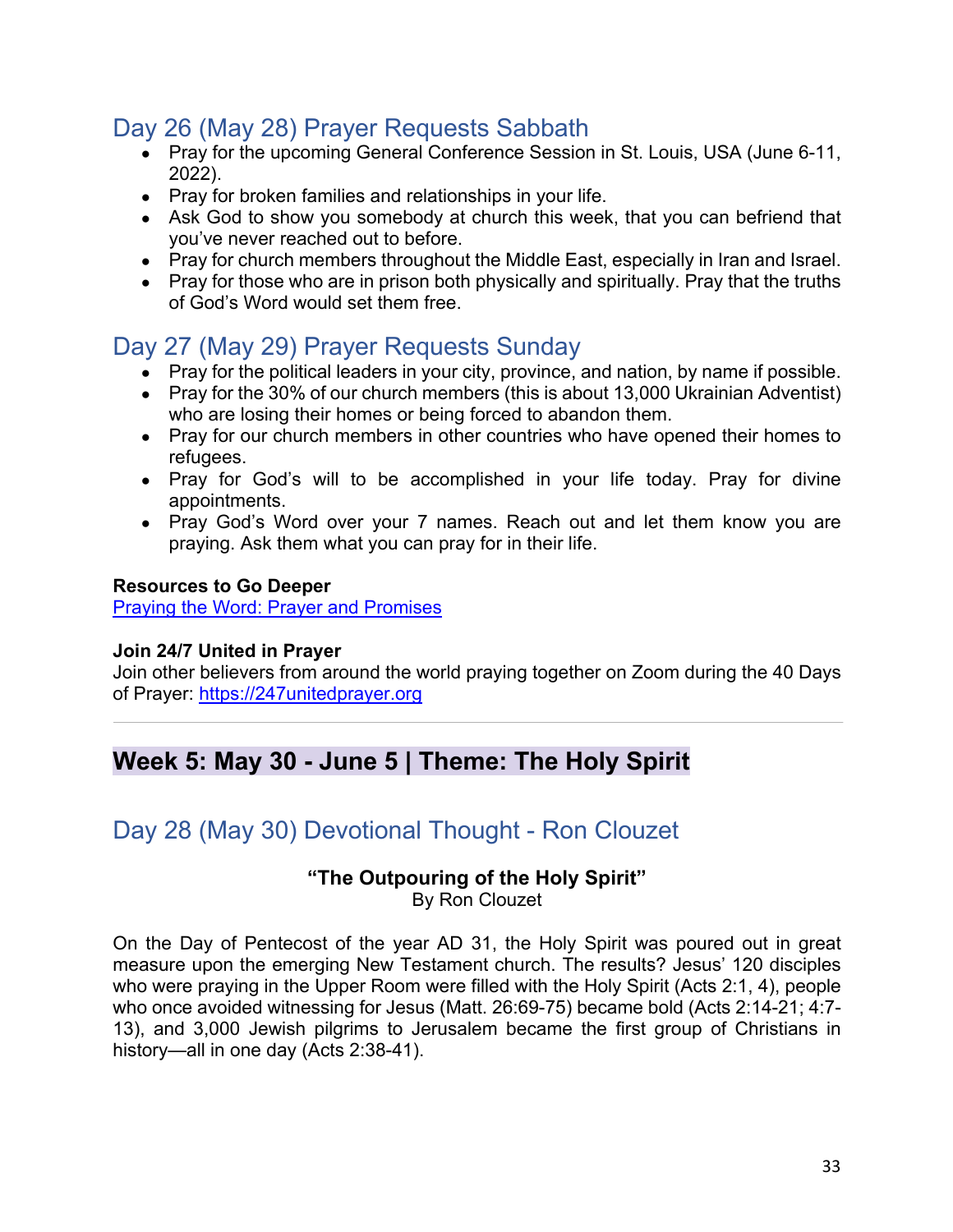## Day 26 (May 28) Prayer Requests Sabbath

- Pray for the upcoming General Conference Session in St. Louis, USA (June 6-11, 2022).
- Pray for broken families and relationships in your life.
- Ask God to show you somebody at church this week, that you can befriend that you've never reached out to before.
- Pray for church members throughout the Middle East, especially in Iran and Israel.
- Pray for those who are in prison both physically and spiritually. Pray that the truths of God's Word would set them free.

## Day 27 (May 29) Prayer Requests Sunday

- Pray for the political leaders in your city, province, and nation, by name if possible.
- Pray for the 30% of our church members (this is about 13,000 Ukrainian Adventist) who are losing their homes or being forced to abandon them.
- Pray for our church members in other countries who have opened their homes to refugees.
- Pray for God's will to be accomplished in your life today. Pray for divine appointments.
- Pray God's Word over your 7 names. Reach out and let them know you are praying. Ask them what you can pray for in their life.

**Resources to Go Deeper**
Praying the Word: Prayer and Promises

**Join 24/7 United in Prayer**
Join other believers from around the world praying together on Zoom during the 40 Days of Prayer: https://247unitedprayer.org

---

# Week 5: May 30 - June 5 | Theme: The Holy Spirit

## Day 28 (May 30) Devotional Thought - Ron Clouzet

**"The Outpouring of the Holy Spirit"**
By Ron Clouzet

On the Day of Pentecost of the year AD 31, the Holy Spirit was poured out in great measure upon the emerging New Testament church. The results? Jesus' 120 disciples who were praying in the Upper Room were filled with the Holy Spirit (Acts 2:1, 4), people who once avoided witnessing for Jesus (Matt. 26:69-75) became bold (Acts 2:14-21; 4:7-13), and 3,000 Jewish pilgrims to Jerusalem became the first group of Christians in history—all in one day (Acts 2:38-41).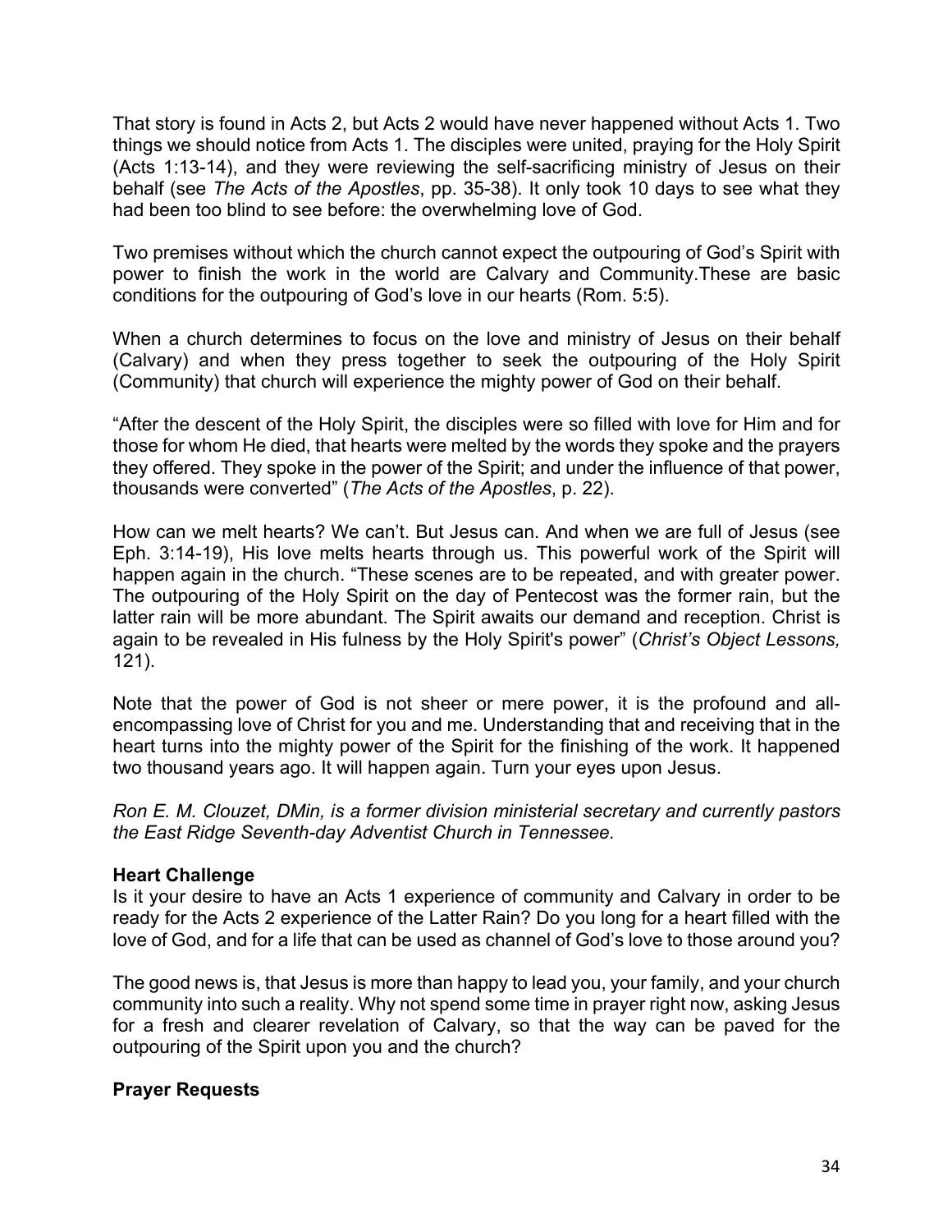That story is found in Acts 2, but Acts 2 would have never happened without Acts 1. Two things we should notice from Acts 1. The disciples were united, praying for the Holy Spirit (Acts 1:13-14), and they were reviewing the self-sacrificing ministry of Jesus on their behalf (see *The Acts of the Apostles*, pp. 35-38). It only took 10 days to see what they had been too blind to see before: the overwhelming love of God.

Two premises without which the church cannot expect the outpouring of God's Spirit with power to finish the work in the world are Calvary and Community.These are basic conditions for the outpouring of God's love in our hearts (Rom. 5:5).

When a church determines to focus on the love and ministry of Jesus on their behalf (Calvary) and when they press together to seek the outpouring of the Holy Spirit (Community) that church will experience the mighty power of God on their behalf.

"After the descent of the Holy Spirit, the disciples were so filled with love for Him and for those for whom He died, that hearts were melted by the words they spoke and the prayers they offered. They spoke in the power of the Spirit; and under the influence of that power, thousands were converted" (*The Acts of the Apostles*, p. 22).

How can we melt hearts? We can't. But Jesus can. And when we are full of Jesus (see Eph. 3:14-19), His love melts hearts through us. This powerful work of the Spirit will happen again in the church. "These scenes are to be repeated, and with greater power. The outpouring of the Holy Spirit on the day of Pentecost was the former rain, but the latter rain will be more abundant. The Spirit awaits our demand and reception. Christ is again to be revealed in His fulness by the Holy Spirit's power" (*Christ's Object Lessons,* 121).

Note that the power of God is not sheer or mere power, it is the profound and all-encompassing love of Christ for you and me. Understanding that and receiving that in the heart turns into the mighty power of the Spirit for the finishing of the work. It happened two thousand years ago. It will happen again. Turn your eyes upon Jesus.

*Ron E. M. Clouzet, DMin, is a former division ministerial secretary and currently pastors the East Ridge Seventh-day Adventist Church in Tennessee.*

**Heart Challenge**

Is it your desire to have an Acts 1 experience of community and Calvary in order to be ready for the Acts 2 experience of the Latter Rain? Do you long for a heart filled with the love of God, and for a life that can be used as channel of God's love to those around you?

The good news is, that Jesus is more than happy to lead you, your family, and your church community into such a reality. Why not spend some time in prayer right now, asking Jesus for a fresh and clearer revelation of Calvary, so that the way can be paved for the outpouring of the Spirit upon you and the church?

**Prayer Requests**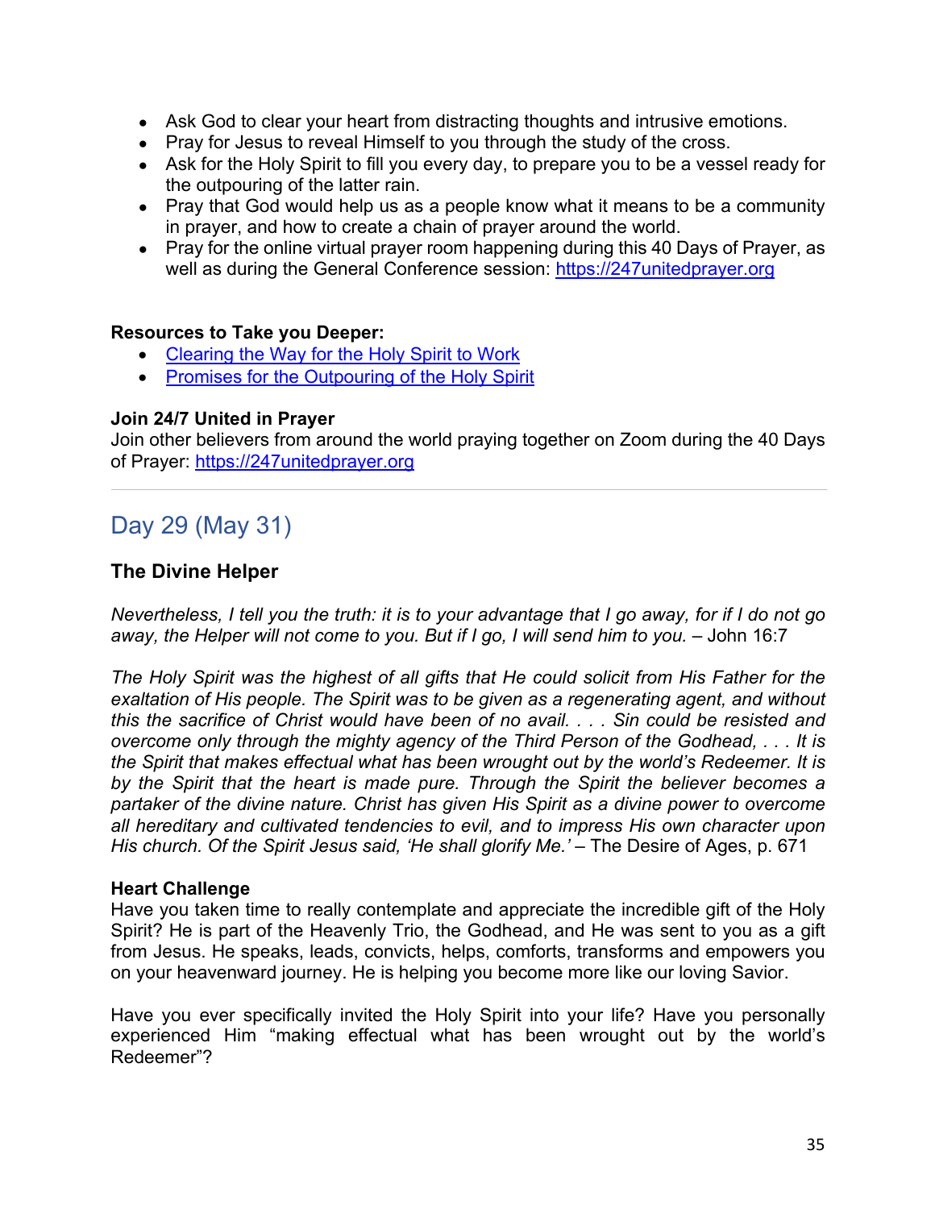- Ask God to clear your heart from distracting thoughts and intrusive emotions.
- Pray for Jesus to reveal Himself to you through the study of the cross.
- Ask for the Holy Spirit to fill you every day, to prepare you to be a vessel ready for the outpouring of the latter rain.
- Pray that God would help us as a people know what it means to be a community in prayer, and how to create a chain of prayer around the world.
- Pray for the online virtual prayer room happening during this 40 Days of Prayer, as well as during the General Conference session: [https://247unitedprayer.org](https://247unitedprayer.org)

**Resources to Take you Deeper:**

- [Clearing the Way for the Holy Spirit to Work]()
- [Promises for the Outpouring of the Holy Spirit]()

**Join 24/7 United in Prayer**
Join other believers from around the world praying together on Zoom during the 40 Days of Prayer: [https://247unitedprayer.org](https://247unitedprayer.org)

---

## Day 29 (May 31)

### The Divine Helper

*Nevertheless, I tell you the truth: it is to your advantage that I go away, for if I do not go away, the Helper will not come to you. But if I go, I will send him to you.* – John 16:7

*The Holy Spirit was the highest of all gifts that He could solicit from His Father for the exaltation of His people. The Spirit was to be given as a regenerating agent, and without this the sacrifice of Christ would have been of no avail. . . . Sin could be resisted and overcome only through the mighty agency of the Third Person of the Godhead, . . . It is the Spirit that makes effectual what has been wrought out by the world's Redeemer. It is by the Spirit that the heart is made pure. Through the Spirit the believer becomes a partaker of the divine nature. Christ has given His Spirit as a divine power to overcome all hereditary and cultivated tendencies to evil, and to impress His own character upon His church. Of the Spirit Jesus said, 'He shall glorify Me.'* – The Desire of Ages, p. 671

**Heart Challenge**
Have you taken time to really contemplate and appreciate the incredible gift of the Holy Spirit? He is part of the Heavenly Trio, the Godhead, and He was sent to you as a gift from Jesus. He speaks, leads, convicts, helps, comforts, transforms and empowers you on your heavenward journey. He is helping you become more like our loving Savior.

Have you ever specifically invited the Holy Spirit into your life? Have you personally experienced Him "making effectual what has been wrought out by the world's Redeemer"?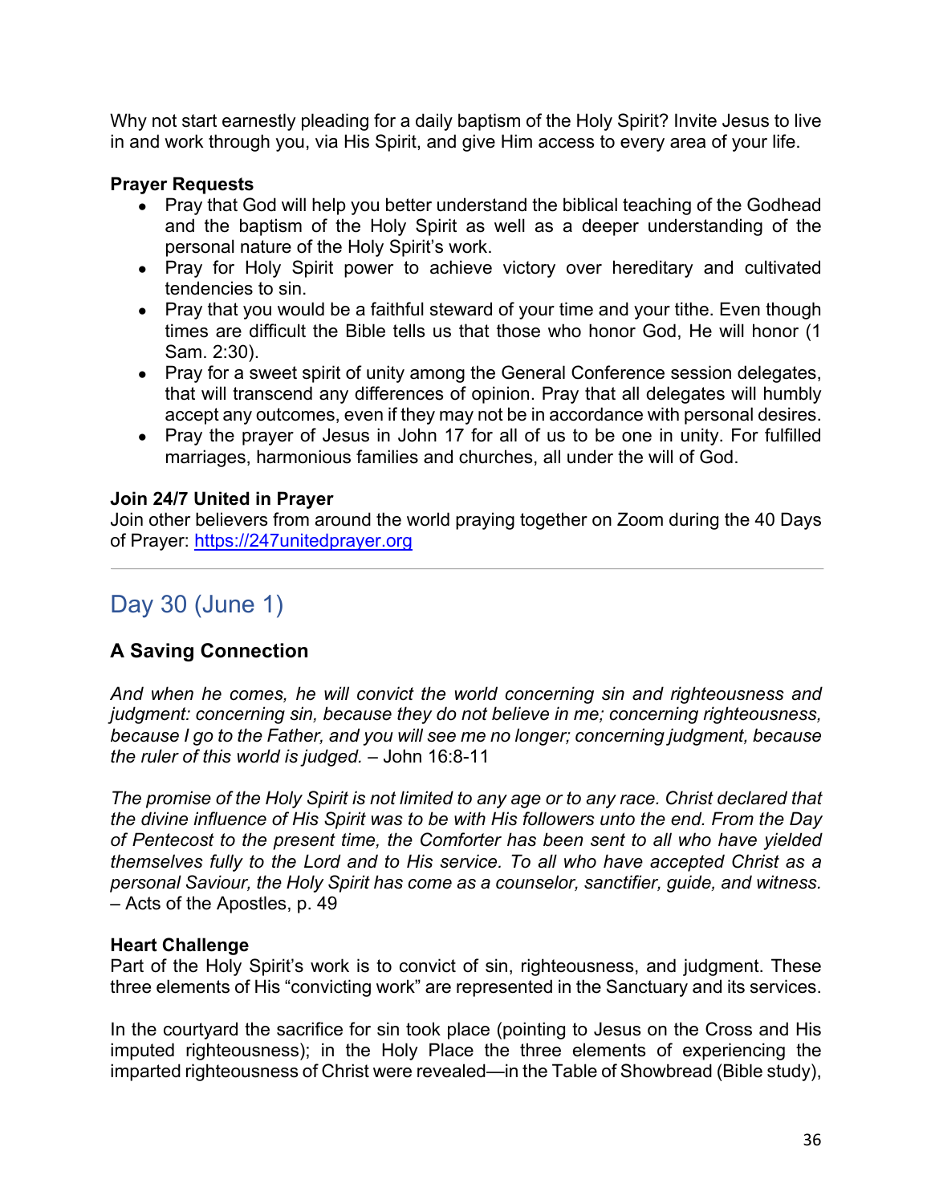Why not start earnestly pleading for a daily baptism of the Holy Spirit? Invite Jesus to live in and work through you, via His Spirit, and give Him access to every area of your life.

**Prayer Requests**

- Pray that God will help you better understand the biblical teaching of the Godhead and the baptism of the Holy Spirit as well as a deeper understanding of the personal nature of the Holy Spirit's work.
- Pray for Holy Spirit power to achieve victory over hereditary and cultivated tendencies to sin.
- Pray that you would be a faithful steward of your time and your tithe. Even though times are difficult the Bible tells us that those who honor God, He will honor (1 Sam. 2:30).
- Pray for a sweet spirit of unity among the General Conference session delegates, that will transcend any differences of opinion. Pray that all delegates will humbly accept any outcomes, even if they may not be in accordance with personal desires.
- Pray the prayer of Jesus in John 17 for all of us to be one in unity. For fulfilled marriages, harmonious families and churches, all under the will of God.

**Join 24/7 United in Prayer**

Join other believers from around the world praying together on Zoom during the 40 Days of Prayer: [https://247unitedprayer.org](https://247unitedprayer.org)

---

## Day 30 (June 1)

### A Saving Connection

*And when he comes, he will convict the world concerning sin and righteousness and judgment: concerning sin, because they do not believe in me; concerning righteousness, because I go to the Father, and you will see me no longer; concerning judgment, because the ruler of this world is judged.* – John 16:8-11

*The promise of the Holy Spirit is not limited to any age or to any race. Christ declared that the divine influence of His Spirit was to be with His followers unto the end. From the Day of Pentecost to the present time, the Comforter has been sent to all who have yielded themselves fully to the Lord and to His service. To all who have accepted Christ as a personal Saviour, the Holy Spirit has come as a counselor, sanctifier, guide, and witness.* – Acts of the Apostles, p. 49

**Heart Challenge**

Part of the Holy Spirit's work is to convict of sin, righteousness, and judgment. These three elements of His "convicting work" are represented in the Sanctuary and its services.

In the courtyard the sacrifice for sin took place (pointing to Jesus on the Cross and His imputed righteousness); in the Holy Place the three elements of experiencing the imparted righteousness of Christ were revealed—in the Table of Showbread (Bible study),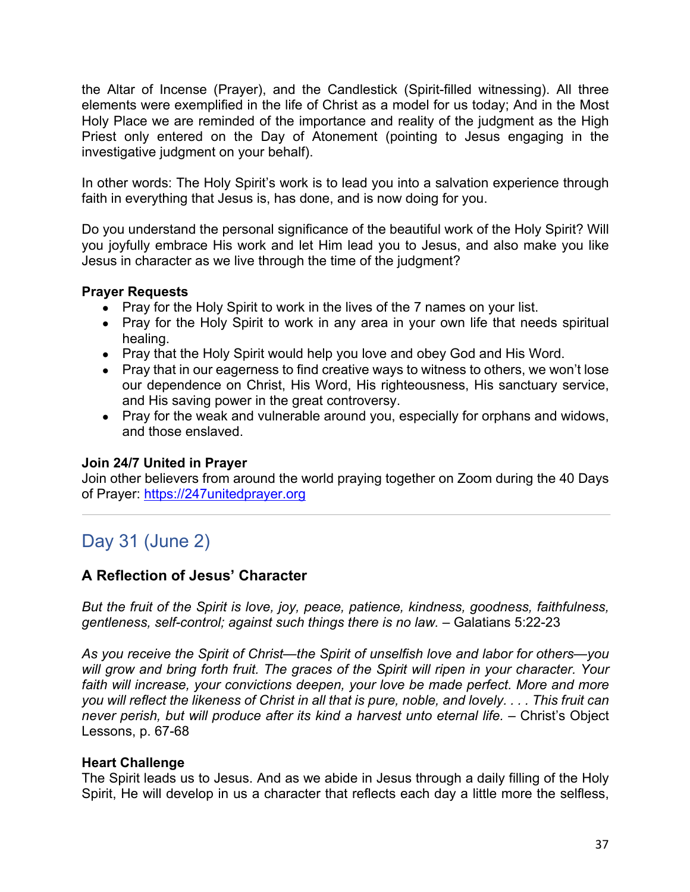the Altar of Incense (Prayer), and the Candlestick (Spirit-filled witnessing). All three elements were exemplified in the life of Christ as a model for us today; And in the Most Holy Place we are reminded of the importance and reality of the judgment as the High Priest only entered on the Day of Atonement (pointing to Jesus engaging in the investigative judgment on your behalf).

In other words: The Holy Spirit's work is to lead you into a salvation experience through faith in everything that Jesus is, has done, and is now doing for you.

Do you understand the personal significance of the beautiful work of the Holy Spirit? Will you joyfully embrace His work and let Him lead you to Jesus, and also make you like Jesus in character as we live through the time of the judgment?

**Prayer Requests**

- Pray for the Holy Spirit to work in the lives of the 7 names on your list.
- Pray for the Holy Spirit to work in any area in your own life that needs spiritual healing.
- Pray that the Holy Spirit would help you love and obey God and His Word.
- Pray that in our eagerness to find creative ways to witness to others, we won't lose our dependence on Christ, His Word, His righteousness, His sanctuary service, and His saving power in the great controversy.
- Pray for the weak and vulnerable around you, especially for orphans and widows, and those enslaved.

**Join 24/7 United in Prayer**

Join other believers from around the world praying together on Zoom during the 40 Days of Prayer: [https://247unitedprayer.org](https://247unitedprayer.org)

---

## Day 31 (June 2)

### A Reflection of Jesus' Character

*But the fruit of the Spirit is love, joy, peace, patience, kindness, goodness, faithfulness, gentleness, self-control; against such things there is no law.* – Galatians 5:22-23

*As you receive the Spirit of Christ—the Spirit of unselfish love and labor for others—you will grow and bring forth fruit. The graces of the Spirit will ripen in your character. Your faith will increase, your convictions deepen, your love be made perfect. More and more you will reflect the likeness of Christ in all that is pure, noble, and lovely. . . . This fruit can never perish, but will produce after its kind a harvest unto eternal life.* – Christ's Object Lessons, p. 67-68

**Heart Challenge**

The Spirit leads us to Jesus. And as we abide in Jesus through a daily filling of the Holy Spirit, He will develop in us a character that reflects each day a little more the selfless,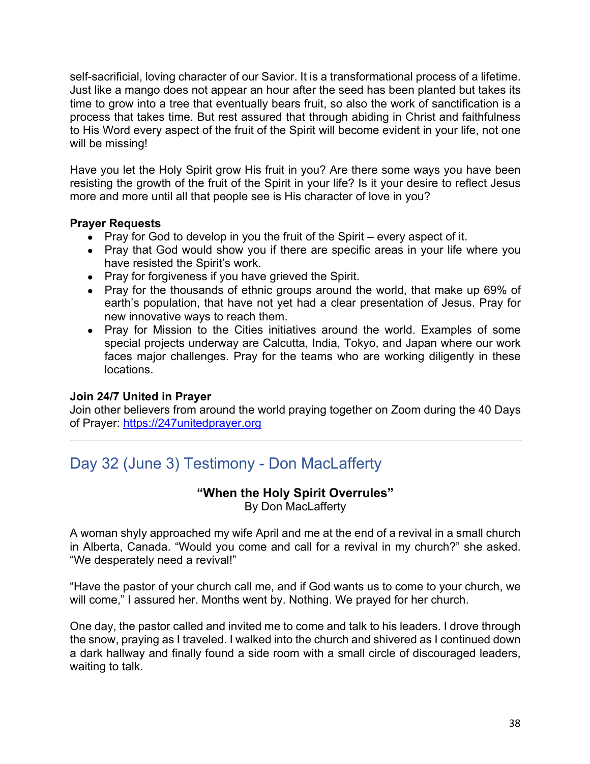self-sacrificial, loving character of our Savior. It is a transformational process of a lifetime. Just like a mango does not appear an hour after the seed has been planted but takes its time to grow into a tree that eventually bears fruit, so also the work of sanctification is a process that takes time. But rest assured that through abiding in Christ and faithfulness to His Word every aspect of the fruit of the Spirit will become evident in your life, not one will be missing!

Have you let the Holy Spirit grow His fruit in you? Are there some ways you have been resisting the growth of the fruit of the Spirit in your life? Is it your desire to reflect Jesus more and more until all that people see is His character of love in you?

**Prayer Requests**

- Pray for God to develop in you the fruit of the Spirit – every aspect of it.
- Pray that God would show you if there are specific areas in your life where you have resisted the Spirit's work.
- Pray for forgiveness if you have grieved the Spirit.
- Pray for the thousands of ethnic groups around the world, that make up 69% of earth's population, that have not yet had a clear presentation of Jesus. Pray for new innovative ways to reach them.
- Pray for Mission to the Cities initiatives around the world. Examples of some special projects underway are Calcutta, India, Tokyo, and Japan where our work faces major challenges. Pray for the teams who are working diligently in these locations.

**Join 24/7 United in Prayer**

Join other believers from around the world praying together on Zoom during the 40 Days of Prayer: https://247unitedprayer.org

---

## Day 32 (June 3) Testimony - Don MacLafferty

**"When the Holy Spirit Overrules"**
By Don MacLafferty

A woman shyly approached my wife April and me at the end of a revival in a small church in Alberta, Canada. "Would you come and call for a revival in my church?" she asked. "We desperately need a revival!"

"Have the pastor of your church call me, and if God wants us to come to your church, we will come," I assured her. Months went by. Nothing. We prayed for her church.

One day, the pastor called and invited me to come and talk to his leaders. I drove through the snow, praying as I traveled. I walked into the church and shivered as I continued down a dark hallway and finally found a side room with a small circle of discouraged leaders, waiting to talk.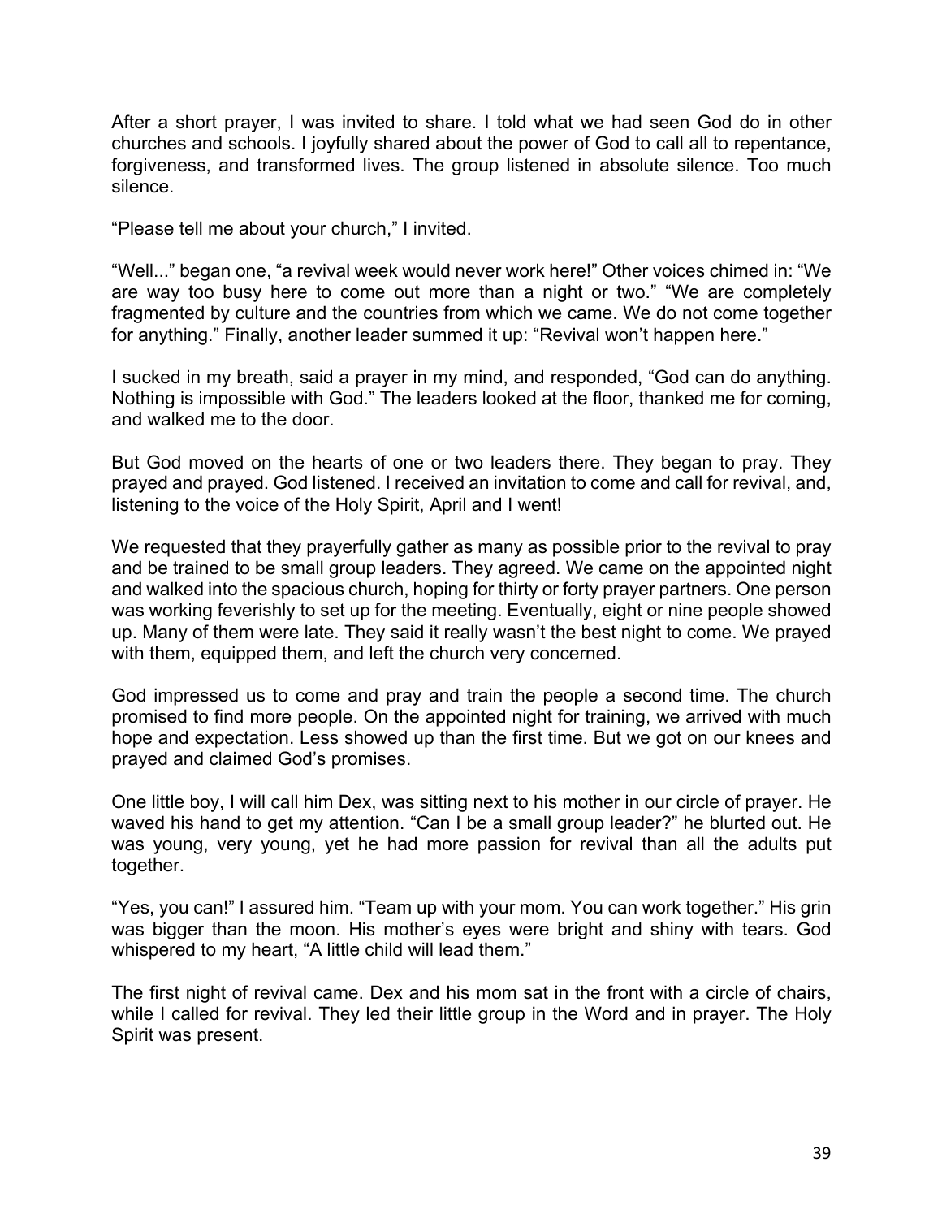After a short prayer, I was invited to share. I told what we had seen God do in other churches and schools. I joyfully shared about the power of God to call all to repentance, forgiveness, and transformed lives. The group listened in absolute silence. Too much silence.

“Please tell me about your church,” I invited.

“Well...” began one, “a revival week would never work here!” Other voices chimed in: “We are way too busy here to come out more than a night or two.” “We are completely fragmented by culture and the countries from which we came. We do not come together for anything.” Finally, another leader summed it up: “Revival won’t happen here.”

I sucked in my breath, said a prayer in my mind, and responded, “God can do anything. Nothing is impossible with God.” The leaders looked at the floor, thanked me for coming, and walked me to the door.

But God moved on the hearts of one or two leaders there. They began to pray. They prayed and prayed. God listened. I received an invitation to come and call for revival, and, listening to the voice of the Holy Spirit, April and I went!

We requested that they prayerfully gather as many as possible prior to the revival to pray and be trained to be small group leaders. They agreed. We came on the appointed night and walked into the spacious church, hoping for thirty or forty prayer partners. One person was working feverishly to set up for the meeting. Eventually, eight or nine people showed up. Many of them were late. They said it really wasn’t the best night to come. We prayed with them, equipped them, and left the church very concerned.

God impressed us to come and pray and train the people a second time. The church promised to find more people. On the appointed night for training, we arrived with much hope and expectation. Less showed up than the first time. But we got on our knees and prayed and claimed God’s promises.

One little boy, I will call him Dex, was sitting next to his mother in our circle of prayer. He waved his hand to get my attention. “Can I be a small group leader?” he blurted out. He was young, very young, yet he had more passion for revival than all the adults put together.

“Yes, you can!” I assured him. “Team up with your mom. You can work together.” His grin was bigger than the moon. His mother’s eyes were bright and shiny with tears. God whispered to my heart, “A little child will lead them.”

The first night of revival came. Dex and his mom sat in the front with a circle of chairs, while I called for revival. They led their little group in the Word and in prayer. The Holy Spirit was present.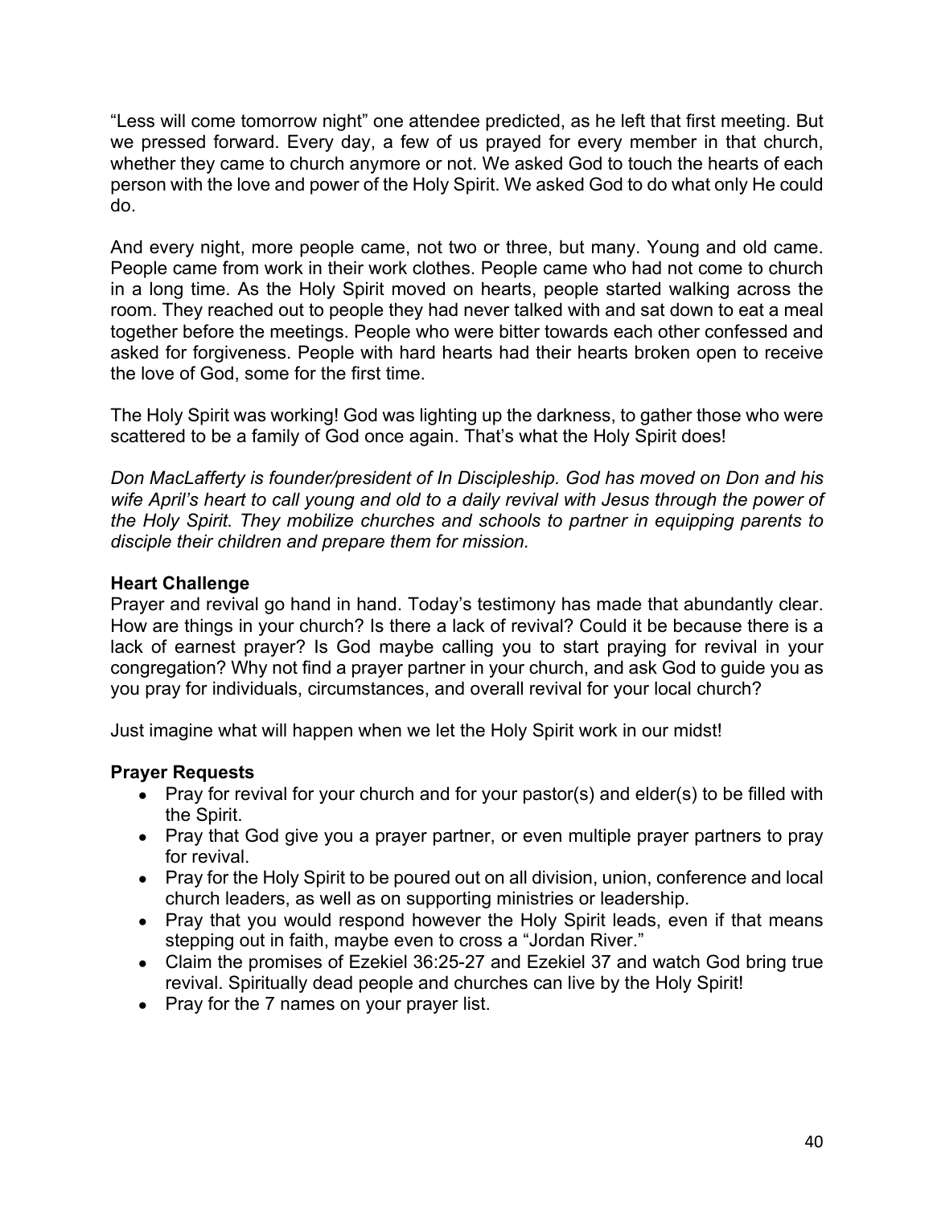"Less will come tomorrow night" one attendee predicted, as he left that first meeting. But we pressed forward. Every day, a few of us prayed for every member in that church, whether they came to church anymore or not. We asked God to touch the hearts of each person with the love and power of the Holy Spirit. We asked God to do what only He could do.

And every night, more people came, not two or three, but many. Young and old came. People came from work in their work clothes. People came who had not come to church in a long time. As the Holy Spirit moved on hearts, people started walking across the room. They reached out to people they had never talked with and sat down to eat a meal together before the meetings. People who were bitter towards each other confessed and asked for forgiveness. People with hard hearts had their hearts broken open to receive the love of God, some for the first time.

The Holy Spirit was working! God was lighting up the darkness, to gather those who were scattered to be a family of God once again. That's what the Holy Spirit does!

*Don MacLafferty is founder/president of In Discipleship. God has moved on Don and his wife April's heart to call young and old to a daily revival with Jesus through the power of the Holy Spirit. They mobilize churches and schools to partner in equipping parents to disciple their children and prepare them for mission.*

**Heart Challenge**

Prayer and revival go hand in hand. Today's testimony has made that abundantly clear. How are things in your church? Is there a lack of revival? Could it be because there is a lack of earnest prayer? Is God maybe calling you to start praying for revival in your congregation? Why not find a prayer partner in your church, and ask God to guide you as you pray for individuals, circumstances, and overall revival for your local church?

Just imagine what will happen when we let the Holy Spirit work in our midst!

**Prayer Requests**

- Pray for revival for your church and for your pastor(s) and elder(s) to be filled with the Spirit.
- Pray that God give you a prayer partner, or even multiple prayer partners to pray for revival.
- Pray for the Holy Spirit to be poured out on all division, union, conference and local church leaders, as well as on supporting ministries or leadership.
- Pray that you would respond however the Holy Spirit leads, even if that means stepping out in faith, maybe even to cross a "Jordan River."
- Claim the promises of Ezekiel 36:25-27 and Ezekiel 37 and watch God bring true revival. Spiritually dead people and churches can live by the Holy Spirit!
- Pray for the 7 names on your prayer list.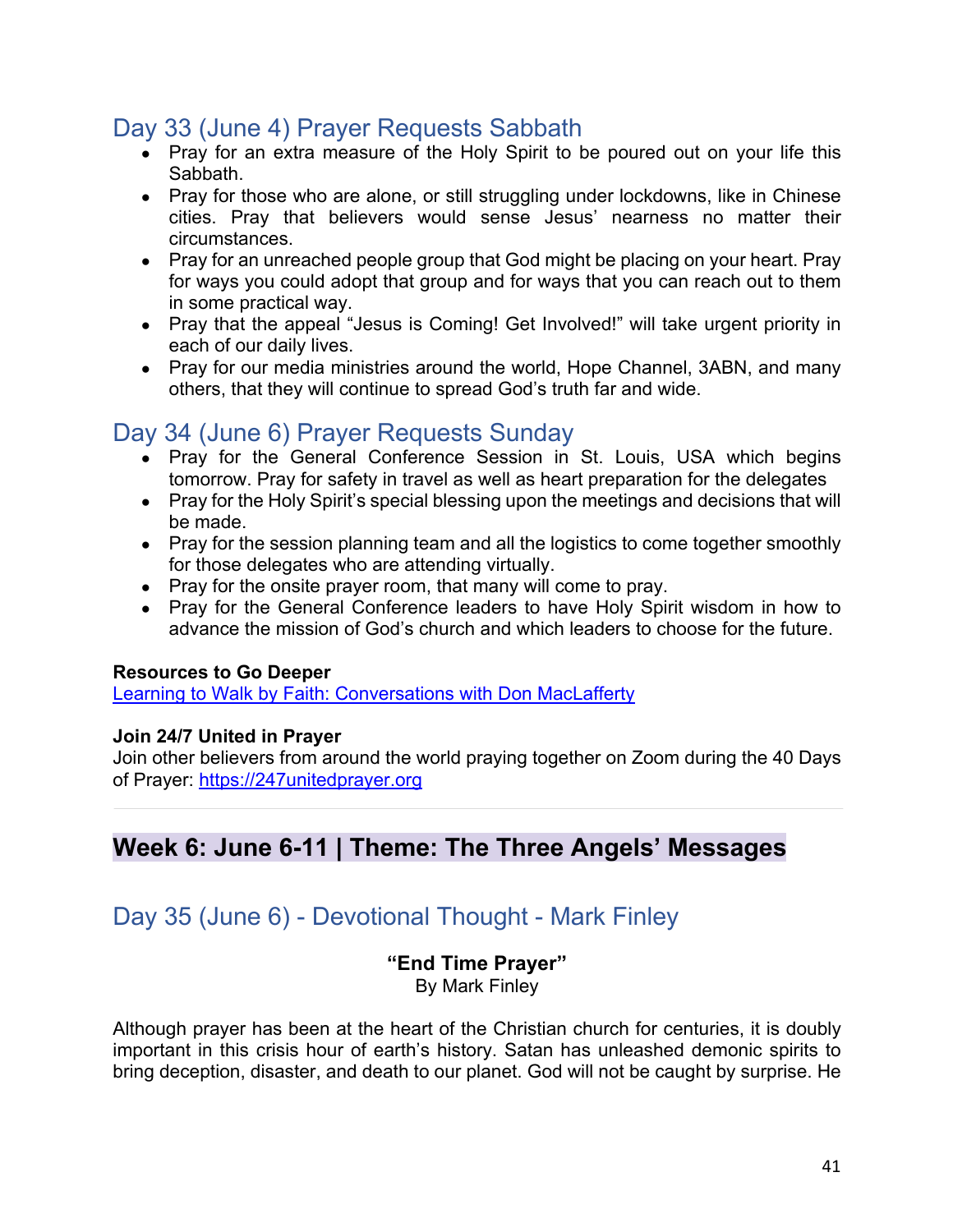## Day 33 (June 4) Prayer Requests Sabbath

- Pray for an extra measure of the Holy Spirit to be poured out on your life this Sabbath.
- Pray for those who are alone, or still struggling under lockdowns, like in Chinese cities. Pray that believers would sense Jesus' nearness no matter their circumstances.
- Pray for an unreached people group that God might be placing on your heart. Pray for ways you could adopt that group and for ways that you can reach out to them in some practical way.
- Pray that the appeal "Jesus is Coming! Get Involved!" will take urgent priority in each of our daily lives.
- Pray for our media ministries around the world, Hope Channel, 3ABN, and many others, that they will continue to spread God's truth far and wide.

## Day 34 (June 6) Prayer Requests Sunday

- Pray for the General Conference Session in St. Louis, USA which begins tomorrow. Pray for safety in travel as well as heart preparation for the delegates
- Pray for the Holy Spirit's special blessing upon the meetings and decisions that will be made.
- Pray for the session planning team and all the logistics to come together smoothly for those delegates who are attending virtually.
- Pray for the onsite prayer room, that many will come to pray.
- Pray for the General Conference leaders to have Holy Spirit wisdom in how to advance the mission of God's church and which leaders to choose for the future.

**Resources to Go Deeper**
[Learning to Walk by Faith: Conversations with Don MacLafferty]()

**Join 24/7 United in Prayer**
Join other believers from around the world praying together on Zoom during the 40 Days of Prayer: [https://247unitedprayer.org](https://247unitedprayer.org)

---

# Week 6: June 6-11 | Theme: The Three Angels' Messages

## Day 35 (June 6) - Devotional Thought - Mark Finley

**"End Time Prayer"**
By Mark Finley

Although prayer has been at the heart of the Christian church for centuries, it is doubly important in this crisis hour of earth's history. Satan has unleashed demonic spirits to bring deception, disaster, and death to our planet. God will not be caught by surprise. He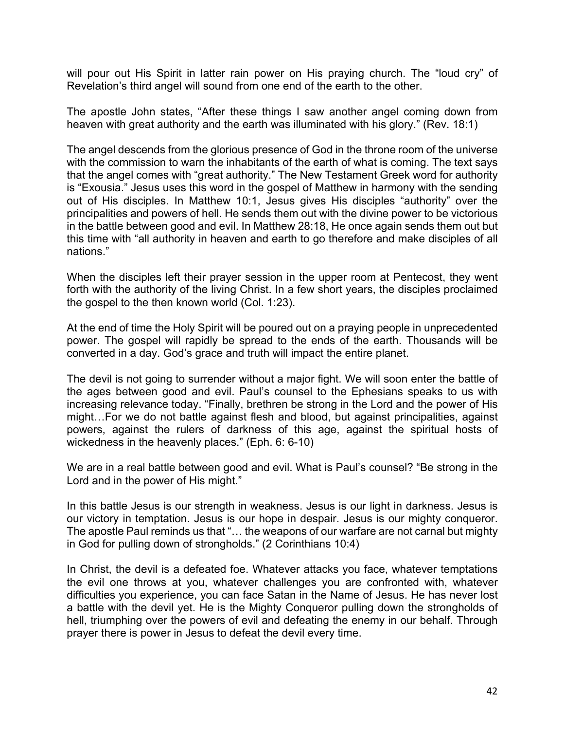will pour out His Spirit in latter rain power on His praying church. The "loud cry" of Revelation's third angel will sound from one end of the earth to the other.

The apostle John states, "After these things I saw another angel coming down from heaven with great authority and the earth was illuminated with his glory." (Rev. 18:1)

The angel descends from the glorious presence of God in the throne room of the universe with the commission to warn the inhabitants of the earth of what is coming. The text says that the angel comes with "great authority." The New Testament Greek word for authority is "Exousia." Jesus uses this word in the gospel of Matthew in harmony with the sending out of His disciples. In Matthew 10:1, Jesus gives His disciples "authority" over the principalities and powers of hell. He sends them out with the divine power to be victorious in the battle between good and evil. In Matthew 28:18, He once again sends them out but this time with "all authority in heaven and earth to go therefore and make disciples of all nations."

When the disciples left their prayer session in the upper room at Pentecost, they went forth with the authority of the living Christ. In a few short years, the disciples proclaimed the gospel to the then known world (Col. 1:23).

At the end of time the Holy Spirit will be poured out on a praying people in unprecedented power. The gospel will rapidly be spread to the ends of the earth. Thousands will be converted in a day. God's grace and truth will impact the entire planet.

The devil is not going to surrender without a major fight. We will soon enter the battle of the ages between good and evil. Paul's counsel to the Ephesians speaks to us with increasing relevance today. "Finally, brethren be strong in the Lord and the power of His might…For we do not battle against flesh and blood, but against principalities, against powers, against the rulers of darkness of this age, against the spiritual hosts of wickedness in the heavenly places." (Eph. 6: 6-10)

We are in a real battle between good and evil. What is Paul's counsel? "Be strong in the Lord and in the power of His might."

In this battle Jesus is our strength in weakness. Jesus is our light in darkness. Jesus is our victory in temptation. Jesus is our hope in despair. Jesus is our mighty conqueror. The apostle Paul reminds us that "… the weapons of our warfare are not carnal but mighty in God for pulling down of strongholds." (2 Corinthians 10:4)

In Christ, the devil is a defeated foe. Whatever attacks you face, whatever temptations the evil one throws at you, whatever challenges you are confronted with, whatever difficulties you experience, you can face Satan in the Name of Jesus. He has never lost a battle with the devil yet. He is the Mighty Conqueror pulling down the strongholds of hell, triumphing over the powers of evil and defeating the enemy in our behalf. Through prayer there is power in Jesus to defeat the devil every time.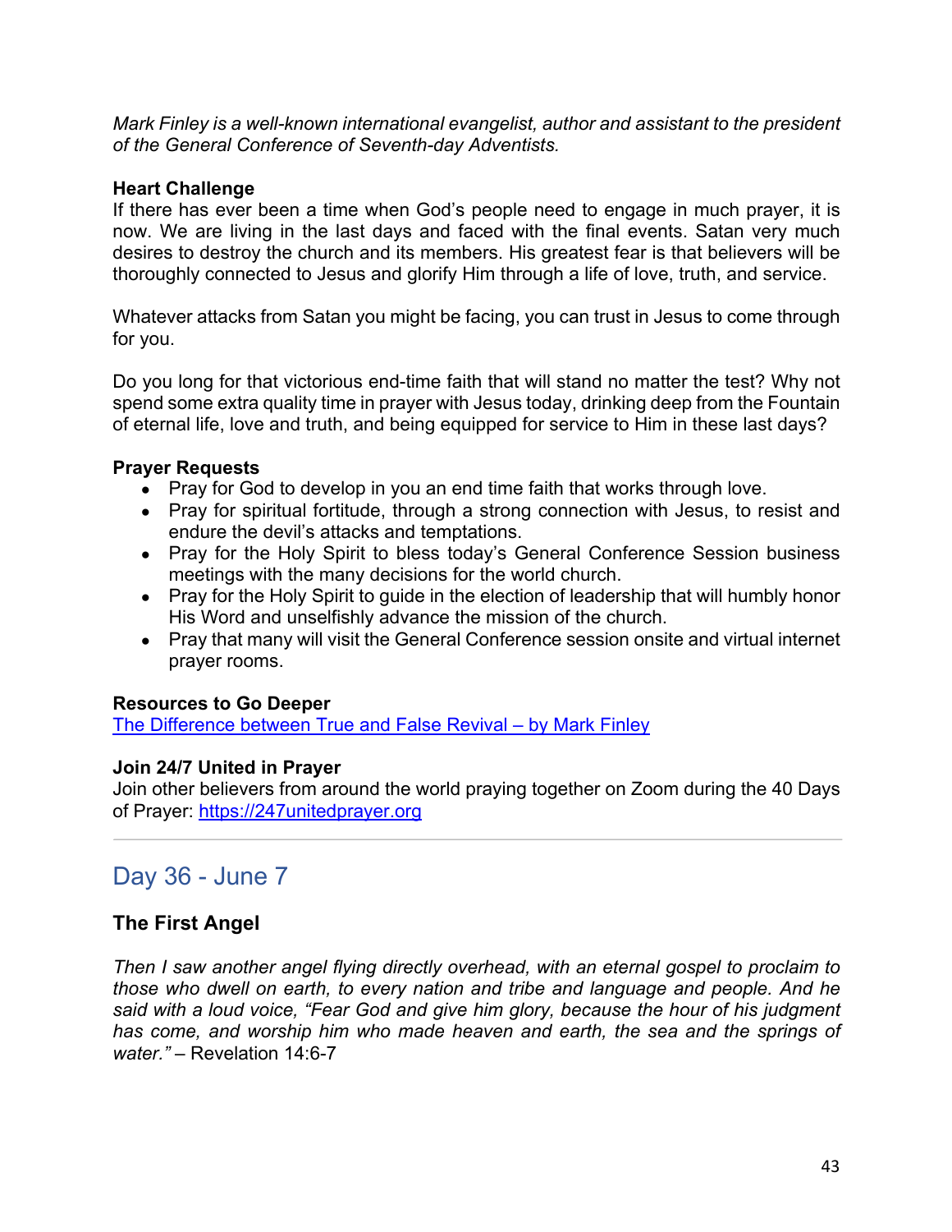*Mark Finley is a well-known international evangelist, author and assistant to the president of the General Conference of Seventh-day Adventists.*

**Heart Challenge**

If there has ever been a time when God's people need to engage in much prayer, it is now. We are living in the last days and faced with the final events. Satan very much desires to destroy the church and its members. His greatest fear is that believers will be thoroughly connected to Jesus and glorify Him through a life of love, truth, and service.

Whatever attacks from Satan you might be facing, you can trust in Jesus to come through for you.

Do you long for that victorious end-time faith that will stand no matter the test? Why not spend some extra quality time in prayer with Jesus today, drinking deep from the Fountain of eternal life, love and truth, and being equipped for service to Him in these last days?

**Prayer Requests**

- Pray for God to develop in you an end time faith that works through love.
- Pray for spiritual fortitude, through a strong connection with Jesus, to resist and endure the devil's attacks and temptations.
- Pray for the Holy Spirit to bless today's General Conference Session business meetings with the many decisions for the world church.
- Pray for the Holy Spirit to guide in the election of leadership that will humbly honor His Word and unselfishly advance the mission of the church.
- Pray that many will visit the General Conference session onsite and virtual internet prayer rooms.

**Resources to Go Deeper**

[The Difference between True and False Revival – by Mark Finley]

**Join 24/7 United in Prayer**

Join other believers from around the world praying together on Zoom during the 40 Days of Prayer: https://247unitedprayer.org

---

## Day 36 - June 7

### The First Angel

*Then I saw another angel flying directly overhead, with an eternal gospel to proclaim to those who dwell on earth, to every nation and tribe and language and people. And he said with a loud voice, "Fear God and give him glory, because the hour of his judgment has come, and worship him who made heaven and earth, the sea and the springs of water."* – Revelation 14:6-7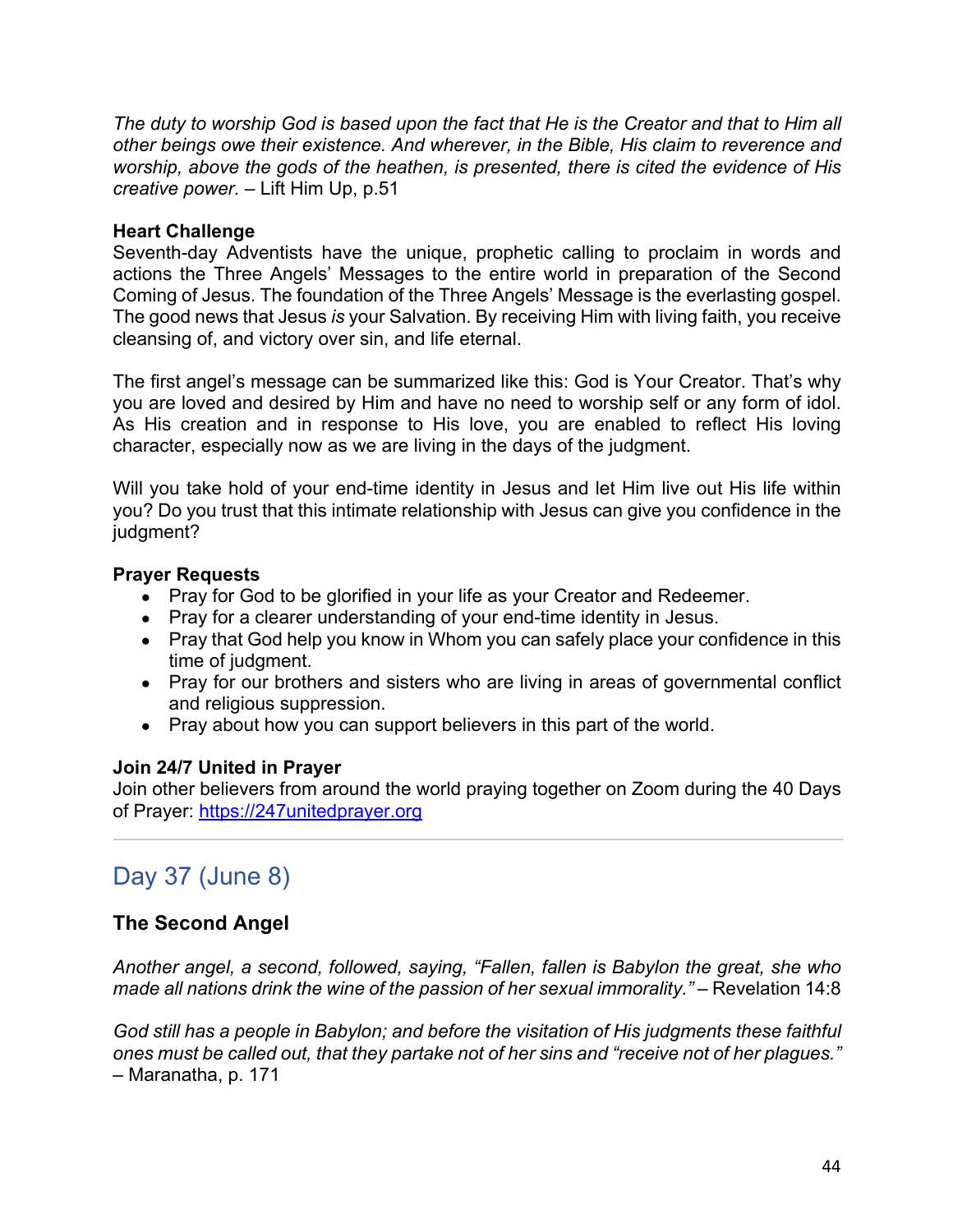*The duty to worship God is based upon the fact that He is the Creator and that to Him all other beings owe their existence. And wherever, in the Bible, His claim to reverence and worship, above the gods of the heathen, is presented, there is cited the evidence of His creative power.* – Lift Him Up, p.51

**Heart Challenge**

Seventh-day Adventists have the unique, prophetic calling to proclaim in words and actions the Three Angels' Messages to the entire world in preparation of the Second Coming of Jesus. The foundation of the Three Angels' Message is the everlasting gospel. The good news that Jesus *is* your Salvation. By receiving Him with living faith, you receive cleansing of, and victory over sin, and life eternal.

The first angel's message can be summarized like this: God is Your Creator. That's why you are loved and desired by Him and have no need to worship self or any form of idol. As His creation and in response to His love, you are enabled to reflect His loving character, especially now as we are living in the days of the judgment.

Will you take hold of your end-time identity in Jesus and let Him live out His life within you? Do you trust that this intimate relationship with Jesus can give you confidence in the judgment?

**Prayer Requests**

- Pray for God to be glorified in your life as your Creator and Redeemer.
- Pray for a clearer understanding of your end-time identity in Jesus.
- Pray that God help you know in Whom you can safely place your confidence in this time of judgment.
- Pray for our brothers and sisters who are living in areas of governmental conflict and religious suppression.
- Pray about how you can support believers in this part of the world.

**Join 24/7 United in Prayer**

Join other believers from around the world praying together on Zoom during the 40 Days of Prayer: https://247unitedprayer.org

---

## Day 37 (June 8)

### The Second Angel

*Another angel, a second, followed, saying, "Fallen, fallen is Babylon the great, she who made all nations drink the wine of the passion of her sexual immorality."* – Revelation 14:8

*God still has a people in Babylon; and before the visitation of His judgments these faithful ones must be called out, that they partake not of her sins and "receive not of her plagues."* – Maranatha, p. 171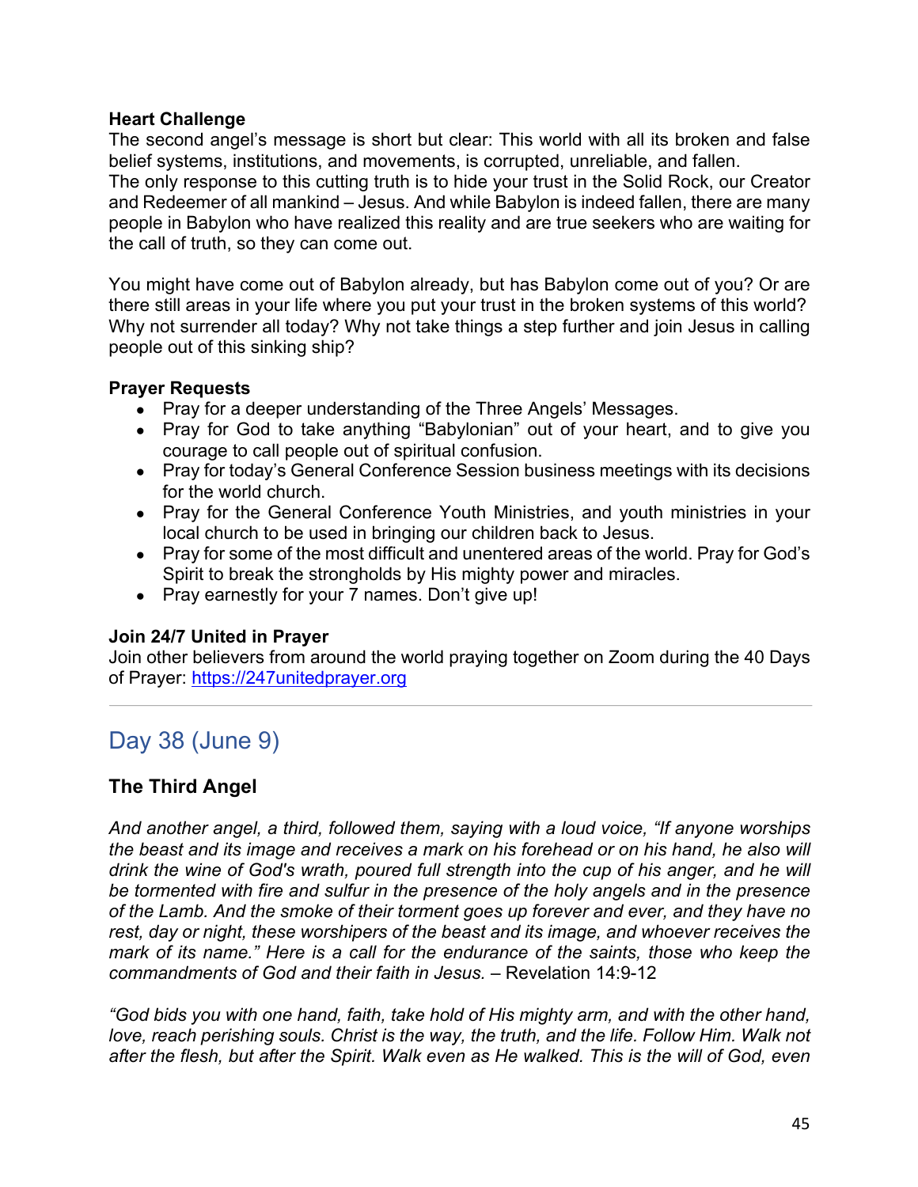**Heart Challenge**

The second angel's message is short but clear: This world with all its broken and false belief systems, institutions, and movements, is corrupted, unreliable, and fallen.
The only response to this cutting truth is to hide your trust in the Solid Rock, our Creator and Redeemer of all mankind – Jesus. And while Babylon is indeed fallen, there are many people in Babylon who have realized this reality and are true seekers who are waiting for the call of truth, so they can come out.

You might have come out of Babylon already, but has Babylon come out of you? Or are there still areas in your life where you put your trust in the broken systems of this world? Why not surrender all today? Why not take things a step further and join Jesus in calling people out of this sinking ship?

**Prayer Requests**

- Pray for a deeper understanding of the Three Angels' Messages.
- Pray for God to take anything "Babylonian" out of your heart, and to give you courage to call people out of spiritual confusion.
- Pray for today's General Conference Session business meetings with its decisions for the world church.
- Pray for the General Conference Youth Ministries, and youth ministries in your local church to be used in bringing our children back to Jesus.
- Pray for some of the most difficult and unentered areas of the world. Pray for God's Spirit to break the strongholds by His mighty power and miracles.
- Pray earnestly for your 7 names. Don't give up!

**Join 24/7 United in Prayer**

Join other believers from around the world praying together on Zoom during the 40 Days of Prayer: [https://247unitedprayer.org](https://247unitedprayer.org)

---

## Day 38 (June 9)

### The Third Angel

*And another angel, a third, followed them, saying with a loud voice, "If anyone worships the beast and its image and receives a mark on his forehead or on his hand, he also will drink the wine of God's wrath, poured full strength into the cup of his anger, and he will be tormented with fire and sulfur in the presence of the holy angels and in the presence of the Lamb. And the smoke of their torment goes up forever and ever, and they have no rest, day or night, these worshipers of the beast and its image, and whoever receives the mark of its name." Here is a call for the endurance of the saints, those who keep the commandments of God and their faith in Jesus.* – Revelation 14:9-12

*"God bids you with one hand, faith, take hold of His mighty arm, and with the other hand, love, reach perishing souls. Christ is the way, the truth, and the life. Follow Him. Walk not after the flesh, but after the Spirit. Walk even as He walked. This is the will of God, even*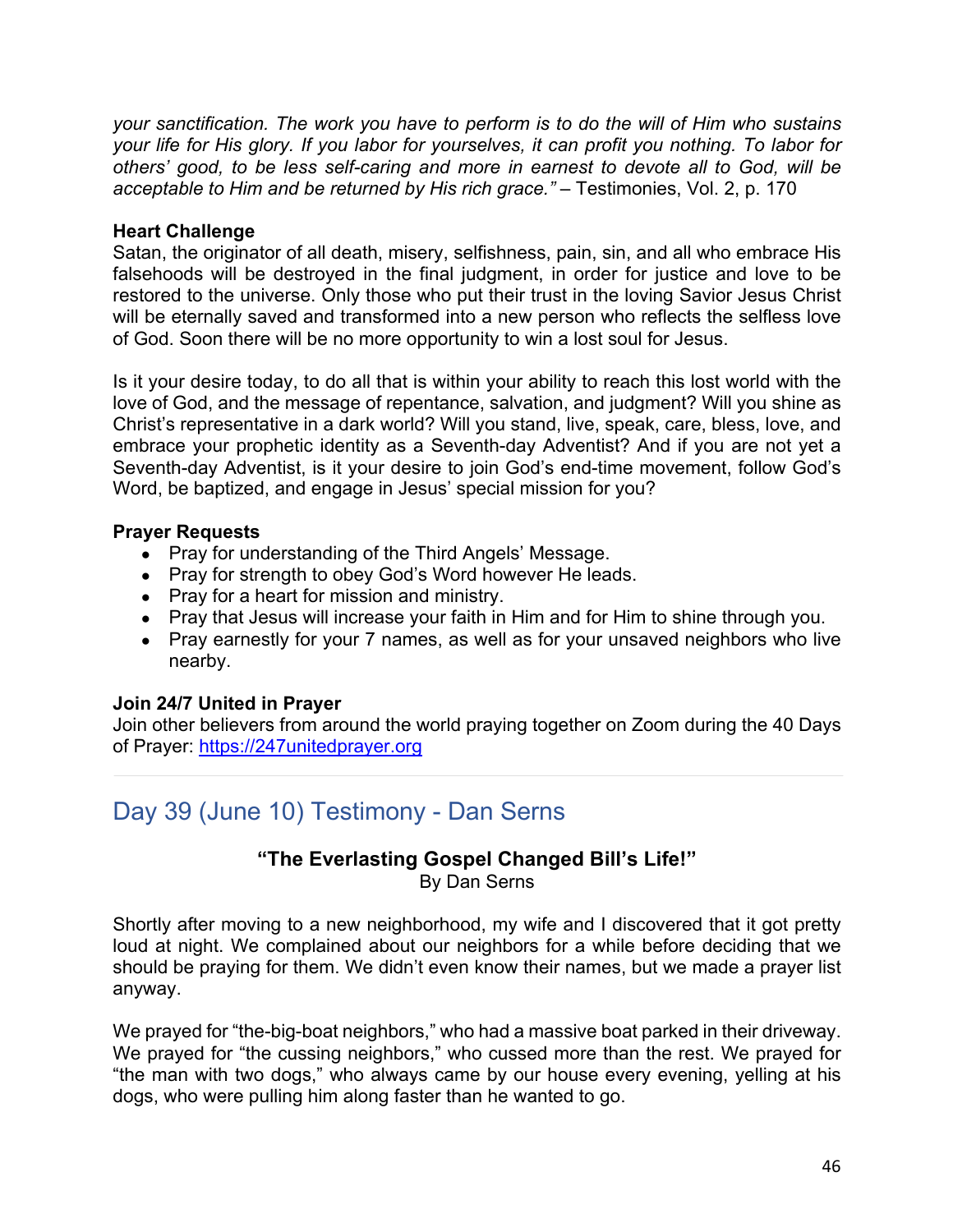*your sanctification. The work you have to perform is to do the will of Him who sustains your life for His glory. If you labor for yourselves, it can profit you nothing. To labor for others' good, to be less self-caring and more in earnest to devote all to God, will be acceptable to Him and be returned by His rich grace."* – Testimonies, Vol. 2, p. 170

**Heart Challenge**
Satan, the originator of all death, misery, selfishness, pain, sin, and all who embrace His falsehoods will be destroyed in the final judgment, in order for justice and love to be restored to the universe. Only those who put their trust in the loving Savior Jesus Christ will be eternally saved and transformed into a new person who reflects the selfless love of God. Soon there will be no more opportunity to win a lost soul for Jesus.

Is it your desire today, to do all that is within your ability to reach this lost world with the love of God, and the message of repentance, salvation, and judgment? Will you shine as Christ's representative in a dark world? Will you stand, live, speak, care, bless, love, and embrace your prophetic identity as a Seventh-day Adventist? And if you are not yet a Seventh-day Adventist, is it your desire to join God's end-time movement, follow God's Word, be baptized, and engage in Jesus' special mission for you?

**Prayer Requests**
- Pray for understanding of the Third Angels' Message.
- Pray for strength to obey God's Word however He leads.
- Pray for a heart for mission and ministry.
- Pray that Jesus will increase your faith in Him and for Him to shine through you.
- Pray earnestly for your 7 names, as well as for your unsaved neighbors who live nearby.

**Join 24/7 United in Prayer**
Join other believers from around the world praying together on Zoom during the 40 Days of Prayer: https://247unitedprayer.org

---

## Day 39 (June 10) Testimony - Dan Serns

**"The Everlasting Gospel Changed Bill's Life!"**
By Dan Serns

Shortly after moving to a new neighborhood, my wife and I discovered that it got pretty loud at night. We complained about our neighbors for a while before deciding that we should be praying for them. We didn't even know their names, but we made a prayer list anyway.

We prayed for "the-big-boat neighbors," who had a massive boat parked in their driveway. We prayed for "the cussing neighbors," who cussed more than the rest. We prayed for "the man with two dogs," who always came by our house every evening, yelling at his dogs, who were pulling him along faster than he wanted to go.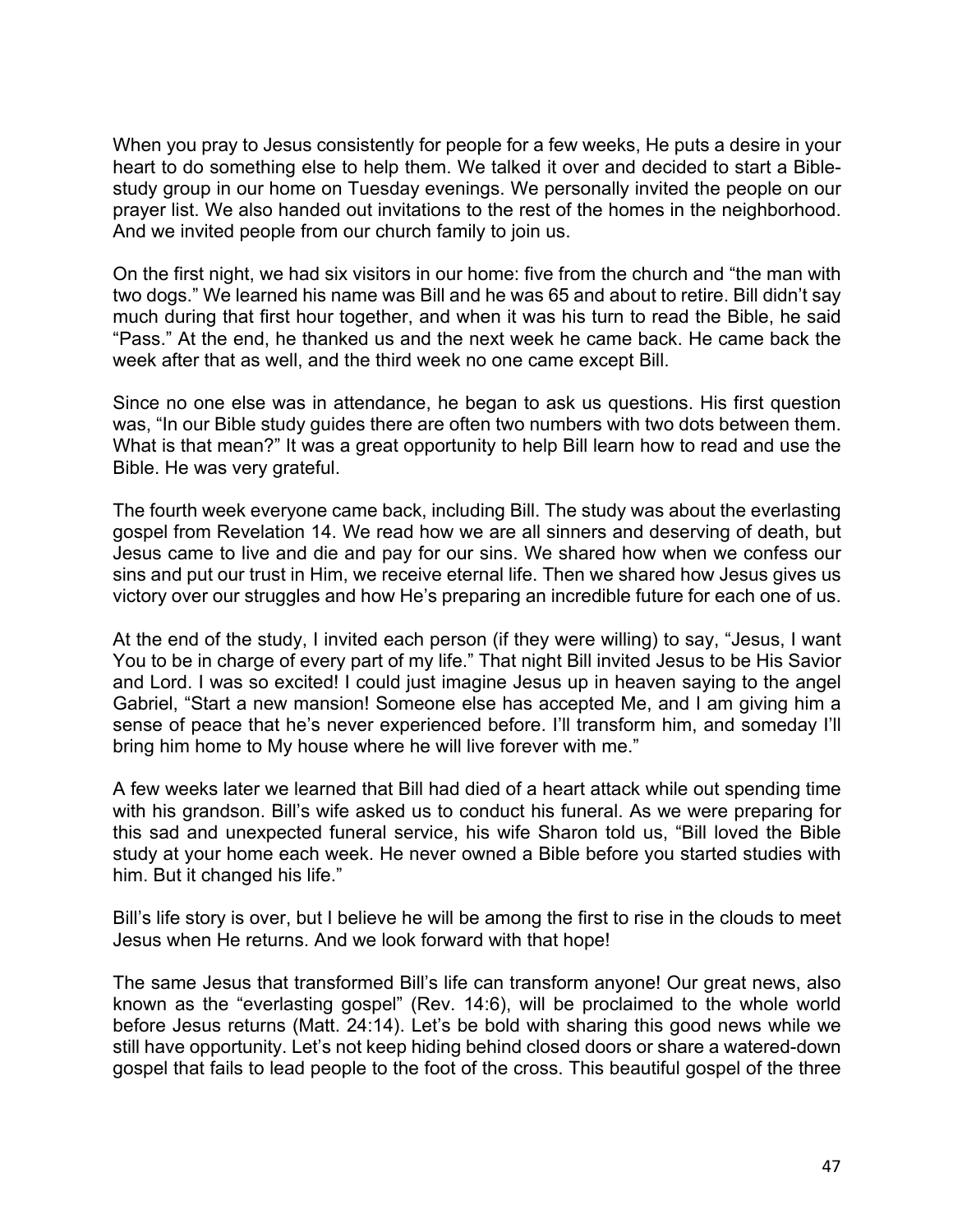When you pray to Jesus consistently for people for a few weeks, He puts a desire in your heart to do something else to help them. We talked it over and decided to start a Bible-study group in our home on Tuesday evenings. We personally invited the people on our prayer list. We also handed out invitations to the rest of the homes in the neighborhood. And we invited people from our church family to join us.

On the first night, we had six visitors in our home: five from the church and "the man with two dogs." We learned his name was Bill and he was 65 and about to retire. Bill didn't say much during that first hour together, and when it was his turn to read the Bible, he said "Pass." At the end, he thanked us and the next week he came back. He came back the week after that as well, and the third week no one came except Bill.

Since no one else was in attendance, he began to ask us questions. His first question was, "In our Bible study guides there are often two numbers with two dots between them. What is that mean?" It was a great opportunity to help Bill learn how to read and use the Bible. He was very grateful.

The fourth week everyone came back, including Bill. The study was about the everlasting gospel from Revelation 14. We read how we are all sinners and deserving of death, but Jesus came to live and die and pay for our sins. We shared how when we confess our sins and put our trust in Him, we receive eternal life. Then we shared how Jesus gives us victory over our struggles and how He's preparing an incredible future for each one of us.

At the end of the study, I invited each person (if they were willing) to say, "Jesus, I want You to be in charge of every part of my life." That night Bill invited Jesus to be His Savior and Lord. I was so excited! I could just imagine Jesus up in heaven saying to the angel Gabriel, "Start a new mansion! Someone else has accepted Me, and I am giving him a sense of peace that he's never experienced before. I'll transform him, and someday I'll bring him home to My house where he will live forever with me."

A few weeks later we learned that Bill had died of a heart attack while out spending time with his grandson. Bill's wife asked us to conduct his funeral. As we were preparing for this sad and unexpected funeral service, his wife Sharon told us, "Bill loved the Bible study at your home each week. He never owned a Bible before you started studies with him. But it changed his life."

Bill's life story is over, but I believe he will be among the first to rise in the clouds to meet Jesus when He returns. And we look forward with that hope!

The same Jesus that transformed Bill's life can transform anyone! Our great news, also known as the "everlasting gospel" (Rev. 14:6), will be proclaimed to the whole world before Jesus returns (Matt. 24:14). Let's be bold with sharing this good news while we still have opportunity. Let's not keep hiding behind closed doors or share a watered-down gospel that fails to lead people to the foot of the cross. This beautiful gospel of the three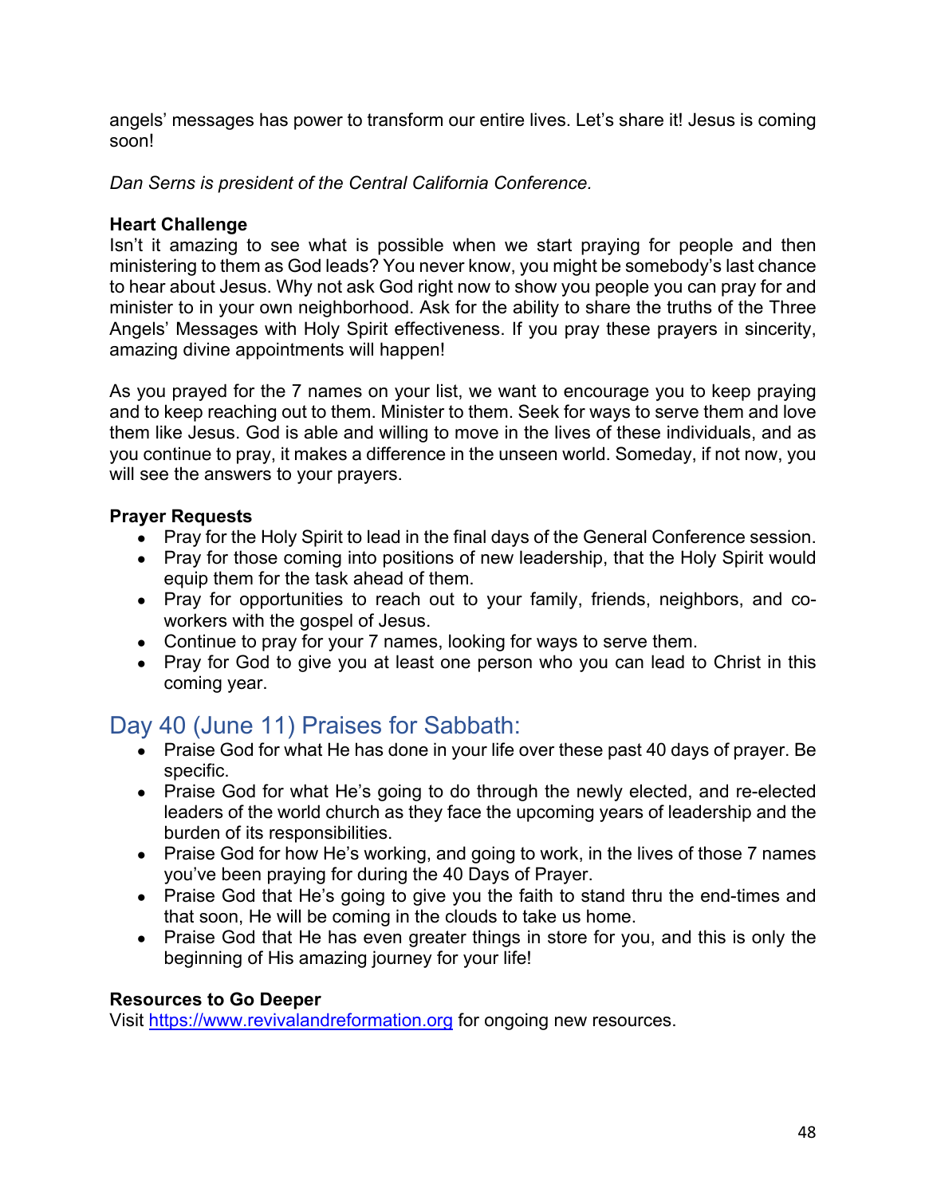angels' messages has power to transform our entire lives. Let's share it! Jesus is coming soon!

*Dan Serns is president of the Central California Conference.*

**Heart Challenge**

Isn't it amazing to see what is possible when we start praying for people and then ministering to them as God leads? You never know, you might be somebody's last chance to hear about Jesus. Why not ask God right now to show you people you can pray for and minister to in your own neighborhood. Ask for the ability to share the truths of the Three Angels' Messages with Holy Spirit effectiveness. If you pray these prayers in sincerity, amazing divine appointments will happen!

As you prayed for the 7 names on your list, we want to encourage you to keep praying and to keep reaching out to them. Minister to them. Seek for ways to serve them and love them like Jesus. God is able and willing to move in the lives of these individuals, and as you continue to pray, it makes a difference in the unseen world. Someday, if not now, you will see the answers to your prayers.

**Prayer Requests**

- Pray for the Holy Spirit to lead in the final days of the General Conference session.
- Pray for those coming into positions of new leadership, that the Holy Spirit would equip them for the task ahead of them.
- Pray for opportunities to reach out to your family, friends, neighbors, and co-workers with the gospel of Jesus.
- Continue to pray for your 7 names, looking for ways to serve them.
- Pray for God to give you at least one person who you can lead to Christ in this coming year.

## Day 40 (June 11) Praises for Sabbath:

- Praise God for what He has done in your life over these past 40 days of prayer. Be specific.
- Praise God for what He's going to do through the newly elected, and re-elected leaders of the world church as they face the upcoming years of leadership and the burden of its responsibilities.
- Praise God for how He's working, and going to work, in the lives of those 7 names you've been praying for during the 40 Days of Prayer.
- Praise God that He's going to give you the faith to stand thru the end-times and that soon, He will be coming in the clouds to take us home.
- Praise God that He has even greater things in store for you, and this is only the beginning of His amazing journey for your life!

**Resources to Go Deeper**

Visit [https://www.revivalandreformation.org](https://www.revivalandreformation.org) for ongoing new resources.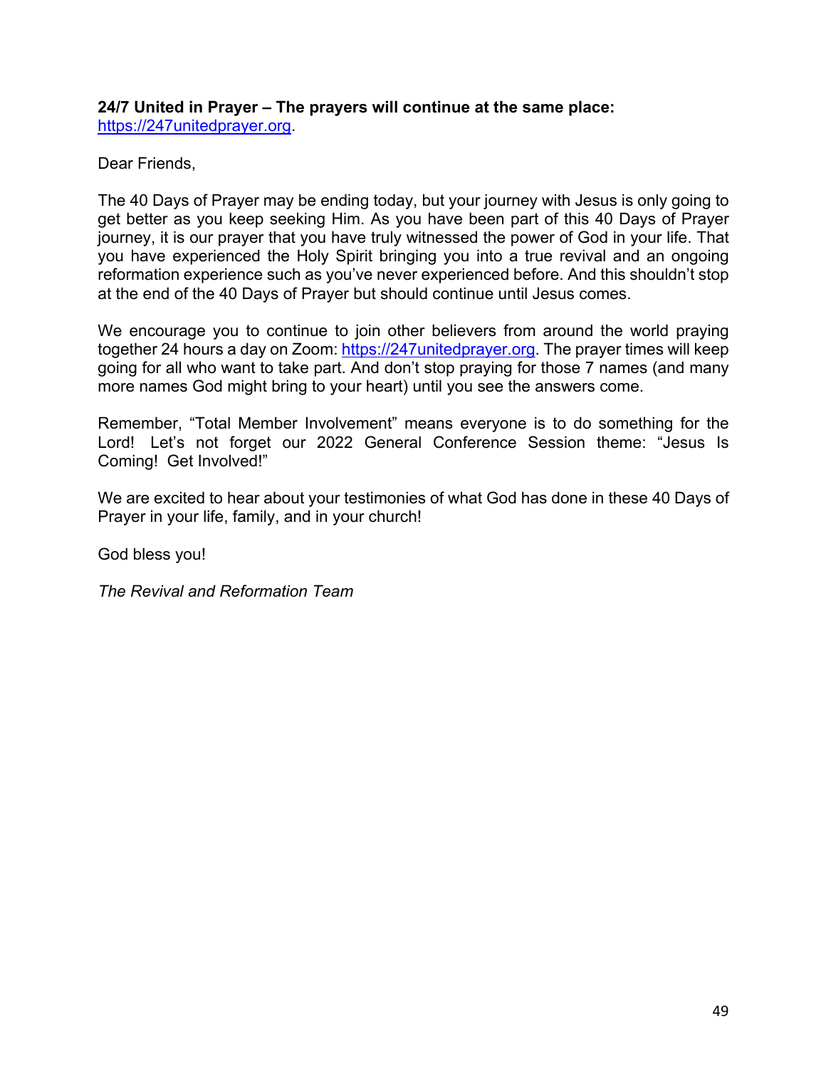**24/7 United in Prayer – The prayers will continue at the same place:** https://247unitedprayer.org.

Dear Friends,

The 40 Days of Prayer may be ending today, but your journey with Jesus is only going to get better as you keep seeking Him. As you have been part of this 40 Days of Prayer journey, it is our prayer that you have truly witnessed the power of God in your life. That you have experienced the Holy Spirit bringing you into a true revival and an ongoing reformation experience such as you've never experienced before. And this shouldn't stop at the end of the 40 Days of Prayer but should continue until Jesus comes.

We encourage you to continue to join other believers from around the world praying together 24 hours a day on Zoom: https://247unitedprayer.org. The prayer times will keep going for all who want to take part. And don't stop praying for those 7 names (and many more names God might bring to your heart) until you see the answers come.

Remember, "Total Member Involvement" means everyone is to do something for the Lord! Let's not forget our 2022 General Conference Session theme: "Jesus Is Coming! Get Involved!"

We are excited to hear about your testimonies of what God has done in these 40 Days of Prayer in your life, family, and in your church!

God bless you!

*The Revival and Reformation Team*